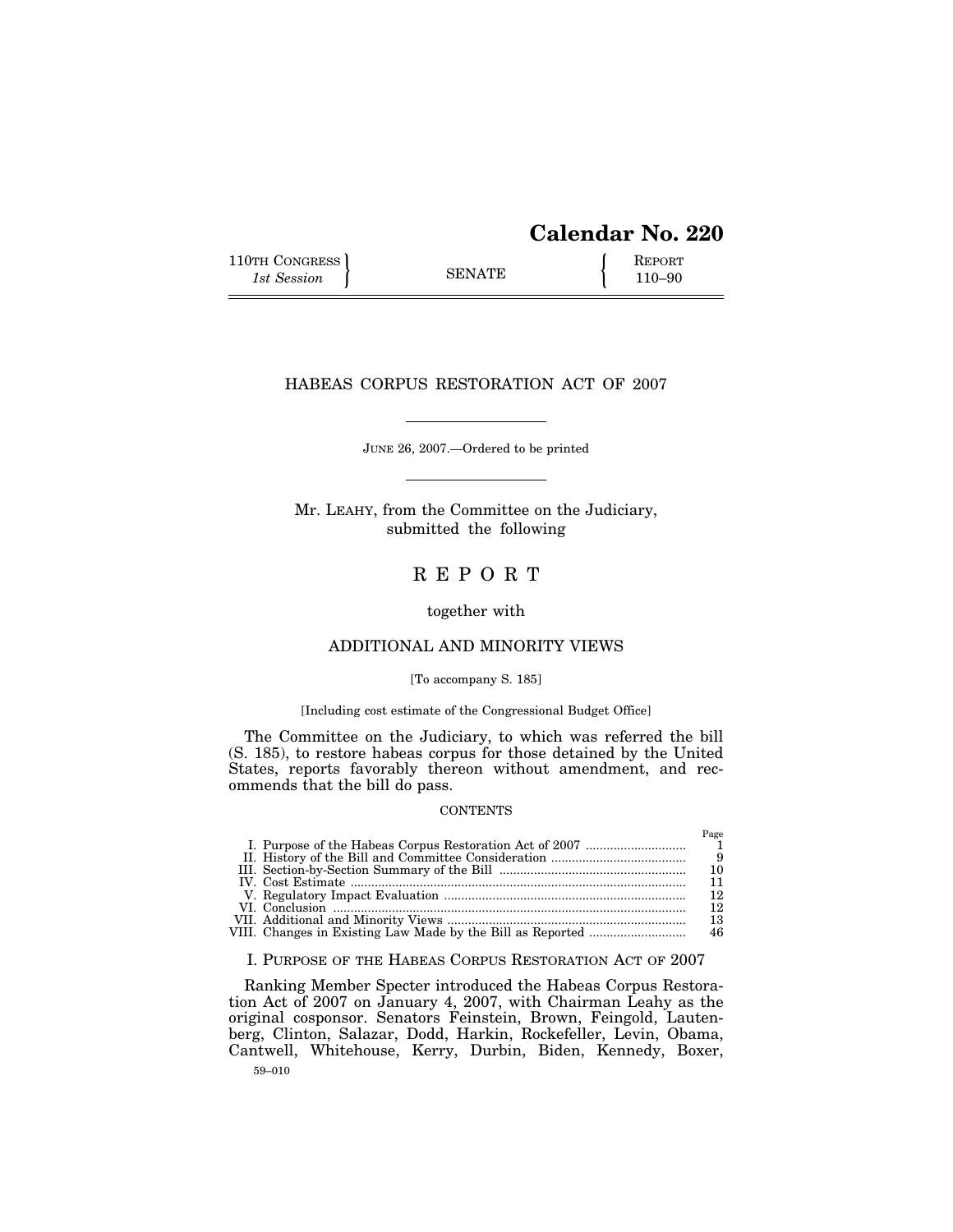# Calendar No. 220

| 110TH CONGRESS<br>*1st Session* | SENATE | REPORT<br>110–90 |
|---|---|---|

## HABEAS CORPUS RESTORATION ACT OF 2007

JUNE 26, 2007.—Ordered to be printed

Mr. LEAHY, from the Committee on the Judiciary, submitted the following

## R E P O R T

together with

## ADDITIONAL AND MINORITY VIEWS

[To accompany S. 185]

[Including cost estimate of the Congressional Budget Office]

The Committee on the Judiciary, to which was referred the bill (S. 185), to restore habeas corpus for those detained by the United States, reports favorably thereon without amendment, and recommends that the bill do pass.

CONTENTS

| | Page |
|---|---|
| I. Purpose of the Habeas Corpus Restoration Act of 2007 | 1 |
| II. History of the Bill and Committee Consideration | 9 |
| III. Section-by-Section Summary of the Bill | 10 |
| IV. Cost Estimate | 11 |
| V. Regulatory Impact Evaluation | 12 |
| VI. Conclusion | 12 |
| VII. Additional and Minority Views | 13 |
| VIII. Changes in Existing Law Made by the Bill as Reported | 46 |

### I. PURPOSE OF THE HABEAS CORPUS RESTORATION ACT OF 2007

Ranking Member Specter introduced the Habeas Corpus Restoration Act of 2007 on January 4, 2007, with Chairman Leahy as the original cosponsor. Senators Feinstein, Brown, Feingold, Lautenberg, Clinton, Salazar, Dodd, Harkin, Rockefeller, Levin, Obama, Cantwell, Whitehouse, Kerry, Durbin, Biden, Kennedy, Boxer,

59–010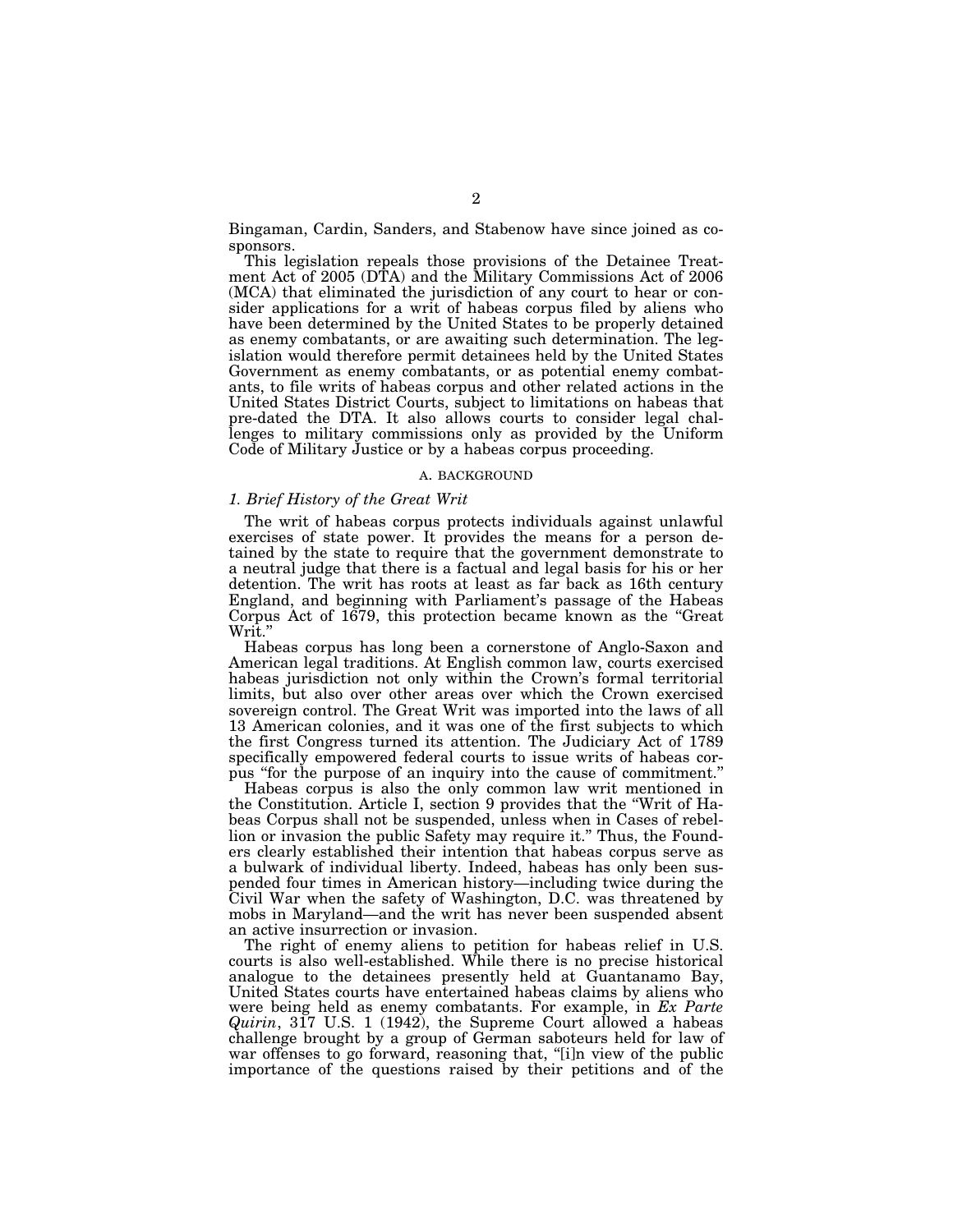Bingaman, Cardin, Sanders, and Stabenow have since joined as cosponsors.

This legislation repeals those provisions of the Detainee Treatment Act of 2005 (DTA) and the Military Commissions Act of 2006 (MCA) that eliminated the jurisdiction of any court to hear or consider applications for a writ of habeas corpus filed by aliens who have been determined by the United States to be properly detained as enemy combatants, or are awaiting such determination. The legislation would therefore permit detainees held by the United States Government as enemy combatants, or as potential enemy combatants, to file writs of habeas corpus and other related actions in the United States District Courts, subject to limitations on habeas that pre-dated the DTA. It also allows courts to consider legal challenges to military commissions only as provided by the Uniform Code of Military Justice or by a habeas corpus proceeding.

## A. BACKGROUND

### *1. Brief History of the Great Writ*

The writ of habeas corpus protects individuals against unlawful exercises of state power. It provides the means for a person detained by the state to require that the government demonstrate to a neutral judge that there is a factual and legal basis for his or her detention. The writ has roots at least as far back as 16th century England, and beginning with Parliament's passage of the Habeas Corpus Act of 1679, this protection became known as the "Great Writ."

Habeas corpus has long been a cornerstone of Anglo-Saxon and American legal traditions. At English common law, courts exercised habeas jurisdiction not only within the Crown's formal territorial limits, but also over other areas over which the Crown exercised sovereign control. The Great Writ was imported into the laws of all 13 American colonies, and it was one of the first subjects to which the first Congress turned its attention. The Judiciary Act of 1789 specifically empowered federal courts to issue writs of habeas corpus "for the purpose of an inquiry into the cause of commitment."

Habeas corpus is also the only common law writ mentioned in the Constitution. Article I, section 9 provides that the "Writ of Habeas Corpus shall not be suspended, unless when in Cases of rebellion or invasion the public Safety may require it." Thus, the Founders clearly established their intention that habeas corpus serve as a bulwark of individual liberty. Indeed, habeas has only been suspended four times in American history—including twice during the Civil War when the safety of Washington, D.C. was threatened by mobs in Maryland—and the writ has never been suspended absent an active insurrection or invasion.

The right of enemy aliens to petition for habeas relief in U.S. courts is also well-established. While there is no precise historical analogue to the detainees presently held at Guantanamo Bay, United States courts have entertained habeas claims by aliens who were being held as enemy combatants. For example, in *Ex Parte Quirin*, 317 U.S. 1 (1942), the Supreme Court allowed a habeas challenge brought by a group of German saboteurs held for law of war offenses to go forward, reasoning that, "[i]n view of the public importance of the questions raised by their petitions and of the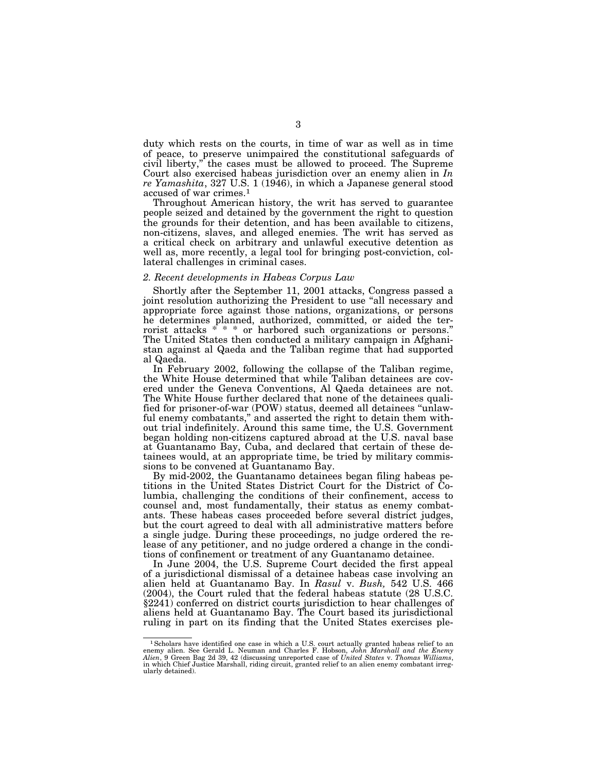duty which rests on the courts, in time of war as well as in time of peace, to preserve unimpaired the constitutional safeguards of civil liberty," the cases must be allowed to proceed. The Supreme Court also exercised habeas jurisdiction over an enemy alien in *In re Yamashita*, 327 U.S. 1 (1946), in which a Japanese general stood accused of war crimes.[1]

Throughout American history, the writ has served to guarantee people seized and detained by the government the right to question the grounds for their detention, and has been available to citizens, non-citizens, slaves, and alleged enemies. The writ has served as a critical check on arbitrary and unlawful executive detention as well as, more recently, a legal tool for bringing post-conviction, collateral challenges in criminal cases.

### *2. Recent developments in Habeas Corpus Law*

Shortly after the September 11, 2001 attacks, Congress passed a joint resolution authorizing the President to use "all necessary and appropriate force against those nations, organizations, or persons he determines planned, authorized, committed, or aided the terrorist attacks * * * or harbored such organizations or persons." The United States then conducted a military campaign in Afghanistan against al Qaeda and the Taliban regime that had supported al Qaeda.

In February 2002, following the collapse of the Taliban regime, the White House determined that while Taliban detainees are covered under the Geneva Conventions, Al Qaeda detainees are not. The White House further declared that none of the detainees qualified for prisoner-of-war (POW) status, deemed all detainees "unlawful enemy combatants," and asserted the right to detain them without trial indefinitely. Around this same time, the U.S. Government began holding non-citizens captured abroad at the U.S. naval base at Guantanamo Bay, Cuba, and declared that certain of these detainees would, at an appropriate time, be tried by military commissions to be convened at Guantanamo Bay.

By mid-2002, the Guantanamo detainees began filing habeas petitions in the United States District Court for the District of Columbia, challenging the conditions of their confinement, access to counsel and, most fundamentally, their status as enemy combatants. These habeas cases proceeded before several district judges, but the court agreed to deal with all administrative matters before a single judge. During these proceedings, no judge ordered the release of any petitioner, and no judge ordered a change in the conditions of confinement or treatment of any Guantanamo detainee.

In June 2004, the U.S. Supreme Court decided the first appeal of a jurisdictional dismissal of a detainee habeas case involving an alien held at Guantanamo Bay. In *Rasul* v. *Bush,* 542 U.S. 466 (2004), the Court ruled that the federal habeas statute (28 U.S.C. §2241) conferred on district courts jurisdiction to hear challenges of aliens held at Guantanamo Bay. The Court based its jurisdictional ruling in part on its finding that the United States exercises ple-

[1] Scholars have identified one case in which a U.S. court actually granted habeas relief to an enemy alien. See Gerald L. Neuman and Charles F. Hobson, *John Marshall and the Enemy Alien*, 9 Green Bag 2d 39, 42 (discussing unreported case of *United States* v. *Thomas Williams*, in which Chief Justice Marshall, riding circuit, granted relief to an alien enemy combatant irregularly detained).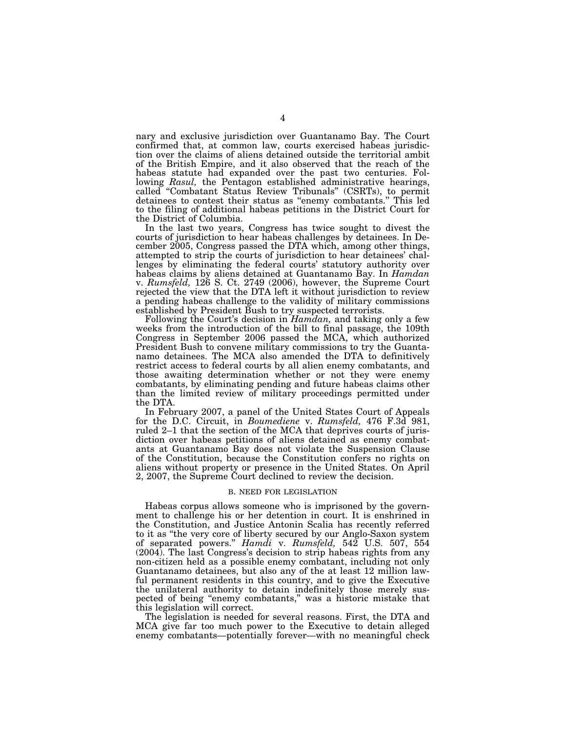nary and exclusive jurisdiction over Guantanamo Bay. The Court confirmed that, at common law, courts exercised habeas jurisdiction over the claims of aliens detained outside the territorial ambit of the British Empire, and it also observed that the reach of the habeas statute had expanded over the past two centuries. Following *Rasul,* the Pentagon established administrative hearings, called "Combatant Status Review Tribunals" (CSRTs), to permit detainees to contest their status as "enemy combatants." This led to the filing of additional habeas petitions in the District Court for the District of Columbia.

In the last two years, Congress has twice sought to divest the courts of jurisdiction to hear habeas challenges by detainees. In December 2005, Congress passed the DTA which, among other things, attempted to strip the courts of jurisdiction to hear detainees' challenges by eliminating the federal courts' statutory authority over habeas claims by aliens detained at Guantanamo Bay. In *Hamdan* v. *Rumsfeld,* 126 S. Ct. 2749 (2006), however, the Supreme Court rejected the view that the DTA left it without jurisdiction to review a pending habeas challenge to the validity of military commissions established by President Bush to try suspected terrorists.

Following the Court's decision in *Hamdan,* and taking only a few weeks from the introduction of the bill to final passage, the 109th Congress in September 2006 passed the MCA, which authorized President Bush to convene military commissions to try the Guantanamo detainees. The MCA also amended the DTA to definitively restrict access to federal courts by all alien enemy combatants, and those awaiting determination whether or not they were enemy combatants, by eliminating pending and future habeas claims other than the limited review of military proceedings permitted under the DTA.

In February 2007, a panel of the United States Court of Appeals for the D.C. Circuit, in *Boumediene* v. *Rumsfeld,* 476 F.3d 981, ruled 2–1 that the section of the MCA that deprives courts of jurisdiction over habeas petitions of aliens detained as enemy combatants at Guantanamo Bay does not violate the Suspension Clause of the Constitution, because the Constitution confers no rights on aliens without property or presence in the United States. On April 2, 2007, the Supreme Court declined to review the decision.

### B. NEED FOR LEGISLATION

Habeas corpus allows someone who is imprisoned by the government to challenge his or her detention in court. It is enshrined in the Constitution, and Justice Antonin Scalia has recently referred to it as "the very core of liberty secured by our Anglo-Saxon system of separated powers." *Hamdi* v. *Rumsfeld,* 542 U.S. 507, 554 (2004). The last Congress's decision to strip habeas rights from any non-citizen held as a possible enemy combatant, including not only Guantanamo detainees, but also any of the at least 12 million lawful permanent residents in this country, and to give the Executive the unilateral authority to detain indefinitely those merely suspected of being "enemy combatants," was a historic mistake that this legislation will correct.

The legislation is needed for several reasons. First, the DTA and MCA give far too much power to the Executive to detain alleged enemy combatants—potentially forever—with no meaningful check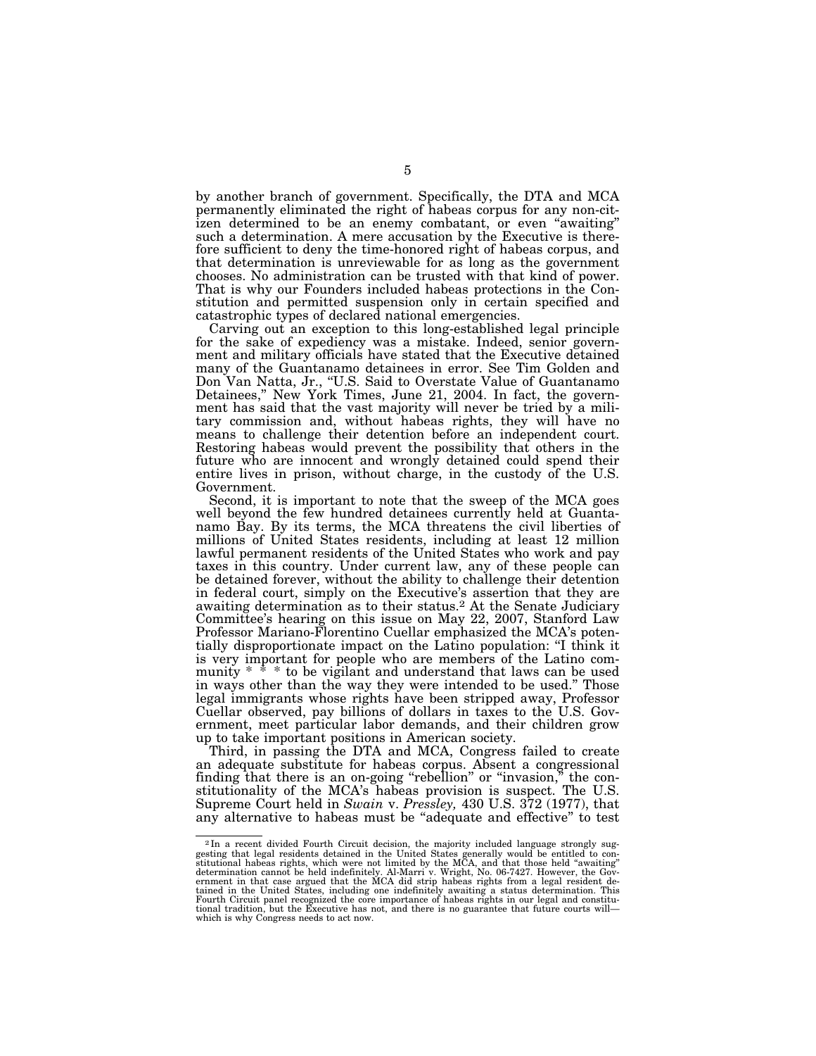by another branch of government. Specifically, the DTA and MCA permanently eliminated the right of habeas corpus for any non-citizen determined to be an enemy combatant, or even "awaiting" such a determination. A mere accusation by the Executive is therefore sufficient to deny the time-honored right of habeas corpus, and that determination is unreviewable for as long as the government chooses. No administration can be trusted with that kind of power. That is why our Founders included habeas protections in the Constitution and permitted suspension only in certain specified and catastrophic types of declared national emergencies.

Carving out an exception to this long-established legal principle for the sake of expediency was a mistake. Indeed, senior government and military officials have stated that the Executive detained many of the Guantanamo detainees in error. See Tim Golden and Don Van Natta, Jr., "U.S. Said to Overstate Value of Guantanamo Detainees," New York Times, June 21, 2004. In fact, the government has said that the vast majority will never be tried by a military commission and, without habeas rights, they will have no means to challenge their detention before an independent court. Restoring habeas would prevent the possibility that others in the future who are innocent and wrongly detained could spend their entire lives in prison, without charge, in the custody of the U.S. Government.

Second, it is important to note that the sweep of the MCA goes well beyond the few hundred detainees currently held at Guantanamo Bay. By its terms, the MCA threatens the civil liberties of millions of United States residents, including at least 12 million lawful permanent residents of the United States who work and pay taxes in this country. Under current law, any of these people can be detained forever, without the ability to challenge their detention in federal court, simply on the Executive's assertion that they are awaiting determination as to their status.[2] At the Senate Judiciary Committee's hearing on this issue on May 22, 2007, Stanford Law Professor Mariano-Florentino Cuellar emphasized the MCA's potentially disproportionate impact on the Latino population: "I think it is very important for people who are members of the Latino community * * * to be vigilant and understand that laws can be used in ways other than the way they were intended to be used." Those legal immigrants whose rights have been stripped away, Professor Cuellar observed, pay billions of dollars in taxes to the U.S. Government, meet particular labor demands, and their children grow up to take important positions in American society.

Third, in passing the DTA and MCA, Congress failed to create an adequate substitute for habeas corpus. Absent a congressional finding that there is an on-going "rebellion" or "invasion," the constitutionality of the MCA's habeas provision is suspect. The U.S. Supreme Court held in *Swain* v. *Pressley,* 430 U.S. 372 (1977), that any alternative to habeas must be "adequate and effective" to test

---

[2] In a recent divided Fourth Circuit decision, the majority included language strongly suggesting that legal residents detained in the United States generally would be entitled to constitutional habeas rights, which were not limited by the MCA, and that those held "awaiting" determination cannot be held indefinitely. Al-Marri v. Wright, No. 06-7427. However, the Government in that case argued that the MCA did strip habeas rights from a legal resident detained in the United States, including one indefinitely awaiting a status determination. This Fourth Circuit panel recognized the core importance of habeas rights in our legal and constitutional tradition, but the Executive has not, and there is no guarantee that future courts will—which is why Congress needs to act now.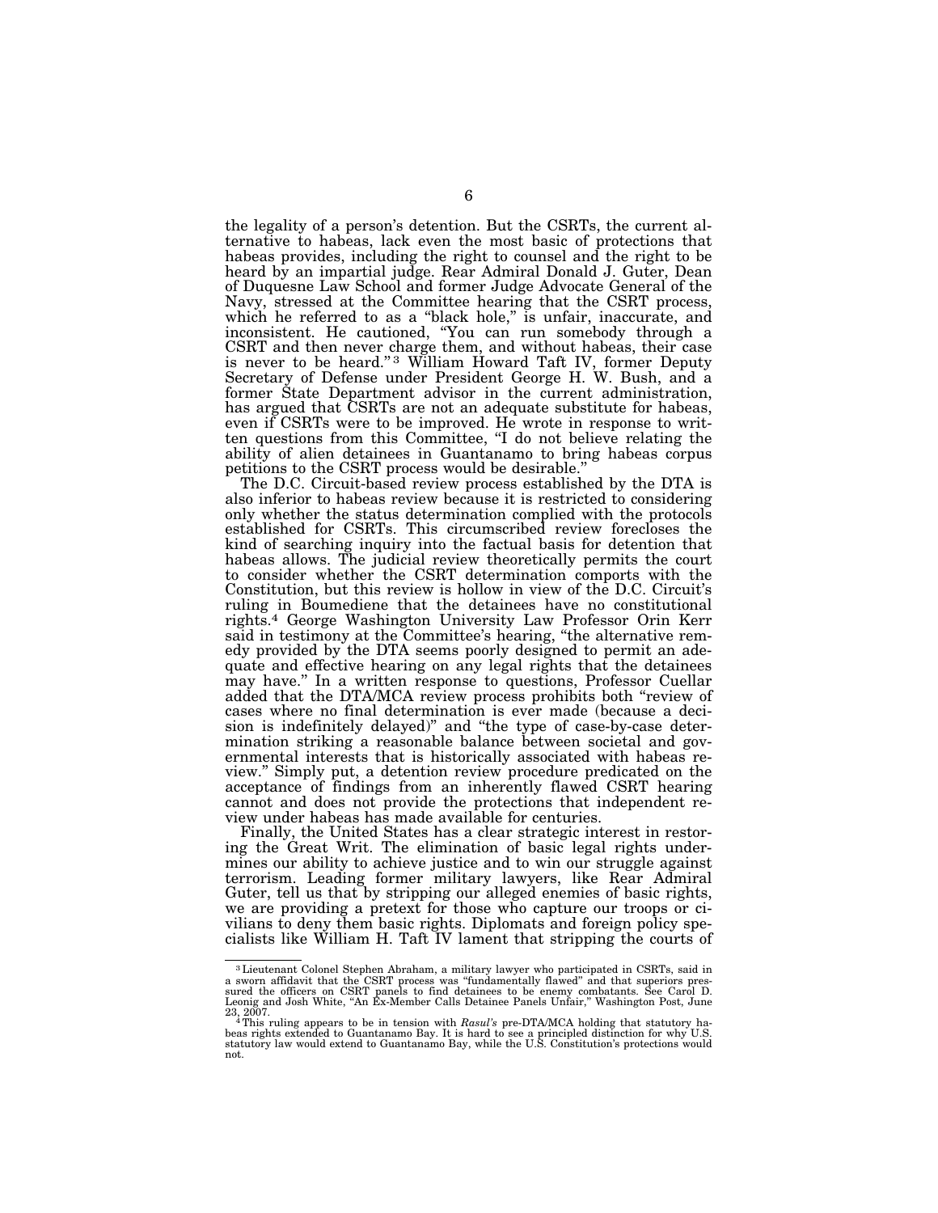the legality of a person's detention. But the CSRTs, the current alternative to habeas, lack even the most basic of protections that habeas provides, including the right to counsel and the right to be heard by an impartial judge. Rear Admiral Donald J. Guter, Dean of Duquesne Law School and former Judge Advocate General of the Navy, stressed at the Committee hearing that the CSRT process, which he referred to as a "black hole," is unfair, inaccurate, and inconsistent. He cautioned, "You can run somebody through a CSRT and then never charge them, and without habeas, their case is never to be heard."[3] William Howard Taft IV, former Deputy Secretary of Defense under President George H. W. Bush, and a former State Department advisor in the current administration, has argued that CSRTs are not an adequate substitute for habeas, even if CSRTs were to be improved. He wrote in response to written questions from this Committee, "I do not believe relating the ability of alien detainees in Guantanamo to bring habeas corpus petitions to the CSRT process would be desirable."

The D.C. Circuit-based review process established by the DTA is also inferior to habeas review because it is restricted to considering only whether the status determination complied with the protocols established for CSRTs. This circumscribed review forecloses the kind of searching inquiry into the factual basis for detention that habeas allows. The judicial review theoretically permits the court to consider whether the CSRT determination comports with the Constitution, but this review is hollow in view of the D.C. Circuit's ruling in Boumediene that the detainees have no constitutional rights.[4] George Washington University Law Professor Orin Kerr said in testimony at the Committee's hearing, "the alternative remedy provided by the DTA seems poorly designed to permit an adequate and effective hearing on any legal rights that the detainees may have." In a written response to questions, Professor Cuellar added that the DTA/MCA review process prohibits both "review of cases where no final determination is ever made (because a decision is indefinitely delayed)" and "the type of case-by-case determination striking a reasonable balance between societal and governmental interests that is historically associated with habeas review." Simply put, a detention review procedure predicated on the acceptance of findings from an inherently flawed CSRT hearing cannot and does not provide the protections that independent review under habeas has made available for centuries.

Finally, the United States has a clear strategic interest in restoring the Great Writ. The elimination of basic legal rights undermines our ability to achieve justice and to win our struggle against terrorism. Leading former military lawyers, like Rear Admiral Guter, tell us that by stripping our alleged enemies of basic rights, we are providing a pretext for those who capture our troops or civilians to deny them basic rights. Diplomats and foreign policy specialists like William H. Taft IV lament that stripping the courts of

---

[3] Lieutenant Colonel Stephen Abraham, a military lawyer who participated in CSRTs, said in a sworn affidavit that the CSRT process was "fundamentally flawed" and that superiors pressured the officers on CSRT panels to find detainees to be enemy combatants. See Carol D. Leonig and Josh White, "An Ex-Member Calls Detainee Panels Unfair," Washington Post, June 23, 2007.

[4] This ruling appears to be in tension with *Rasul's* pre-DTA/MCA holding that statutory habeas rights extended to Guantanamo Bay. It is hard to see a principled distinction for why U.S. statutory law would extend to Guantanamo Bay, while the U.S. Constitution's protections would not.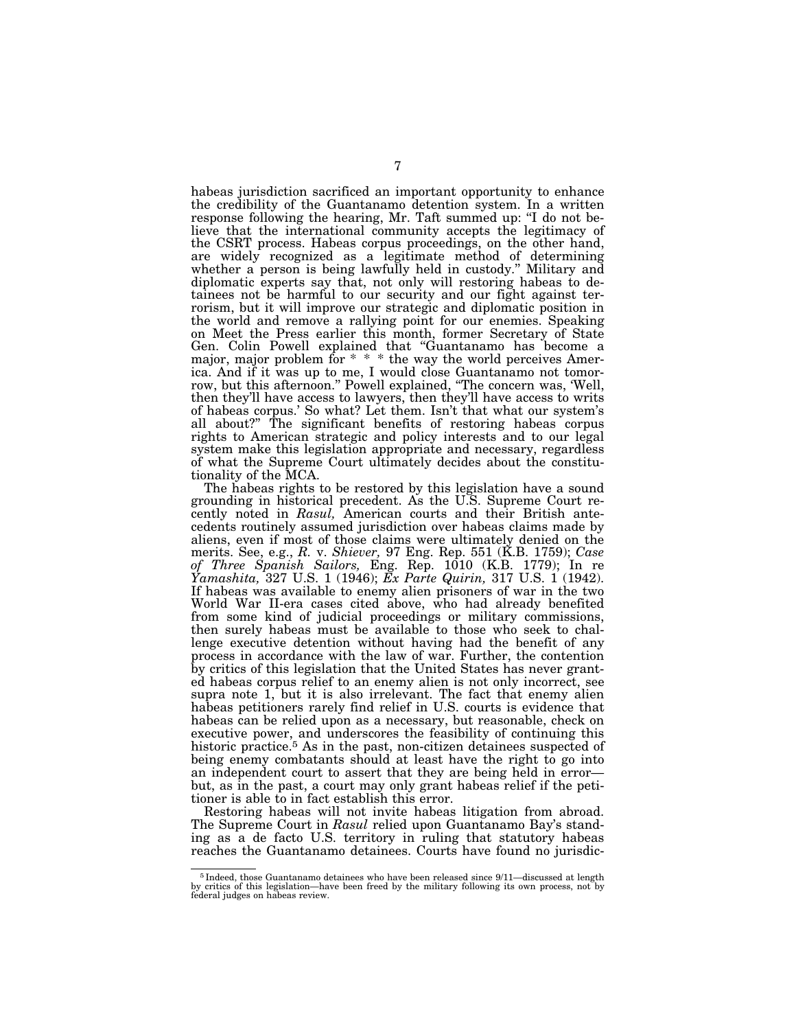habeas jurisdiction sacrificed an important opportunity to enhance the credibility of the Guantanamo detention system. In a written response following the hearing, Mr. Taft summed up: "I do not believe that the international community accepts the legitimacy of the CSRT process. Habeas corpus proceedings, on the other hand, are widely recognized as a legitimate method of determining whether a person is being lawfully held in custody." Military and diplomatic experts say that, not only will restoring habeas to detainees not be harmful to our security and our fight against terrorism, but it will improve our strategic and diplomatic position in the world and remove a rallying point for our enemies. Speaking on Meet the Press earlier this month, former Secretary of State Gen. Colin Powell explained that "Guantanamo has become a major, major problem for * * * the way the world perceives America. And if it was up to me, I would close Guantanamo not tomorrow, but this afternoon." Powell explained, "The concern was, 'Well, then they'll have access to lawyers, then they'll have access to writs of habeas corpus.' So what? Let them. Isn't that what our system's all about?" The significant benefits of restoring habeas corpus rights to American strategic and policy interests and to our legal system make this legislation appropriate and necessary, regardless of what the Supreme Court ultimately decides about the constitutionality of the MCA.

The habeas rights to be restored by this legislation have a sound grounding in historical precedent. As the U.S. Supreme Court recently noted in *Rasul,* American courts and their British antecedents routinely assumed jurisdiction over habeas claims made by aliens, even if most of those claims were ultimately denied on the merits. See, e.g., *R.* v. *Shiever,* 97 Eng. Rep. 551 (K.B. 1759); *Case of Three Spanish Sailors,* Eng. Rep. 1010 (K.B. 1779); In re *Yamashita,* 327 U.S. 1 (1946); *Ex Parte Quirin,* 317 U.S. 1 (1942). If habeas was available to enemy alien prisoners of war in the two World War II-era cases cited above, who had already benefited from some kind of judicial proceedings or military commissions, then surely habeas must be available to those who seek to challenge executive detention without having had the benefit of any process in accordance with the law of war. Further, the contention by critics of this legislation that the United States has never granted habeas corpus relief to an enemy alien is not only incorrect, see supra note 1, but it is also irrelevant. The fact that enemy alien habeas petitioners rarely find relief in U.S. courts is evidence that habeas can be relied upon as a necessary, but reasonable, check on executive power, and underscores the feasibility of continuing this historic practice.[5] As in the past, non-citizen detainees suspected of being enemy combatants should at least have the right to go into an independent court to assert that they are being held in error—but, as in the past, a court may only grant habeas relief if the petitioner is able to in fact establish this error.

Restoring habeas will not invite habeas litigation from abroad. The Supreme Court in *Rasul* relied upon Guantanamo Bay's standing as a de facto U.S. territory in ruling that statutory habeas reaches the Guantanamo detainees. Courts have found no jurisdic-

---

[5] Indeed, those Guantanamo detainees who have been released since 9/11—discussed at length by critics of this legislation—have been freed by the military following its own process, not by federal judges on habeas review.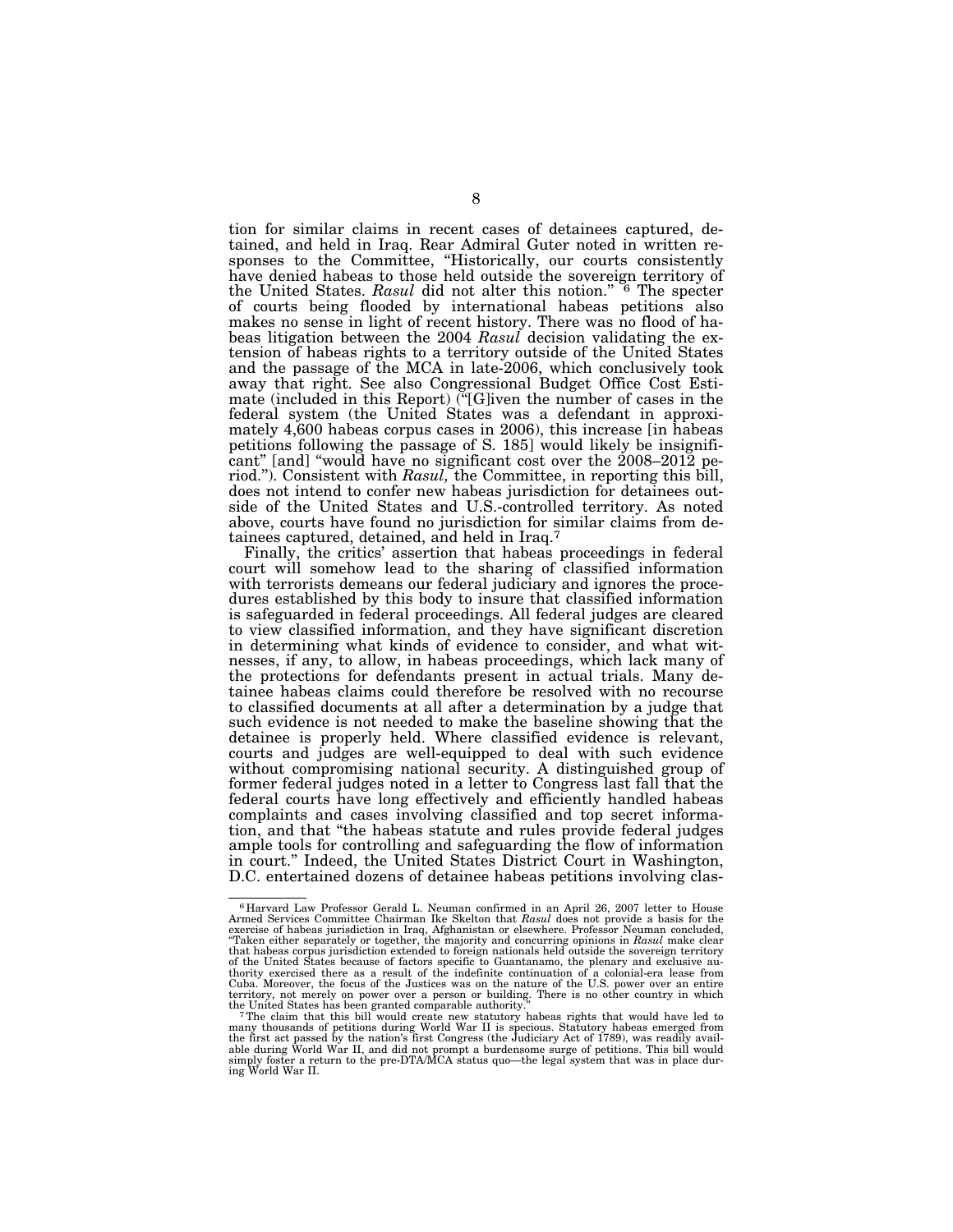tion for similar claims in recent cases of detainees captured, detained, and held in Iraq. Rear Admiral Guter noted in written responses to the Committee, "Historically, our courts consistently have denied habeas to those held outside the sovereign territory of the United States. *Rasul* did not alter this notion." [6] The specter of courts being flooded by international habeas petitions also makes no sense in light of recent history. There was no flood of habeas litigation between the 2004 *Rasul* decision validating the extension of habeas rights to a territory outside of the United States and the passage of the MCA in late-2006, which conclusively took away that right. See also Congressional Budget Office Cost Estimate (included in this Report) ("[G]iven the number of cases in the federal system (the United States was a defendant in approximately 4,600 habeas corpus cases in 2006), this increase [in habeas petitions following the passage of S. 185] would likely be insignificant" [and] "would have no significant cost over the 2008–2012 period."). Consistent with *Rasul*, the Committee, in reporting this bill, does not intend to confer new habeas jurisdiction for detainees outside of the United States and U.S.-controlled territory. As noted above, courts have found no jurisdiction for similar claims from detainees captured, detained, and held in Iraq.[7]

Finally, the critics' assertion that habeas proceedings in federal court will somehow lead to the sharing of classified information with terrorists demeans our federal judiciary and ignores the procedures established by this body to insure that classified information is safeguarded in federal proceedings. All federal judges are cleared to view classified information, and they have significant discretion in determining what kinds of evidence to consider, and what witnesses, if any, to allow, in habeas proceedings, which lack many of the protections for defendants present in actual trials. Many detainee habeas claims could therefore be resolved with no recourse to classified documents at all after a determination by a judge that such evidence is not needed to make the baseline showing that the detainee is properly held. Where classified evidence is relevant, courts and judges are well-equipped to deal with such evidence without compromising national security. A distinguished group of former federal judges noted in a letter to Congress last fall that the federal courts have long effectively and efficiently handled habeas complaints and cases involving classified and top secret information, and that "the habeas statute and rules provide federal judges ample tools for controlling and safeguarding the flow of information in court." Indeed, the United States District Court in Washington, D.C. entertained dozens of detainee habeas petitions involving clas-

---

[6] Harvard Law Professor Gerald L. Neuman confirmed in an April 26, 2007 letter to House Armed Services Committee Chairman Ike Skelton that *Rasul* does not provide a basis for the exercise of habeas jurisdiction in Iraq, Afghanistan or elsewhere. Professor Neuman concluded, "Taken either separately or together, the majority and concurring opinions in *Rasul* make clear that habeas corpus jurisdiction extended to foreign nationals held outside the sovereign territory of the United States because of factors specific to Guantanamo, the plenary and exclusive authority exercised there as a result of the indefinite continuation of a colonial-era lease from Cuba. Moreover, the focus of the Justices was on the nature of the U.S. power over an entire territory, not merely on power over a person or building. There is no other country in which the United States has been granted comparable authority."

[7] The claim that this bill would create new statutory habeas rights that would have led to many thousands of petitions during World War II is specious. Statutory habeas emerged from the first act passed by the nation's first Congress (the Judiciary Act of 1789), was readily available during World War II, and did not prompt a burdensome surge of petitions. This bill would simply foster a return to the pre-DTA/MCA status quo—the legal system that was in place during World War II.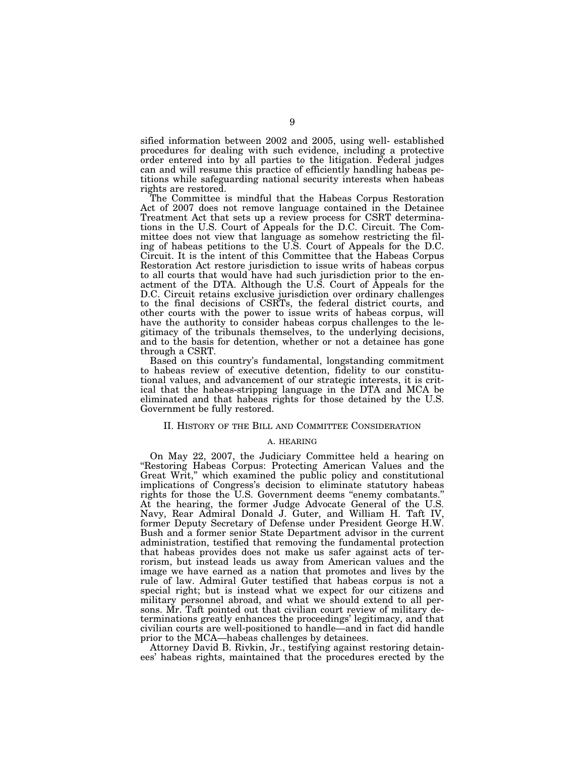sified information between 2002 and 2005, using well- established procedures for dealing with such evidence, including a protective order entered into by all parties to the litigation. Federal judges can and will resume this practice of efficiently handling habeas petitions while safeguarding national security interests when habeas rights are restored.

The Committee is mindful that the Habeas Corpus Restoration Act of 2007 does not remove language contained in the Detainee Treatment Act that sets up a review process for CSRT determinations in the U.S. Court of Appeals for the D.C. Circuit. The Committee does not view that language as somehow restricting the filing of habeas petitions to the U.S. Court of Appeals for the D.C. Circuit. It is the intent of this Committee that the Habeas Corpus Restoration Act restore jurisdiction to issue writs of habeas corpus to all courts that would have had such jurisdiction prior to the enactment of the DTA. Although the U.S. Court of Appeals for the D.C. Circuit retains exclusive jurisdiction over ordinary challenges to the final decisions of CSRTs, the federal district courts, and other courts with the power to issue writs of habeas corpus, will have the authority to consider habeas corpus challenges to the legitimacy of the tribunals themselves, to the underlying decisions, and to the basis for detention, whether or not a detainee has gone through a CSRT.

Based on this country's fundamental, longstanding commitment to habeas review of executive detention, fidelity to our constitutional values, and advancement of our strategic interests, it is critical that the habeas-stripping language in the DTA and MCA be eliminated and that habeas rights for those detained by the U.S. Government be fully restored.

## II. History of the Bill and Committee Consideration

### A. Hearing

On May 22, 2007, the Judiciary Committee held a hearing on "Restoring Habeas Corpus: Protecting American Values and the Great Writ," which examined the public policy and constitutional implications of Congress's decision to eliminate statutory habeas rights for those the U.S. Government deems "enemy combatants." At the hearing, the former Judge Advocate General of the U.S. Navy, Rear Admiral Donald J. Guter, and William H. Taft IV, former Deputy Secretary of Defense under President George H.W. Bush and a former senior State Department advisor in the current administration, testified that removing the fundamental protection that habeas provides does not make us safer against acts of terrorism, but instead leads us away from American values and the image we have earned as a nation that promotes and lives by the rule of law. Admiral Guter testified that habeas corpus is not a special right; but is instead what we expect for our citizens and military personnel abroad, and what we should extend to all persons. Mr. Taft pointed out that civilian court review of military determinations greatly enhances the proceedings' legitimacy, and that civilian courts are well-positioned to handle—and in fact did handle prior to the MCA—habeas challenges by detainees.

Attorney David B. Rivkin, Jr., testifying against restoring detainees' habeas rights, maintained that the procedures erected by the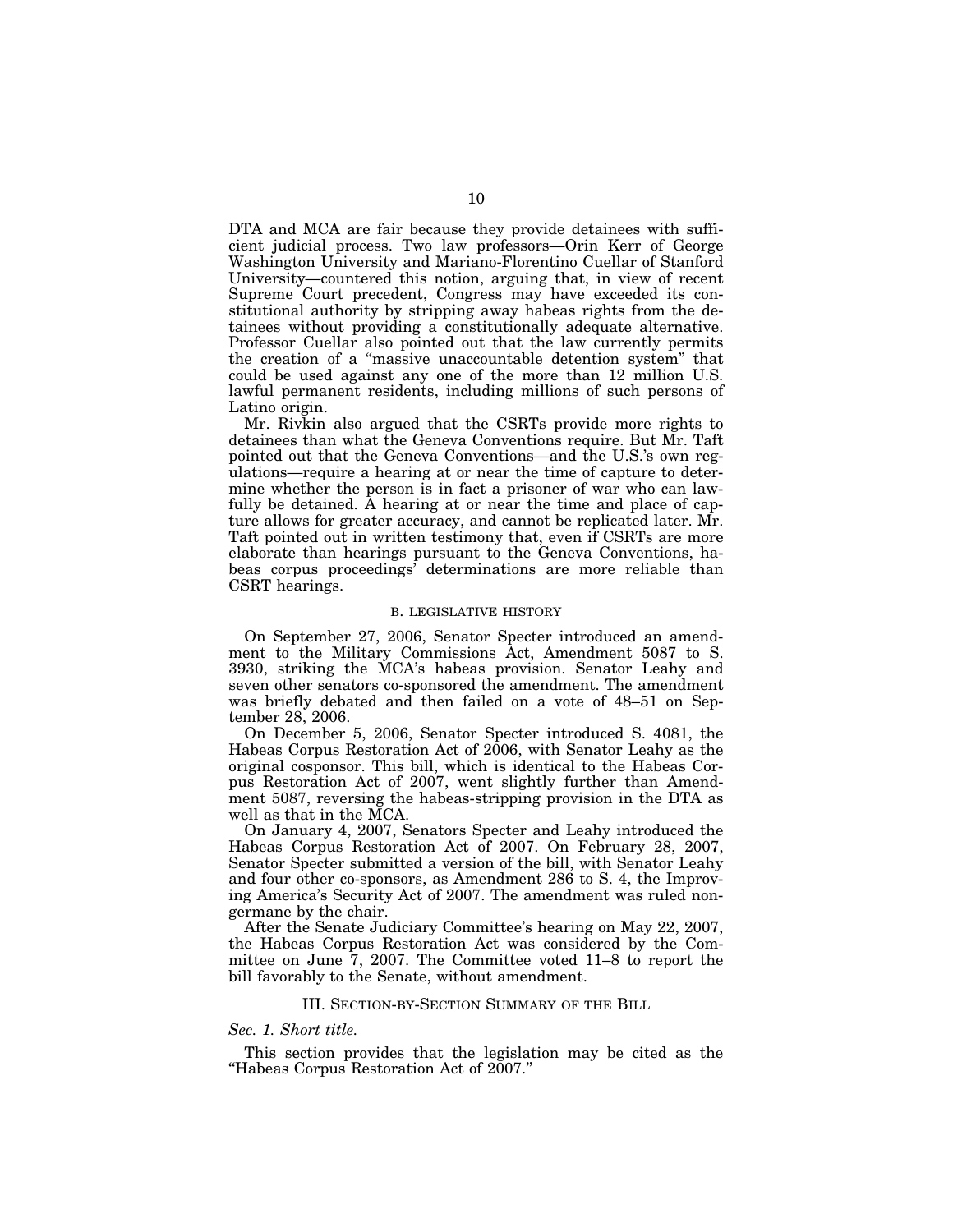DTA and MCA are fair because they provide detainees with sufficient judicial process. Two law professors—Orin Kerr of George Washington University and Mariano-Florentino Cuellar of Stanford University—countered this notion, arguing that, in view of recent Supreme Court precedent, Congress may have exceeded its constitutional authority by stripping away habeas rights from the detainees without providing a constitutionally adequate alternative. Professor Cuellar also pointed out that the law currently permits the creation of a "massive unaccountable detention system" that could be used against any one of the more than 12 million U.S. lawful permanent residents, including millions of such persons of Latino origin.

Mr. Rivkin also argued that the CSRTs provide more rights to detainees than what the Geneva Conventions require. But Mr. Taft pointed out that the Geneva Conventions—and the U.S.'s own regulations—require a hearing at or near the time of capture to determine whether the person is in fact a prisoner of war who can lawfully be detained. A hearing at or near the time and place of capture allows for greater accuracy, and cannot be replicated later. Mr. Taft pointed out in written testimony that, even if CSRTs are more elaborate than hearings pursuant to the Geneva Conventions, habeas corpus proceedings' determinations are more reliable than CSRT hearings.

### B. LEGISLATIVE HISTORY

On September 27, 2006, Senator Specter introduced an amendment to the Military Commissions Act, Amendment 5087 to S. 3930, striking the MCA's habeas provision. Senator Leahy and seven other senators co-sponsored the amendment. The amendment was briefly debated and then failed on a vote of 48–51 on September 28, 2006.

On December 5, 2006, Senator Specter introduced S. 4081, the Habeas Corpus Restoration Act of 2006, with Senator Leahy as the original cosponsor. This bill, which is identical to the Habeas Corpus Restoration Act of 2007, went slightly further than Amendment 5087, reversing the habeas-stripping provision in the DTA as well as that in the MCA.

On January 4, 2007, Senators Specter and Leahy introduced the Habeas Corpus Restoration Act of 2007. On February 28, 2007, Senator Specter submitted a version of the bill, with Senator Leahy and four other co-sponsors, as Amendment 286 to S. 4, the Improving America's Security Act of 2007. The amendment was ruled nongermane by the chair.

After the Senate Judiciary Committee's hearing on May 22, 2007, the Habeas Corpus Restoration Act was considered by the Committee on June 7, 2007. The Committee voted 11–8 to report the bill favorably to the Senate, without amendment.

## III. SECTION-BY-SECTION SUMMARY OF THE BILL

*Sec. 1. Short title.*

This section provides that the legislation may be cited as the "Habeas Corpus Restoration Act of 2007."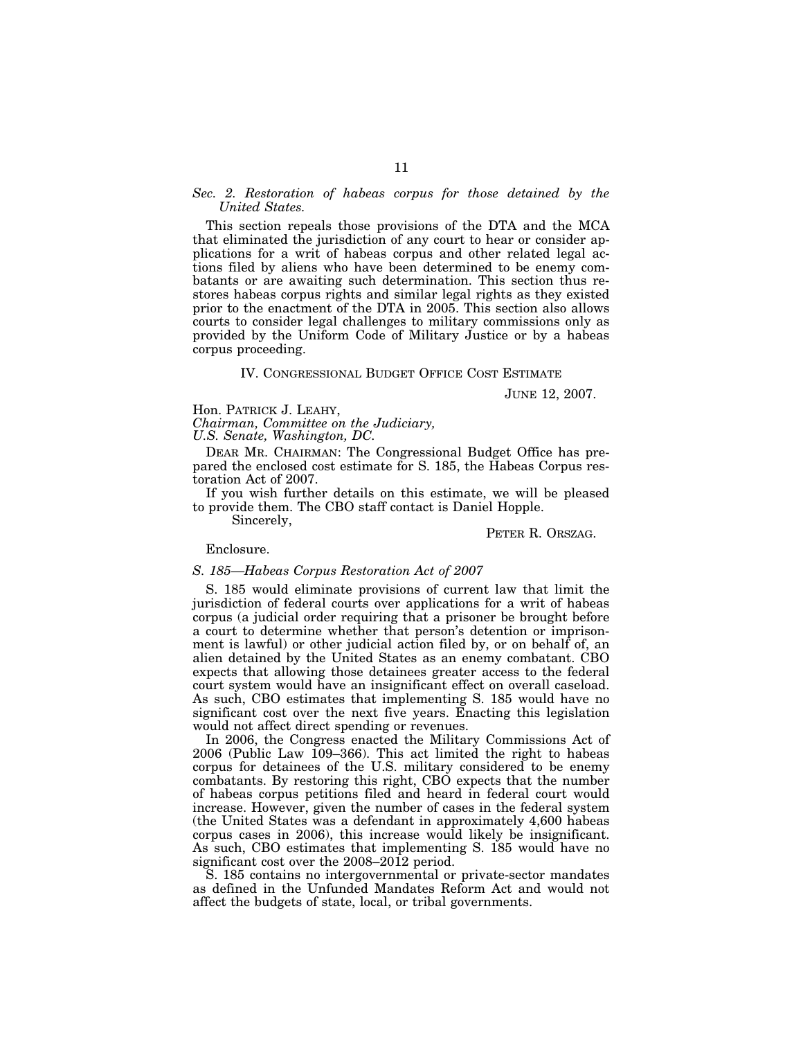*Sec. 2. Restoration of habeas corpus for those detained by the United States.*

This section repeals those provisions of the DTA and the MCA that eliminated the jurisdiction of any court to hear or consider applications for a writ of habeas corpus and other related legal actions filed by aliens who have been determined to be enemy combatants or are awaiting such determination. This section thus restores habeas corpus rights and similar legal rights as they existed prior to the enactment of the DTA in 2005. This section also allows courts to consider legal challenges to military commissions only as provided by the Uniform Code of Military Justice or by a habeas corpus proceeding.

## IV. CONGRESSIONAL BUDGET OFFICE COST ESTIMATE

JUNE 12, 2007.

Hon. PATRICK J. LEAHY,
*Chairman, Committee on the Judiciary,*
*U.S. Senate, Washington, DC.*

DEAR MR. CHAIRMAN: The Congressional Budget Office has prepared the enclosed cost estimate for S. 185, the Habeas Corpus restoration Act of 2007.

If you wish further details on this estimate, we will be pleased to provide them. The CBO staff contact is Daniel Hopple.

Sincerely,

PETER R. ORSZAG.

Enclosure.

*S. 185—Habeas Corpus Restoration Act of 2007*

S. 185 would eliminate provisions of current law that limit the jurisdiction of federal courts over applications for a writ of habeas corpus (a judicial order requiring that a prisoner be brought before a court to determine whether that person's detention or imprisonment is lawful) or other judicial action filed by, or on behalf of, an alien detained by the United States as an enemy combatant. CBO expects that allowing those detainees greater access to the federal court system would have an insignificant effect on overall caseload. As such, CBO estimates that implementing S. 185 would have no significant cost over the next five years. Enacting this legislation would not affect direct spending or revenues.

In 2006, the Congress enacted the Military Commissions Act of 2006 (Public Law 109–366). This act limited the right to habeas corpus for detainees of the U.S. military considered to be enemy combatants. By restoring this right, CBO expects that the number of habeas corpus petitions filed and heard in federal court would increase. However, given the number of cases in the federal system (the United States was a defendant in approximately 4,600 habeas corpus cases in 2006), this increase would likely be insignificant. As such, CBO estimates that implementing S. 185 would have no significant cost over the 2008–2012 period.

S. 185 contains no intergovernmental or private-sector mandates as defined in the Unfunded Mandates Reform Act and would not affect the budgets of state, local, or tribal governments.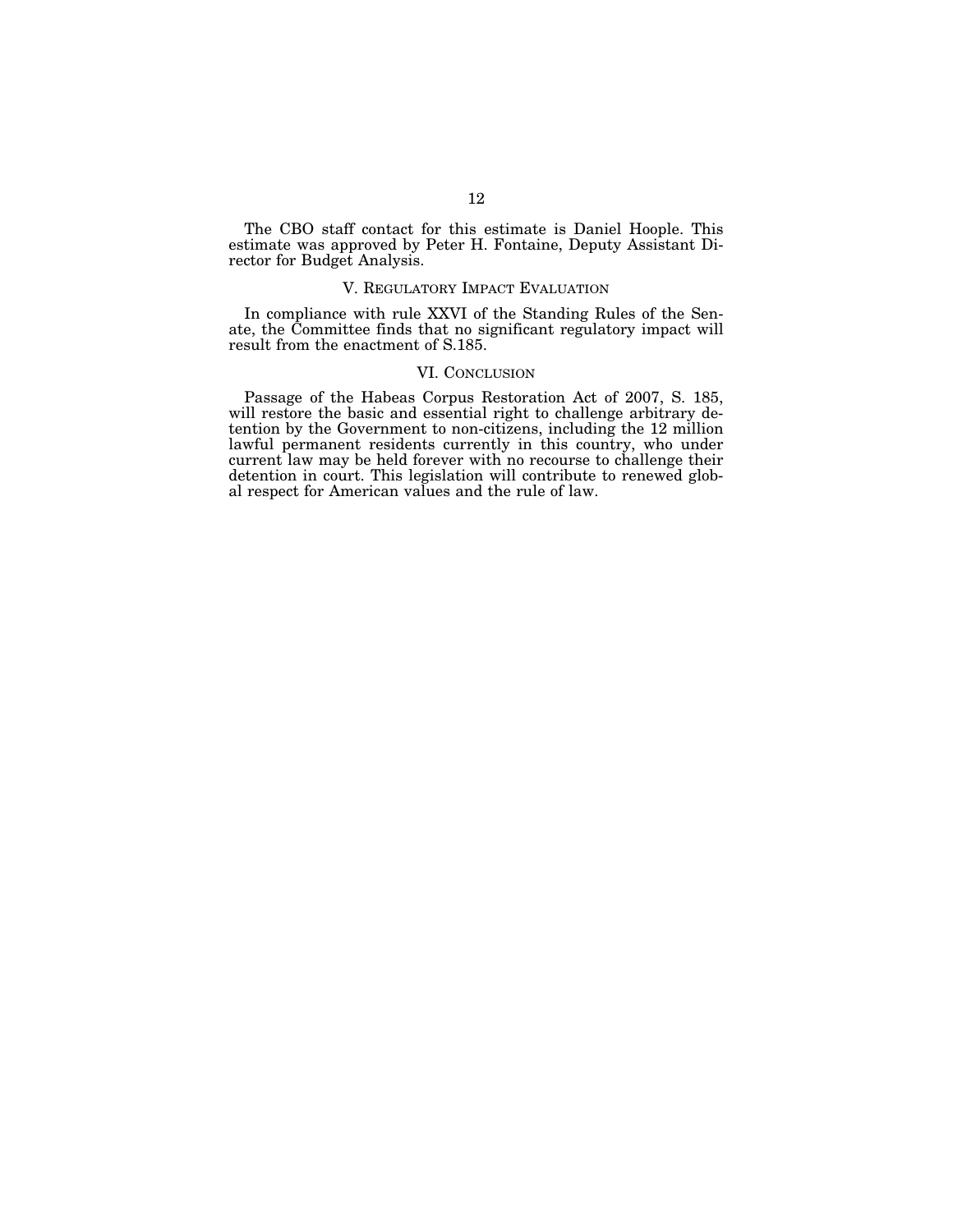The CBO staff contact for this estimate is Daniel Hoople. This estimate was approved by Peter H. Fontaine, Deputy Assistant Director for Budget Analysis.

## V. Regulatory Impact Evaluation

In compliance with rule XXVI of the Standing Rules of the Senate, the Committee finds that no significant regulatory impact will result from the enactment of S.185.

## VI. Conclusion

Passage of the Habeas Corpus Restoration Act of 2007, S. 185, will restore the basic and essential right to challenge arbitrary detention by the Government to non-citizens, including the 12 million lawful permanent residents currently in this country, who under current law may be held forever with no recourse to challenge their detention in court. This legislation will contribute to renewed global respect for American values and the rule of law.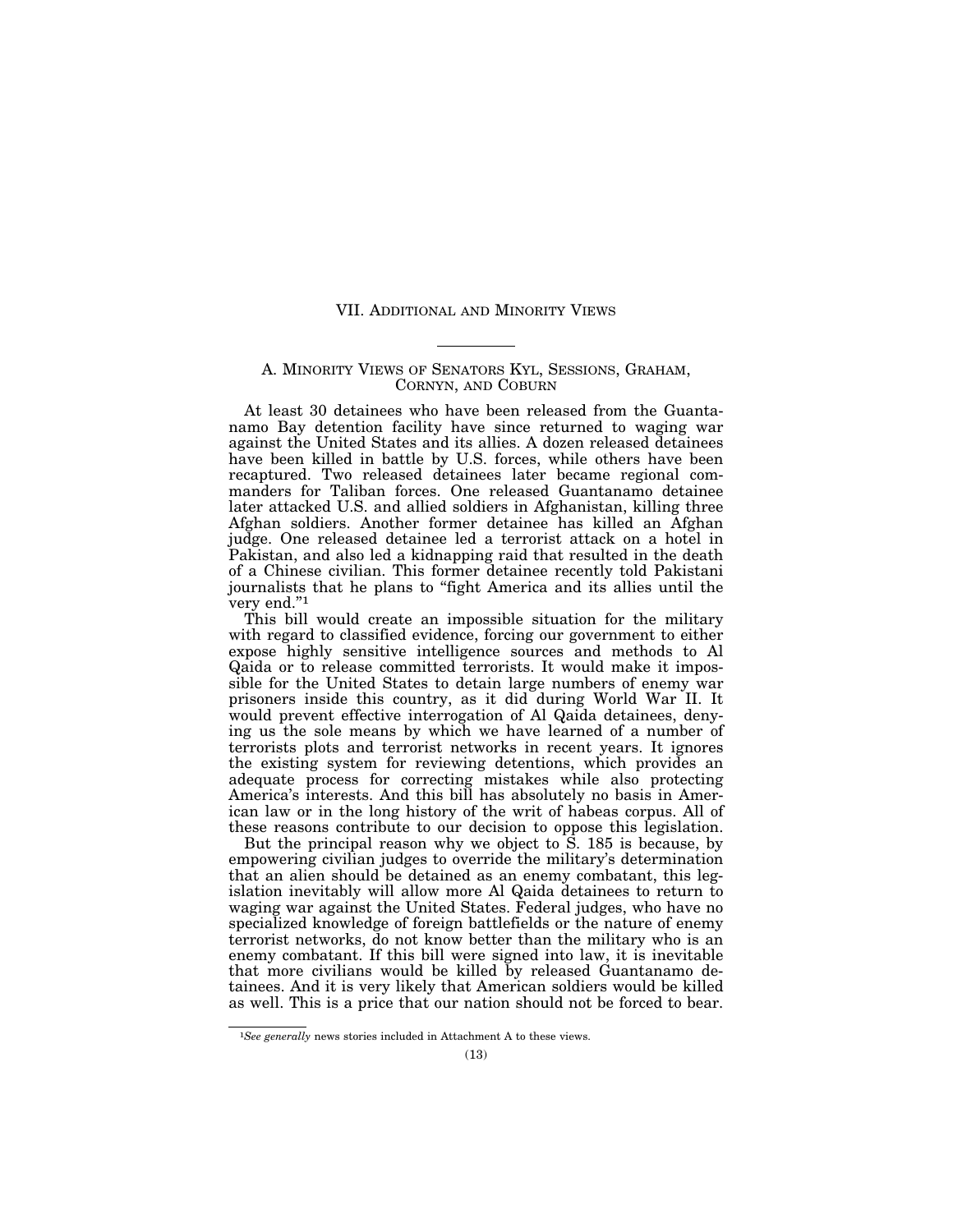# VII. Additional and Minority Views

## A. Minority Views of Senators Kyl, Sessions, Graham, Cornyn, and Coburn

At least 30 detainees who have been released from the Guantanamo Bay detention facility have since returned to waging war against the United States and its allies. A dozen released detainees have been killed in battle by U.S. forces, while others have been recaptured. Two released detainees later became regional commanders for Taliban forces. One released Guantanamo detainee later attacked U.S. and allied soldiers in Afghanistan, killing three Afghan soldiers. Another former detainee has killed an Afghan judge. One released detainee led a terrorist attack on a hotel in Pakistan, and also led a kidnapping raid that resulted in the death of a Chinese civilian. This former detainee recently told Pakistani journalists that he plans to "fight America and its allies until the very end."[1]

This bill would create an impossible situation for the military with regard to classified evidence, forcing our government to either expose highly sensitive intelligence sources and methods to Al Qaida or to release committed terrorists. It would make it impossible for the United States to detain large numbers of enemy war prisoners inside this country, as it did during World War II. It would prevent effective interrogation of Al Qaida detainees, denying us the sole means by which we have learned of a number of terrorists plots and terrorist networks in recent years. It ignores the existing system for reviewing detentions, which provides an adequate process for correcting mistakes while also protecting America's interests. And this bill has absolutely no basis in American law or in the long history of the writ of habeas corpus. All of these reasons contribute to our decision to oppose this legislation.

But the principal reason why we object to S. 185 is because, by empowering civilian judges to override the military's determination that an alien should be detained as an enemy combatant, this legislation inevitably will allow more Al Qaida detainees to return to waging war against the United States. Federal judges, who have no specialized knowledge of foreign battlefields or the nature of enemy terrorist networks, do not know better than the military who is an enemy combatant. If this bill were signed into law, it is inevitable that more civilians would be killed by released Guantanamo detainees. And it is very likely that American soldiers would be killed as well. This is a price that our nation should not be forced to bear.

---

[1] *See generally* news stories included in Attachment A to these views.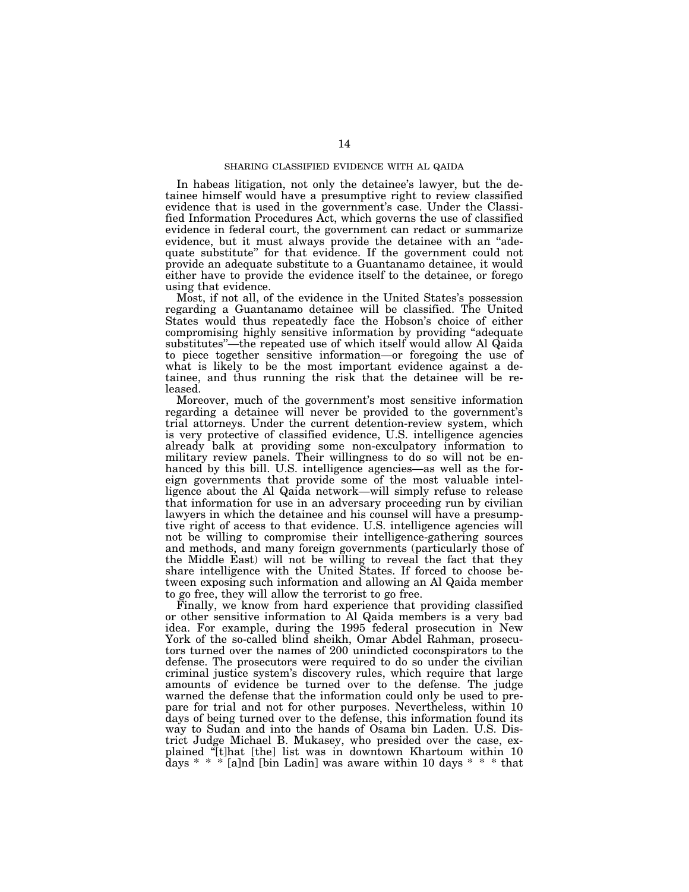## SHARING CLASSIFIED EVIDENCE WITH AL QAIDA

In habeas litigation, not only the detainee's lawyer, but the detainee himself would have a presumptive right to review classified evidence that is used in the government's case. Under the Classified Information Procedures Act, which governs the use of classified evidence in federal court, the government can redact or summarize evidence, but it must always provide the detainee with an "adequate substitute" for that evidence. If the government could not provide an adequate substitute to a Guantanamo detainee, it would either have to provide the evidence itself to the detainee, or forego using that evidence.

Most, if not all, of the evidence in the United States's possession regarding a Guantanamo detainee will be classified. The United States would thus repeatedly face the Hobson's choice of either compromising highly sensitive information by providing "adequate substitutes"—the repeated use of which itself would allow Al Qaida to piece together sensitive information—or foregoing the use of what is likely to be the most important evidence against a detainee, and thus running the risk that the detainee will be released.

Moreover, much of the government's most sensitive information regarding a detainee will never be provided to the government's trial attorneys. Under the current detention-review system, which is very protective of classified evidence, U.S. intelligence agencies already balk at providing some non-exculpatory information to military review panels. Their willingness to do so will not be enhanced by this bill. U.S. intelligence agencies—as well as the foreign governments that provide some of the most valuable intelligence about the Al Qaida network—will simply refuse to release that information for use in an adversary proceeding run by civilian lawyers in which the detainee and his counsel will have a presumptive right of access to that evidence. U.S. intelligence agencies will not be willing to compromise their intelligence-gathering sources and methods, and many foreign governments (particularly those of the Middle East) will not be willing to reveal the fact that they share intelligence with the United States. If forced to choose between exposing such information and allowing an Al Qaida member to go free, they will allow the terrorist to go free.

Finally, we know from hard experience that providing classified or other sensitive information to Al Qaida members is a very bad idea. For example, during the 1995 federal prosecution in New York of the so-called blind sheikh, Omar Abdel Rahman, prosecutors turned over the names of 200 unindicted coconspirators to the defense. The prosecutors were required to do so under the civilian criminal justice system's discovery rules, which require that large amounts of evidence be turned over to the defense. The judge warned the defense that the information could only be used to prepare for trial and not for other purposes. Nevertheless, within 10 days of being turned over to the defense, this information found its way to Sudan and into the hands of Osama bin Laden. U.S. District Judge Michael B. Mukasey, who presided over the case, explained "[t]hat [the] list was in downtown Khartoum within 10 days * * * [a]nd [bin Ladin] was aware within 10 days * * * that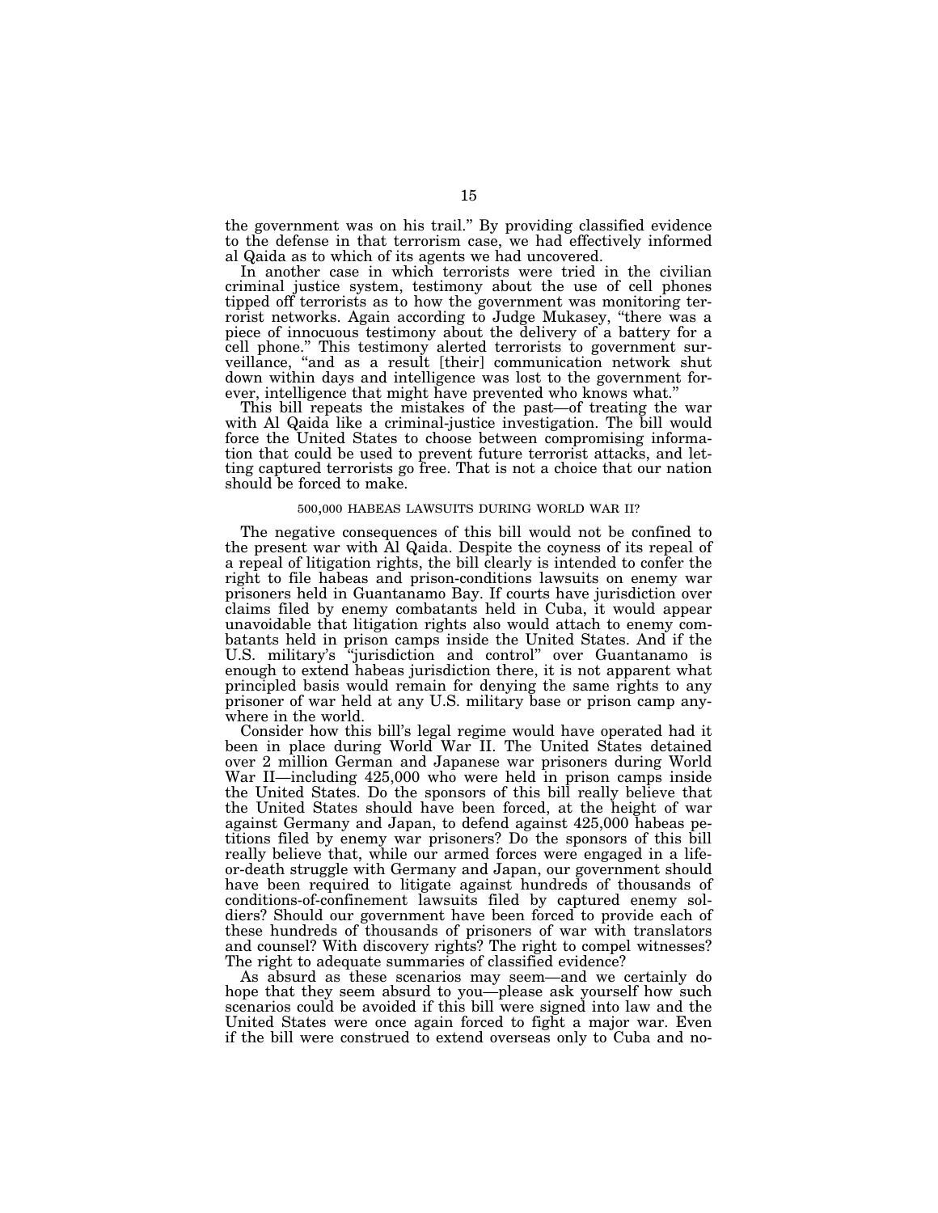the government was on his trail." By providing classified evidence to the defense in that terrorism case, we had effectively informed al Qaida as to which of its agents we had uncovered.

In another case in which terrorists were tried in the civilian criminal justice system, testimony about the use of cell phones tipped off terrorists as to how the government was monitoring terrorist networks. Again according to Judge Mukasey, "there was a piece of innocuous testimony about the delivery of a battery for a cell phone." This testimony alerted terrorists to government surveillance, "and as a result [their] communication network shut down within days and intelligence was lost to the government forever, intelligence that might have prevented who knows what."

This bill repeats the mistakes of the past—of treating the war with Al Qaida like a criminal-justice investigation. The bill would force the United States to choose between compromising information that could be used to prevent future terrorist attacks, and letting captured terrorists go free. That is not a choice that our nation should be forced to make.

### 500,000 HABEAS LAWSUITS DURING WORLD WAR II?

The negative consequences of this bill would not be confined to the present war with Al Qaida. Despite the coyness of its repeal of a repeal of litigation rights, the bill clearly is intended to confer the right to file habeas and prison-conditions lawsuits on enemy war prisoners held in Guantanamo Bay. If courts have jurisdiction over claims filed by enemy combatants held in Cuba, it would appear unavoidable that litigation rights also would attach to enemy combatants held in prison camps inside the United States. And if the U.S. military's "jurisdiction and control" over Guantanamo is enough to extend habeas jurisdiction there, it is not apparent what principled basis would remain for denying the same rights to any prisoner of war held at any U.S. military base or prison camp anywhere in the world.

Consider how this bill's legal regime would have operated had it been in place during World War II. The United States detained over 2 million German and Japanese war prisoners during World War II—including 425,000 who were held in prison camps inside the United States. Do the sponsors of this bill really believe that the United States should have been forced, at the height of war against Germany and Japan, to defend against 425,000 habeas petitions filed by enemy war prisoners? Do the sponsors of this bill really believe that, while our armed forces were engaged in a life-or-death struggle with Germany and Japan, our government should have been required to litigate against hundreds of thousands of conditions-of-confinement lawsuits filed by captured enemy soldiers? Should our government have been forced to provide each of these hundreds of thousands of prisoners of war with translators and counsel? With discovery rights? The right to compel witnesses? The right to adequate summaries of classified evidence?

As absurd as these scenarios may seem—and we certainly do hope that they seem absurd to you—please ask yourself how such scenarios could be avoided if this bill were signed into law and the United States were once again forced to fight a major war. Even if the bill were construed to extend overseas only to Cuba and no-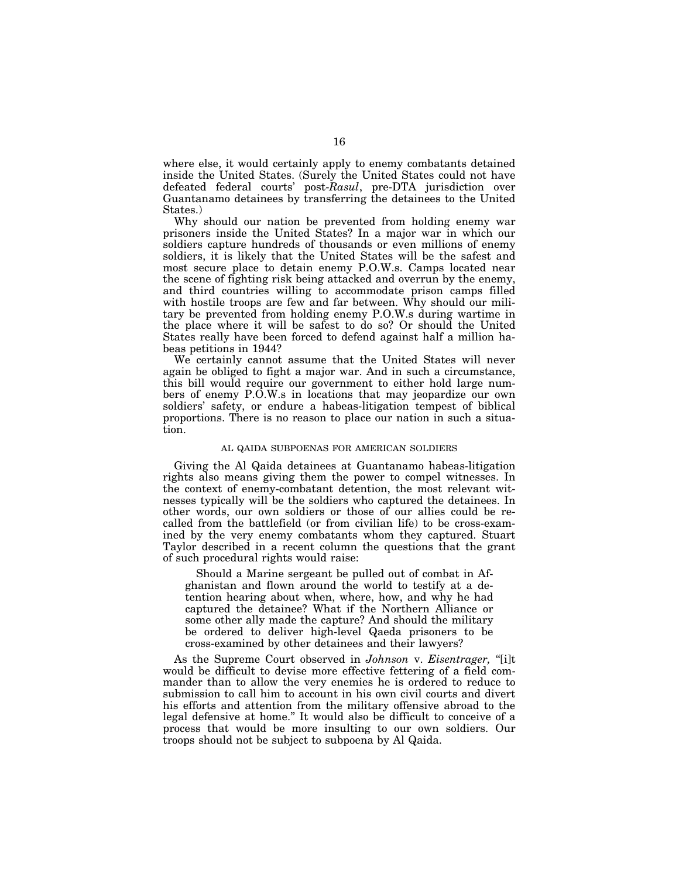where else, it would certainly apply to enemy combatants detained inside the United States. (Surely the United States could not have defeated federal courts' post-*Rasul*, pre-DTA jurisdiction over Guantanamo detainees by transferring the detainees to the United States.)

Why should our nation be prevented from holding enemy war prisoners inside the United States? In a major war in which our soldiers capture hundreds of thousands or even millions of enemy soldiers, it is likely that the United States will be the safest and most secure place to detain enemy P.O.W.s. Camps located near the scene of fighting risk being attacked and overrun by the enemy, and third countries willing to accommodate prison camps filled with hostile troops are few and far between. Why should our military be prevented from holding enemy P.O.W.s during wartime in the place where it will be safest to do so? Or should the United States really have been forced to defend against half a million habeas petitions in 1944?

We certainly cannot assume that the United States will never again be obliged to fight a major war. And in such a circumstance, this bill would require our government to either hold large numbers of enemy P.O.W.s in locations that may jeopardize our own soldiers' safety, or endure a habeas-litigation tempest of biblical proportions. There is no reason to place our nation in such a situation.

## AL QAIDA SUBPOENAS FOR AMERICAN SOLDIERS

Giving the Al Qaida detainees at Guantanamo habeas-litigation rights also means giving them the power to compel witnesses. In the context of enemy-combatant detention, the most relevant witnesses typically will be the soldiers who captured the detainees. In other words, our own soldiers or those of our allies could be recalled from the battlefield (or from civilian life) to be cross-examined by the very enemy combatants whom they captured. Stuart Taylor described in a recent column the questions that the grant of such procedural rights would raise:

> Should a Marine sergeant be pulled out of combat in Afghanistan and flown around the world to testify at a detention hearing about when, where, how, and why he had captured the detainee? What if the Northern Alliance or some other ally made the capture? And should the military be ordered to deliver high-level Qaeda prisoners to be cross-examined by other detainees and their lawyers?

As the Supreme Court observed in *Johnson* v. *Eisentrager,* "[i]t would be difficult to devise more effective fettering of a field commander than to allow the very enemies he is ordered to reduce to submission to call him to account in his own civil courts and divert his efforts and attention from the military offensive abroad to the legal defensive at home." It would also be difficult to conceive of a process that would be more insulting to our own soldiers. Our troops should not be subject to subpoena by Al Qaida.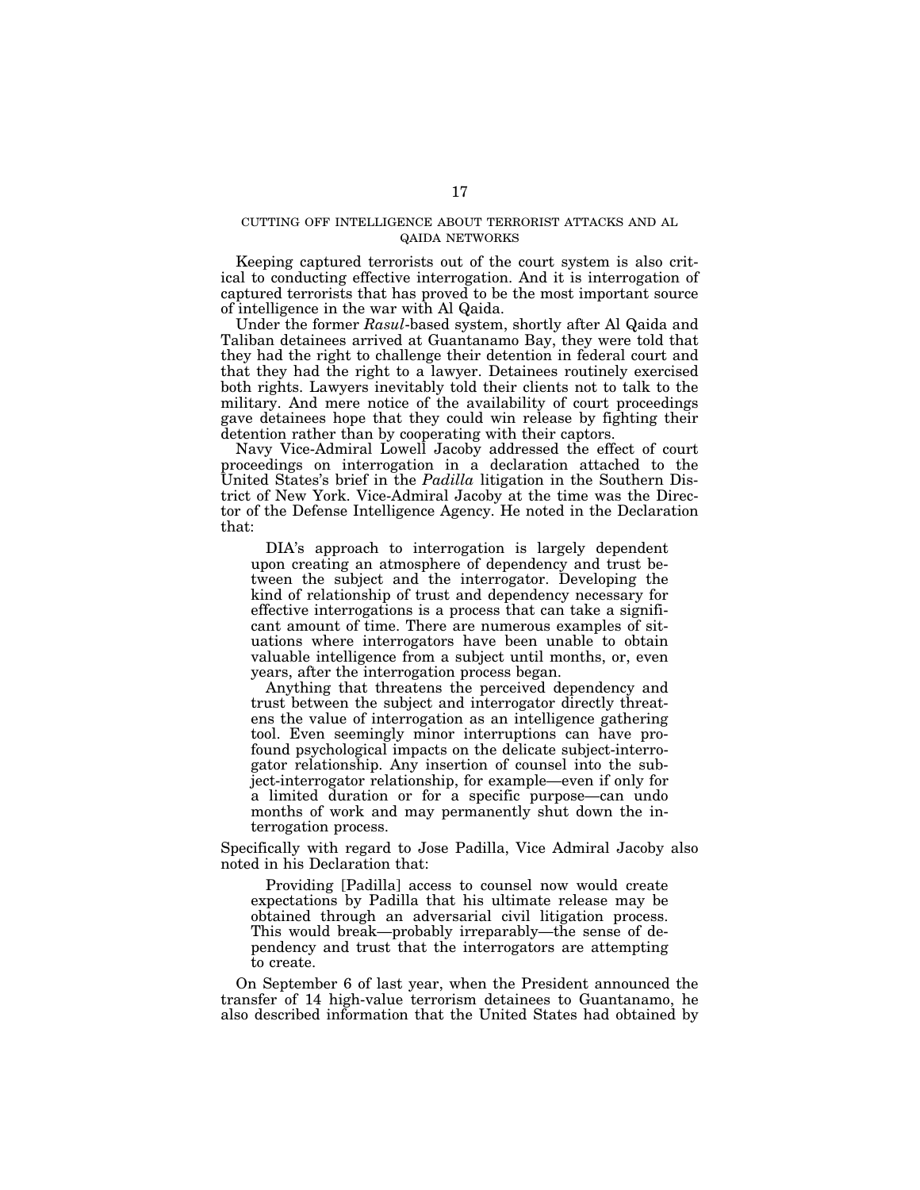## CUTTING OFF INTELLIGENCE ABOUT TERRORIST ATTACKS AND AL QAIDA NETWORKS

Keeping captured terrorists out of the court system is also critical to conducting effective interrogation. And it is interrogation of captured terrorists that has proved to be the most important source of intelligence in the war with Al Qaida.

Under the former *Rasul*-based system, shortly after Al Qaida and Taliban detainees arrived at Guantanamo Bay, they were told that they had the right to challenge their detention in federal court and that they had the right to a lawyer. Detainees routinely exercised both rights. Lawyers inevitably told their clients not to talk to the military. And mere notice of the availability of court proceedings gave detainees hope that they could win release by fighting their detention rather than by cooperating with their captors.

Navy Vice-Admiral Lowell Jacoby addressed the effect of court proceedings on interrogation in a declaration attached to the United States's brief in the *Padilla* litigation in the Southern District of New York. Vice-Admiral Jacoby at the time was the Director of the Defense Intelligence Agency. He noted in the Declaration that:

> DIA's approach to interrogation is largely dependent upon creating an atmosphere of dependency and trust between the subject and the interrogator. Developing the kind of relationship of trust and dependency necessary for effective interrogations is a process that can take a significant amount of time. There are numerous examples of situations where interrogators have been unable to obtain valuable intelligence from a subject until months, or, even years, after the interrogation process began.
>
> Anything that threatens the perceived dependency and trust between the subject and interrogator directly threatens the value of interrogation as an intelligence gathering tool. Even seemingly minor interruptions can have profound psychological impacts on the delicate subject-interrogator relationship. Any insertion of counsel into the subject-interrogator relationship, for example—even if only for a limited duration or for a specific purpose—can undo months of work and may permanently shut down the interrogation process.

Specifically with regard to Jose Padilla, Vice Admiral Jacoby also noted in his Declaration that:

> Providing [Padilla] access to counsel now would create expectations by Padilla that his ultimate release may be obtained through an adversarial civil litigation process. This would break—probably irreparably—the sense of dependency and trust that the interrogators are attempting to create.

On September 6 of last year, when the President announced the transfer of 14 high-value terrorism detainees to Guantanamo, he also described information that the United States had obtained by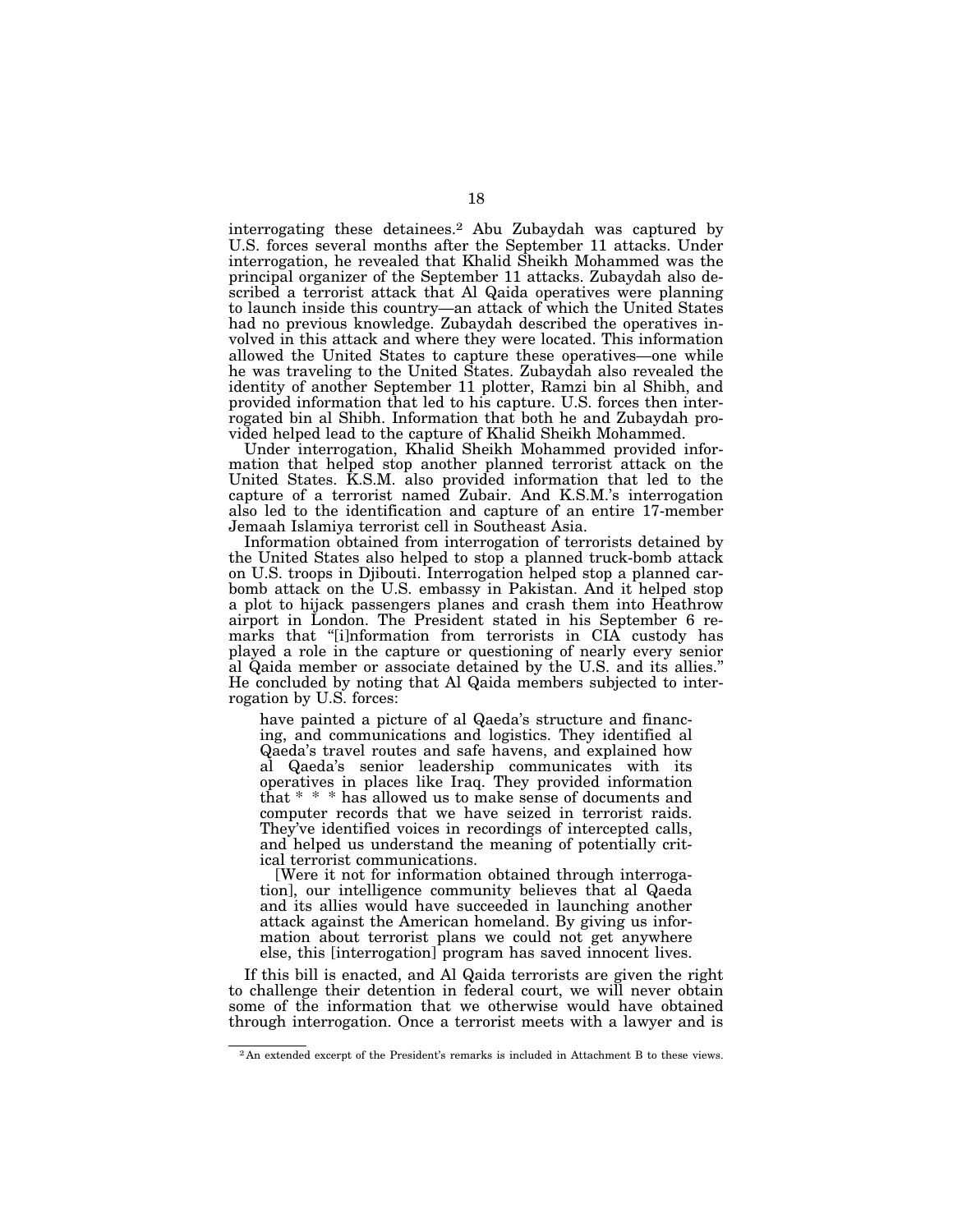interrogating these detainees.[2] Abu Zubaydah was captured by U.S. forces several months after the September 11 attacks. Under interrogation, he revealed that Khalid Sheikh Mohammed was the principal organizer of the September 11 attacks. Zubaydah also described a terrorist attack that Al Qaida operatives were planning to launch inside this country—an attack of which the United States had no previous knowledge. Zubaydah described the operatives involved in this attack and where they were located. This information allowed the United States to capture these operatives—one while he was traveling to the United States. Zubaydah also revealed the identity of another September 11 plotter, Ramzi bin al Shibh, and provided information that led to his capture. U.S. forces then interrogated bin al Shibh. Information that both he and Zubaydah provided helped lead to the capture of Khalid Sheikh Mohammed.

Under interrogation, Khalid Sheikh Mohammed provided information that helped stop another planned terrorist attack on the United States. K.S.M. also provided information that led to the capture of a terrorist named Zubair. And K.S.M.'s interrogation also led to the identification and capture of an entire 17-member Jemaah Islamiya terrorist cell in Southeast Asia.

Information obtained from interrogation of terrorists detained by the United States also helped to stop a planned truck-bomb attack on U.S. troops in Djibouti. Interrogation helped stop a planned car-bomb attack on the U.S. embassy in Pakistan. And it helped stop a plot to hijack passengers planes and crash them into Heathrow airport in London. The President stated in his September 6 remarks that "[i]nformation from terrorists in CIA custody has played a role in the capture or questioning of nearly every senior al Qaida member or associate detained by the U.S. and its allies." He concluded by noting that Al Qaida members subjected to interrogation by U.S. forces:

> have painted a picture of al Qaeda's structure and financing, and communications and logistics. They identified al Qaeda's travel routes and safe havens, and explained how al Qaeda's senior leadership communicates with its operatives in places like Iraq. They provided information that * * * has allowed us to make sense of documents and computer records that we have seized in terrorist raids. They've identified voices in recordings of intercepted calls, and helped us understand the meaning of potentially critical terrorist communications.
>
> [Were it not for information obtained through interrogation], our intelligence community believes that al Qaeda and its allies would have succeeded in launching another attack against the American homeland. By giving us information about terrorist plans we could not get anywhere else, this [interrogation] program has saved innocent lives.

If this bill is enacted, and Al Qaida terrorists are given the right to challenge their detention in federal court, we will never obtain some of the information that we otherwise would have obtained through interrogation. Once a terrorist meets with a lawyer and is

---

[2] An extended excerpt of the President's remarks is included in Attachment B to these views.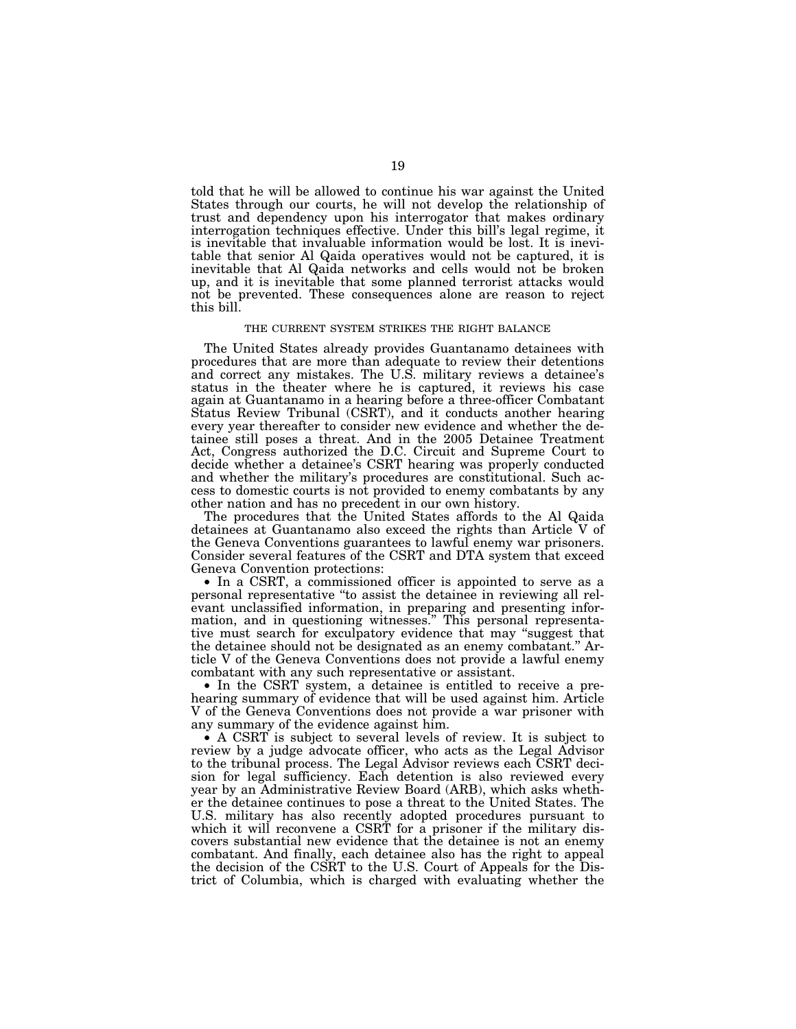told that he will be allowed to continue his war against the United States through our courts, he will not develop the relationship of trust and dependency upon his interrogator that makes ordinary interrogation techniques effective. Under this bill's legal regime, it is inevitable that invaluable information would be lost. It is inevitable that senior Al Qaida operatives would not be captured, it is inevitable that Al Qaida networks and cells would not be broken up, and it is inevitable that some planned terrorist attacks would not be prevented. These consequences alone are reason to reject this bill.

## THE CURRENT SYSTEM STRIKES THE RIGHT BALANCE

The United States already provides Guantanamo detainees with procedures that are more than adequate to review their detentions and correct any mistakes. The U.S. military reviews a detainee's status in the theater where he is captured, it reviews his case again at Guantanamo in a hearing before a three-officer Combatant Status Review Tribunal (CSRT), and it conducts another hearing every year thereafter to consider new evidence and whether the detainee still poses a threat. And in the 2005 Detainee Treatment Act, Congress authorized the D.C. Circuit and Supreme Court to decide whether a detainee's CSRT hearing was properly conducted and whether the military's procedures are constitutional. Such access to domestic courts is not provided to enemy combatants by any other nation and has no precedent in our own history.

The procedures that the United States affords to the Al Qaida detainees at Guantanamo also exceed the rights than Article V of the Geneva Conventions guarantees to lawful enemy war prisoners. Consider several features of the CSRT and DTA system that exceed Geneva Convention protections:

- In a CSRT, a commissioned officer is appointed to serve as a personal representative "to assist the detainee in reviewing all relevant unclassified information, in preparing and presenting information, and in questioning witnesses." This personal representative must search for exculpatory evidence that may "suggest that the detainee should not be designated as an enemy combatant." Article V of the Geneva Conventions does not provide a lawful enemy combatant with any such representative or assistant.
- In the CSRT system, a detainee is entitled to receive a pre-hearing summary of evidence that will be used against him. Article V of the Geneva Conventions does not provide a war prisoner with any summary of the evidence against him.
- A CSRT is subject to several levels of review. It is subject to review by a judge advocate officer, who acts as the Legal Advisor to the tribunal process. The Legal Advisor reviews each CSRT decision for legal sufficiency. Each detention is also reviewed every year by an Administrative Review Board (ARB), which asks whether the detainee continues to pose a threat to the United States. The U.S. military has also recently adopted procedures pursuant to which it will reconvene a CSRT for a prisoner if the military discovers substantial new evidence that the detainee is not an enemy combatant. And finally, each detainee also has the right to appeal the decision of the CSRT to the U.S. Court of Appeals for the District of Columbia, which is charged with evaluating whether the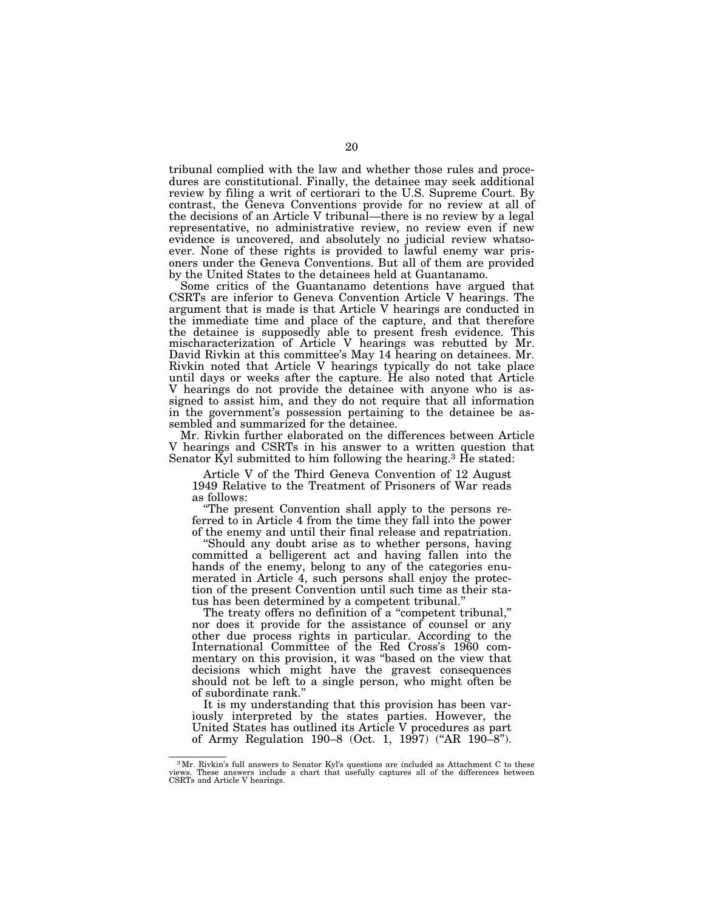tribunal complied with the law and whether those rules and procedures are constitutional. Finally, the detainee may seek additional review by filing a writ of certiorari to the U.S. Supreme Court. By contrast, the Geneva Conventions provide for no review at all of the decisions of an Article V tribunal—there is no review by a legal representative, no administrative review, no review even if new evidence is uncovered, and absolutely no judicial review whatsoever. None of these rights is provided to lawful enemy war prisoners under the Geneva Conventions. But all of them are provided by the United States to the detainees held at Guantanamo.

Some critics of the Guantanamo detentions have argued that CSRTs are inferior to Geneva Convention Article V hearings. The argument that is made is that Article V hearings are conducted in the immediate time and place of the capture, and that therefore the detainee is supposedly able to present fresh evidence. This mischaracterization of Article V hearings was rebutted by Mr. David Rivkin at this committee's May 14 hearing on detainees. Mr. Rivkin noted that Article V hearings typically do not take place until days or weeks after the capture. He also noted that Article V hearings do not provide the detainee with anyone who is assigned to assist him, and they do not require that all information in the government's possession pertaining to the detainee be assembled and summarized for the detainee.

Mr. Rivkin further elaborated on the differences between Article V hearings and CSRTs in his answer to a written question that Senator Kyl submitted to him following the hearing.[3] He stated:

> Article V of the Third Geneva Convention of 12 August 1949 Relative to the Treatment of Prisoners of War reads as follows:
>
> "The present Convention shall apply to the persons referred to in Article 4 from the time they fall into the power of the enemy and until their final release and repatriation.
>
> "Should any doubt arise as to whether persons, having committed a belligerent act and having fallen into the hands of the enemy, belong to any of the categories enumerated in Article 4, such persons shall enjoy the protection of the present Convention until such time as their status has been determined by a competent tribunal."
>
> The treaty offers no definition of a "competent tribunal," nor does it provide for the assistance of counsel or any other due process rights in particular. According to the International Committee of the Red Cross's 1960 commentary on this provision, it was "based on the view that decisions which might have the gravest consequences should not be left to a single person, who might often be of subordinate rank."
>
> It is my understanding that this provision has been variously interpreted by the states parties. However, the United States has outlined its Article V procedures as part of Army Regulation 190–8 (Oct. 1, 1997) ("AR 190–8").

[3] Mr. Rivkin's full answers to Senator Kyl's questions are included as Attachment C to these views. These answers include a chart that usefully captures all of the differences between CSRTs and Article V hearings.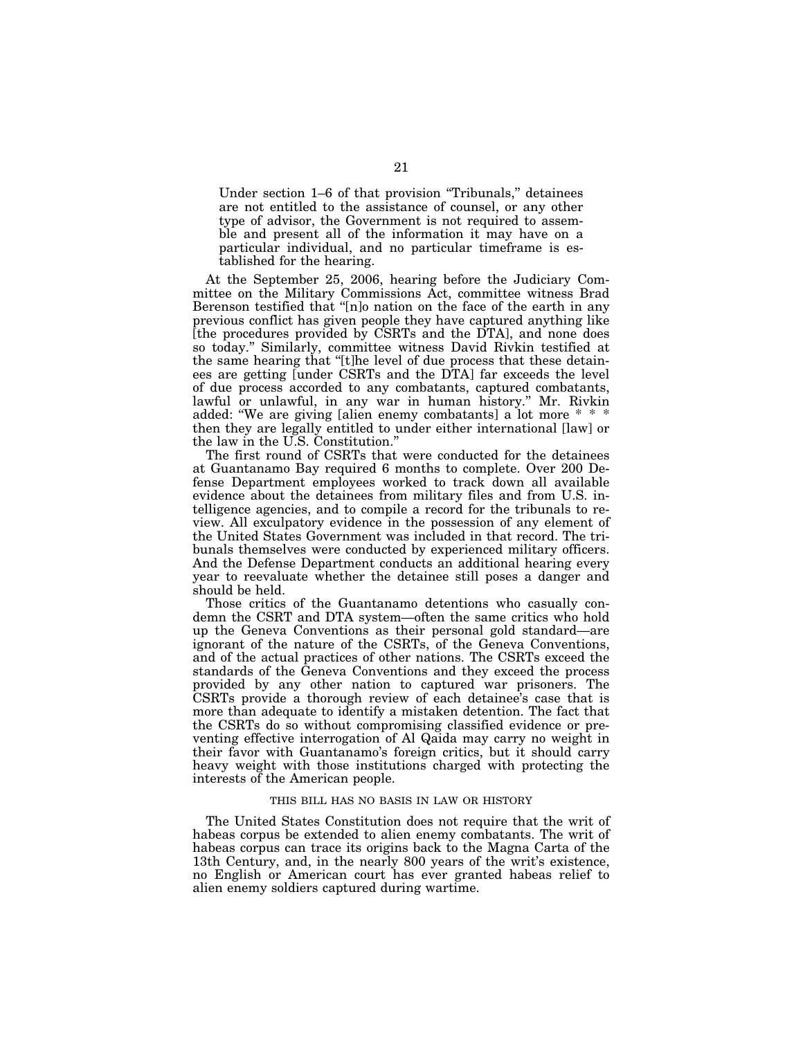> Under section 1–6 of that provision "Tribunals," detainees are not entitled to the assistance of counsel, or any other type of advisor, the Government is not required to assemble and present all of the information it may have on a particular individual, and no particular timeframe is established for the hearing.

At the September 25, 2006, hearing before the Judiciary Committee on the Military Commissions Act, committee witness Brad Berenson testified that "[n]o nation on the face of the earth in any previous conflict has given people they have captured anything like [the procedures provided by CSRTs and the DTA], and none does so today." Similarly, committee witness David Rivkin testified at the same hearing that "[t]he level of due process that these detainees are getting [under CSRTs and the DTA] far exceeds the level of due process accorded to any combatants, captured combatants, lawful or unlawful, in any war in human history." Mr. Rivkin added: "We are giving [alien enemy combatants] a lot more * * * then they are legally entitled to under either international [law] or the law in the U.S. Constitution."

The first round of CSRTs that were conducted for the detainees at Guantanamo Bay required 6 months to complete. Over 200 Defense Department employees worked to track down all available evidence about the detainees from military files and from U.S. intelligence agencies, and to compile a record for the tribunals to review. All exculpatory evidence in the possession of any element of the United States Government was included in that record. The tribunals themselves were conducted by experienced military officers. And the Defense Department conducts an additional hearing every year to reevaluate whether the detainee still poses a danger and should be held.

Those critics of the Guantanamo detentions who casually condemn the CSRT and DTA system—often the same critics who hold up the Geneva Conventions as their personal gold standard—are ignorant of the nature of the CSRTs, of the Geneva Conventions, and of the actual practices of other nations. The CSRTs exceed the standards of the Geneva Conventions and they exceed the process provided by any other nation to captured war prisoners. The CSRTs provide a thorough review of each detainee's case that is more than adequate to identify a mistaken detention. The fact that the CSRTs do so without compromising classified evidence or preventing effective interrogation of Al Qaida may carry no weight in their favor with Guantanamo's foreign critics, but it should carry heavy weight with those institutions charged with protecting the interests of the American people.

### THIS BILL HAS NO BASIS IN LAW OR HISTORY

The United States Constitution does not require that the writ of habeas corpus be extended to alien enemy combatants. The writ of habeas corpus can trace its origins back to the Magna Carta of the 13th Century, and, in the nearly 800 years of the writ's existence, no English or American court has ever granted habeas relief to alien enemy soldiers captured during wartime.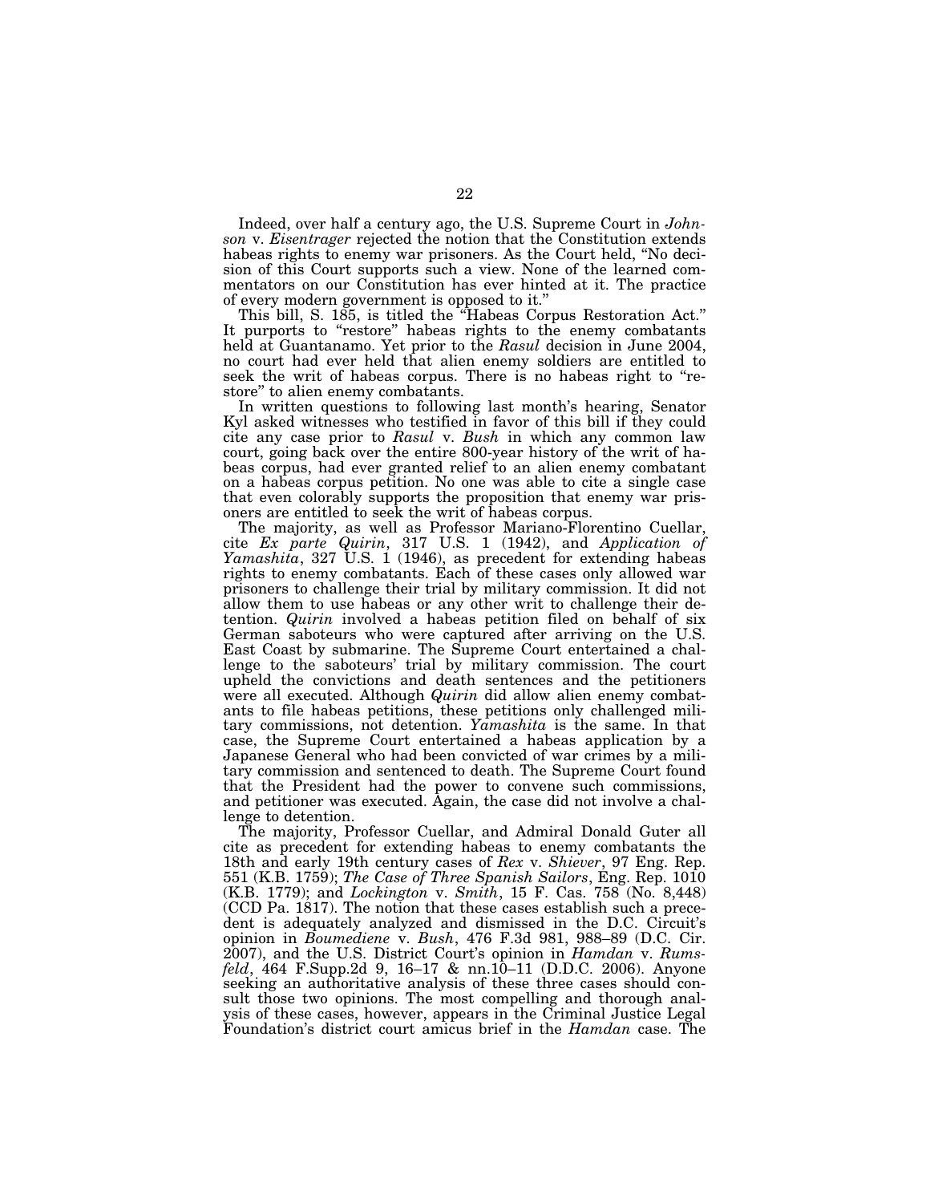Indeed, over half a century ago, the U.S. Supreme Court in *Johnson* v. *Eisentrager* rejected the notion that the Constitution extends habeas rights to enemy war prisoners. As the Court held, "No decision of this Court supports such a view. None of the learned commentators on our Constitution has ever hinted at it. The practice of every modern government is opposed to it."

This bill, S. 185, is titled the "Habeas Corpus Restoration Act." It purports to "restore" habeas rights to the enemy combatants held at Guantanamo. Yet prior to the *Rasul* decision in June 2004, no court had ever held that alien enemy soldiers are entitled to seek the writ of habeas corpus. There is no habeas right to "restore" to alien enemy combatants.

In written questions to following last month's hearing, Senator Kyl asked witnesses who testified in favor of this bill if they could cite any case prior to *Rasul* v. *Bush* in which any common law court, going back over the entire 800-year history of the writ of habeas corpus, had ever granted relief to an alien enemy combatant on a habeas corpus petition. No one was able to cite a single case that even colorably supports the proposition that enemy war prisoners are entitled to seek the writ of habeas corpus.

The majority, as well as Professor Mariano-Florentino Cuellar, cite *Ex parte Quirin*, 317 U.S. 1 (1942), and *Application of Yamashita*, 327 U.S. 1 (1946), as precedent for extending habeas rights to enemy combatants. Each of these cases only allowed war prisoners to challenge their trial by military commission. It did not allow them to use habeas or any other writ to challenge their detention. *Quirin* involved a habeas petition filed on behalf of six German saboteurs who were captured after arriving on the U.S. East Coast by submarine. The Supreme Court entertained a challenge to the saboteurs' trial by military commission. The court upheld the convictions and death sentences and the petitioners were all executed. Although *Quirin* did allow alien enemy combatants to file habeas petitions, these petitions only challenged military commissions, not detention. *Yamashita* is the same. In that case, the Supreme Court entertained a habeas application by a Japanese General who had been convicted of war crimes by a military commission and sentenced to death. The Supreme Court found that the President had the power to convene such commissions, and petitioner was executed. Again, the case did not involve a challenge to detention.

The majority, Professor Cuellar, and Admiral Donald Guter all cite as precedent for extending habeas to enemy combatants the 18th and early 19th century cases of *Rex* v. *Shiever*, 97 Eng. Rep. 551 (K.B. 1759); *The Case of Three Spanish Sailors*, Eng. Rep. 1010 (K.B. 1779); and *Lockington* v. *Smith*, 15 F. Cas. 758 (No. 8,448) (CCD Pa. 1817). The notion that these cases establish such a precedent is adequately analyzed and dismissed in the D.C. Circuit's opinion in *Boumediene* v. *Bush*, 476 F.3d 981, 988–89 (D.C. Cir. 2007), and the U.S. District Court's opinion in *Hamdan* v. *Rumsfeld*, 464 F.Supp.2d 9, 16–17 & nn.10–11 (D.D.C. 2006). Anyone seeking an authoritative analysis of these three cases should consult those two opinions. The most compelling and thorough analysis of these cases, however, appears in the Criminal Justice Legal Foundation's district court amicus brief in the *Hamdan* case. The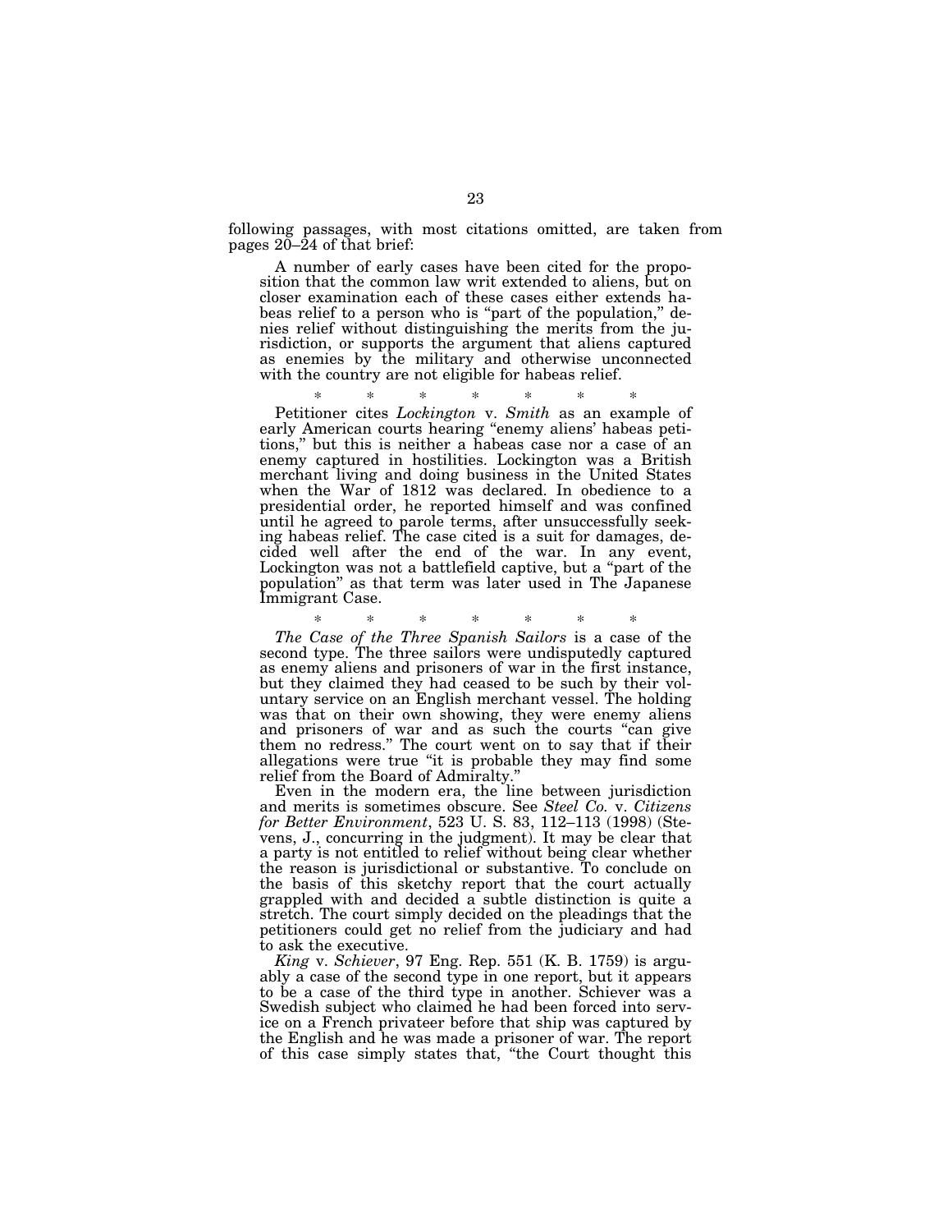following passages, with most citations omitted, are taken from pages 20–24 of that brief:

> A number of early cases have been cited for the proposition that the common law writ extended to aliens, but on closer examination each of these cases either extends habeas relief to a person who is "part of the population," denies relief without distinguishing the merits from the jurisdiction, or supports the argument that aliens captured as enemies by the military and otherwise unconnected with the country are not eligible for habeas relief.
>
> \* \* \* \* \* \* \*
>
> Petitioner cites *Lockington* v. *Smith* as an example of early American courts hearing "enemy aliens' habeas petitions," but this is neither a habeas case nor a case of an enemy captured in hostilities. Lockington was a British merchant living and doing business in the United States when the War of 1812 was declared. In obedience to a presidential order, he reported himself and was confined until he agreed to parole terms, after unsuccessfully seeking habeas relief. The case cited is a suit for damages, decided well after the end of the war. In any event, Lockington was not a battlefield captive, but a "part of the population" as that term was later used in The Japanese Immigrant Case.
>
> \* \* \* \* \* \* \*
>
> *The Case of the Three Spanish Sailors* is a case of the second type. The three sailors were undisputedly captured as enemy aliens and prisoners of war in the first instance, but they claimed they had ceased to be such by their voluntary service on an English merchant vessel. The holding was that on their own showing, they were enemy aliens and prisoners of war and as such the courts "can give them no redress." The court went on to say that if their allegations were true "it is probable they may find some relief from the Board of Admiralty."
>
> Even in the modern era, the line between jurisdiction and merits is sometimes obscure. See *Steel Co.* v. *Citizens for Better Environment*, 523 U. S. 83, 112–113 (1998) (Stevens, J., concurring in the judgment). It may be clear that a party is not entitled to relief without being clear whether the reason is jurisdictional or substantive. To conclude on the basis of this sketchy report that the court actually grappled with and decided a subtle distinction is quite a stretch. The court simply decided on the pleadings that the petitioners could get no relief from the judiciary and had to ask the executive.
>
> *King* v. *Schiever*, 97 Eng. Rep. 551 (K. B. 1759) is arguably a case of the second type in one report, but it appears to be a case of the third type in another. Schiever was a Swedish subject who claimed he had been forced into service on a French privateer before that ship was captured by the English and he was made a prisoner of war. The report of this case simply states that, "the Court thought this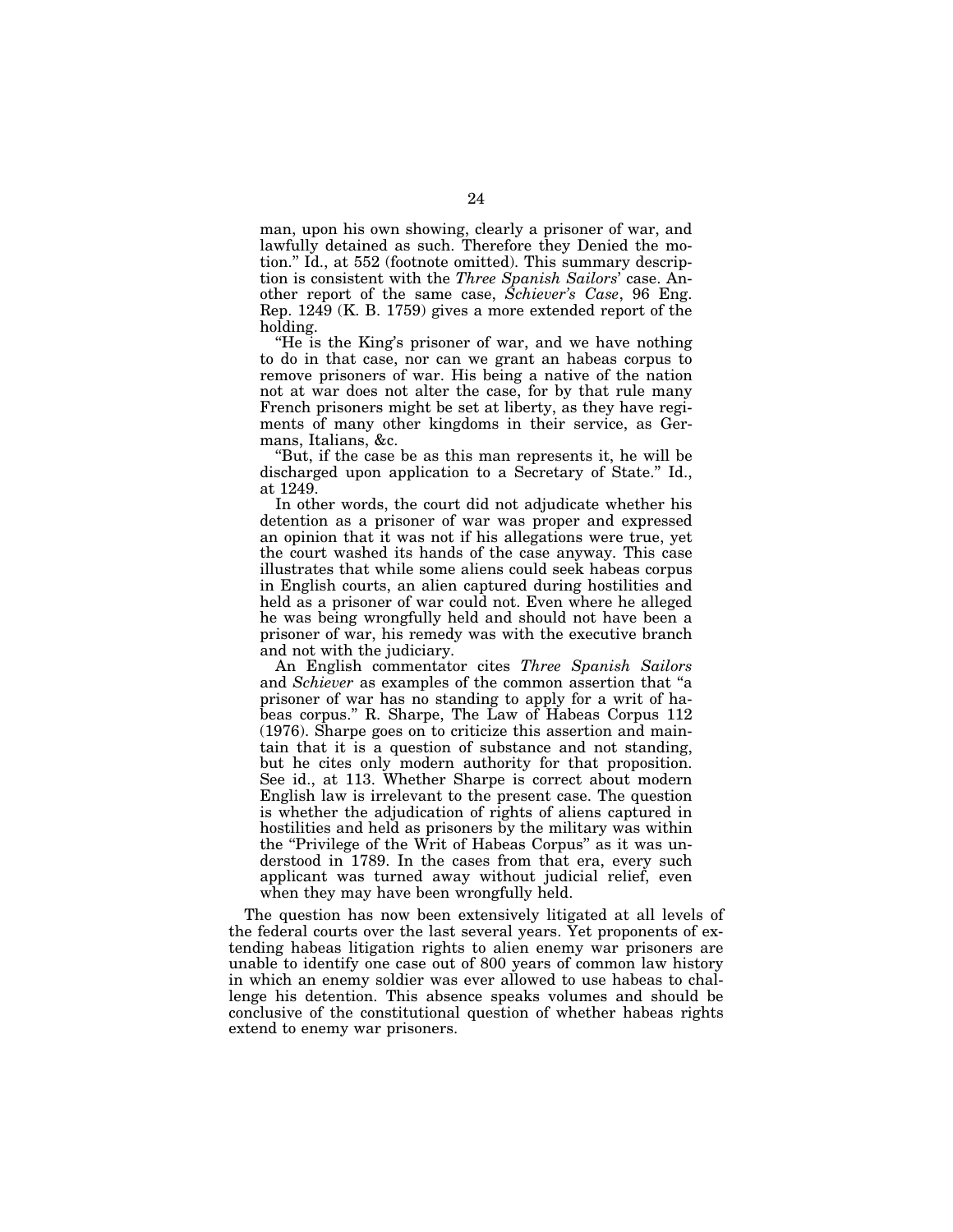man, upon his own showing, clearly a prisoner of war, and lawfully detained as such. Therefore they Denied the motion." Id., at 552 (footnote omitted). This summary description is consistent with the *Three Spanish Sailors*' case. Another report of the same case, *Schiever's Case*, 96 Eng. Rep. 1249 (K. B. 1759) gives a more extended report of the holding.

"He is the King's prisoner of war, and we have nothing to do in that case, nor can we grant an habeas corpus to remove prisoners of war. His being a native of the nation not at war does not alter the case, for by that rule many French prisoners might be set at liberty, as they have regiments of many other kingdoms in their service, as Germans, Italians, &c.

"But, if the case be as this man represents it, he will be discharged upon application to a Secretary of State." Id., at 1249.

In other words, the court did not adjudicate whether his detention as a prisoner of war was proper and expressed an opinion that it was not if his allegations were true, yet the court washed its hands of the case anyway. This case illustrates that while some aliens could seek habeas corpus in English courts, an alien captured during hostilities and held as a prisoner of war could not. Even where he alleged he was being wrongfully held and should not have been a prisoner of war, his remedy was with the executive branch and not with the judiciary.

An English commentator cites *Three Spanish Sailors* and *Schiever* as examples of the common assertion that "a prisoner of war has no standing to apply for a writ of habeas corpus." R. Sharpe, The Law of Habeas Corpus 112 (1976). Sharpe goes on to criticize this assertion and maintain that it is a question of substance and not standing, but he cites only modern authority for that proposition. See id., at 113. Whether Sharpe is correct about modern English law is irrelevant to the present case. The question is whether the adjudication of rights of aliens captured in hostilities and held as prisoners by the military was within the "Privilege of the Writ of Habeas Corpus" as it was understood in 1789. In the cases from that era, every such applicant was turned away without judicial relief, even when they may have been wrongfully held.

The question has now been extensively litigated at all levels of the federal courts over the last several years. Yet proponents of extending habeas litigation rights to alien enemy war prisoners are unable to identify one case out of 800 years of common law history in which an enemy soldier was ever allowed to use habeas to challenge his detention. This absence speaks volumes and should be conclusive of the constitutional question of whether habeas rights extend to enemy war prisoners.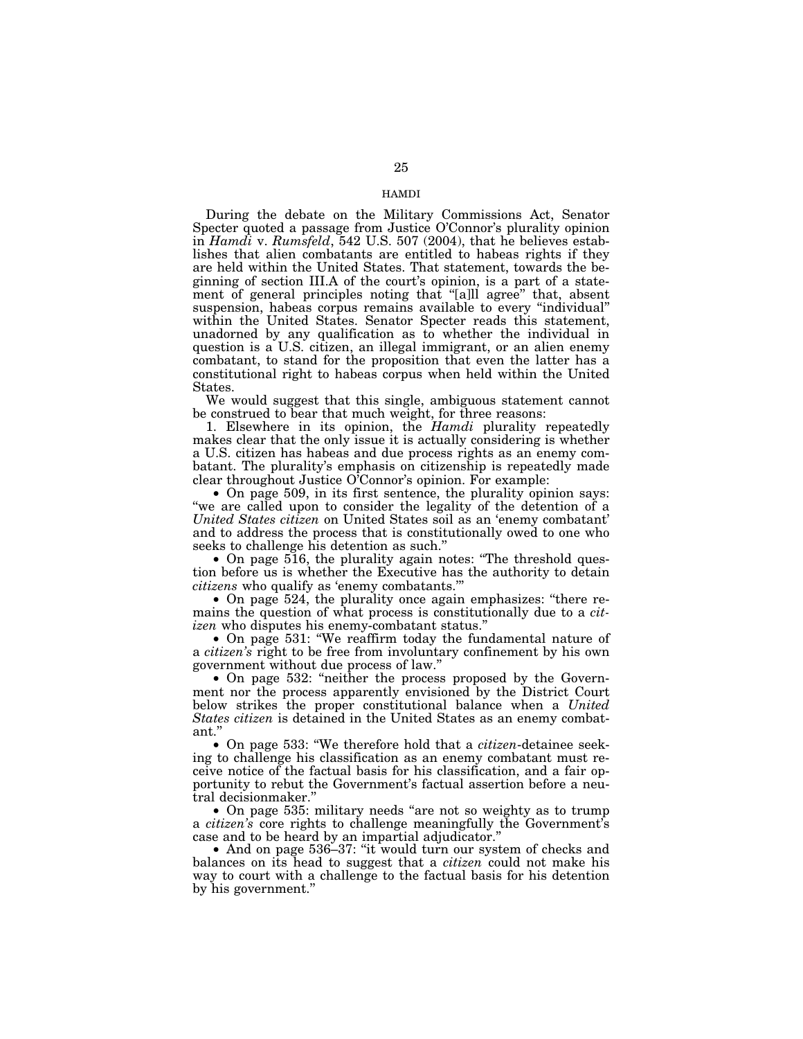## HAMDI

During the debate on the Military Commissions Act, Senator Specter quoted a passage from Justice O'Connor's plurality opinion in *Hamdi* v. *Rumsfeld*, 542 U.S. 507 (2004), that he believes establishes that alien combatants are entitled to habeas rights if they are held within the United States. That statement, towards the beginning of section III.A of the court's opinion, is a part of a statement of general principles noting that "[a]ll agree" that, absent suspension, habeas corpus remains available to every "individual" within the United States. Senator Specter reads this statement, unadorned by any qualification as to whether the individual in question is a U.S. citizen, an illegal immigrant, or an alien enemy combatant, to stand for the proposition that even the latter has a constitutional right to habeas corpus when held within the United States.

We would suggest that this single, ambiguous statement cannot be construed to bear that much weight, for three reasons:

1. Elsewhere in its opinion, the *Hamdi* plurality repeatedly makes clear that the only issue it is actually considering is whether a U.S. citizen has habeas and due process rights as an enemy combatant. The plurality's emphasis on citizenship is repeatedly made clear throughout Justice O'Connor's opinion. For example:

- On page 509, in its first sentence, the plurality opinion says: "we are called upon to consider the legality of the detention of a *United States citizen* on United States soil as an 'enemy combatant' and to address the process that is constitutionally owed to one who seeks to challenge his detention as such."
- On page 516, the plurality again notes: "The threshold question before us is whether the Executive has the authority to detain *citizens* who qualify as 'enemy combatants.'"
- On page 524, the plurality once again emphasizes: "there remains the question of what process is constitutionally due to a *citizen* who disputes his enemy-combatant status."
- On page 531: "We reaffirm today the fundamental nature of a *citizen's* right to be free from involuntary confinement by his own government without due process of law."
- On page 532: "neither the process proposed by the Government nor the process apparently envisioned by the District Court below strikes the proper constitutional balance when a *United States citizen* is detained in the United States as an enemy combatant."
- On page 533: "We therefore hold that a *citizen*-detainee seeking to challenge his classification as an enemy combatant must receive notice of the factual basis for his classification, and a fair opportunity to rebut the Government's factual assertion before a neutral decisionmaker."
- On page 535: military needs "are not so weighty as to trump a *citizen's* core rights to challenge meaningfully the Government's case and to be heard by an impartial adjudicator."
- And on page 536–37: "it would turn our system of checks and balances on its head to suggest that a *citizen* could not make his way to court with a challenge to the factual basis for his detention by his government."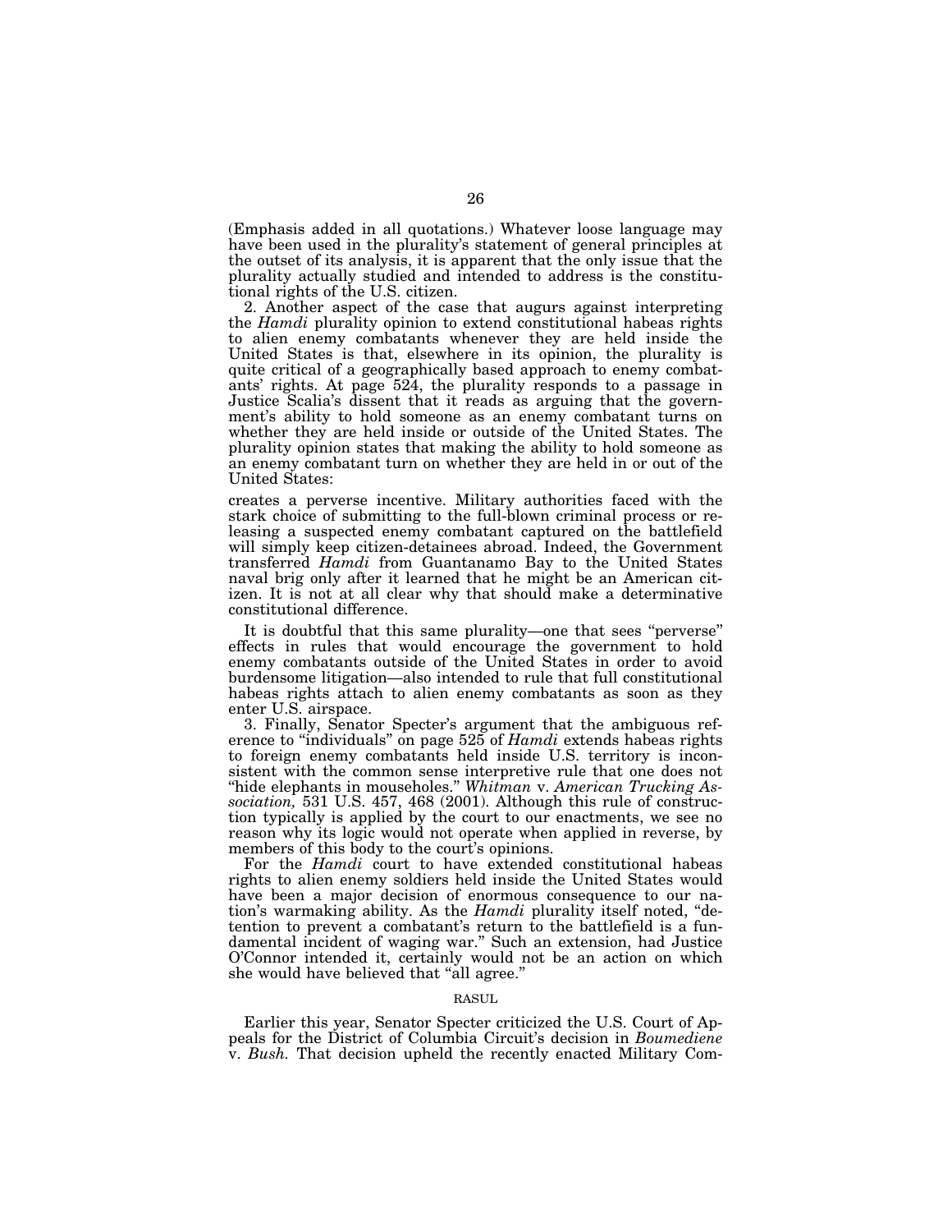(Emphasis added in all quotations.) Whatever loose language may have been used in the plurality's statement of general principles at the outset of its analysis, it is apparent that the only issue that the plurality actually studied and intended to address is the constitutional rights of the U.S. citizen.

2. Another aspect of the case that augurs against interpreting the *Hamdi* plurality opinion to extend constitutional habeas rights to alien enemy combatants whenever they are held inside the United States is that, elsewhere in its opinion, the plurality is quite critical of a geographically based approach to enemy combatants' rights. At page 524, the plurality responds to a passage in Justice Scalia's dissent that it reads as arguing that the government's ability to hold someone as an enemy combatant turns on whether they are held inside or outside of the United States. The plurality opinion states that making the ability to hold someone as an enemy combatant turn on whether they are held in or out of the United States:

> creates a perverse incentive. Military authorities faced with the stark choice of submitting to the full-blown criminal process or releasing a suspected enemy combatant captured on the battlefield will simply keep citizen-detainees abroad. Indeed, the Government transferred *Hamdi* from Guantanamo Bay to the United States naval brig only after it learned that he might be an American citizen. It is not at all clear why that should make a determinative constitutional difference.

It is doubtful that this same plurality—one that sees "perverse" effects in rules that would encourage the government to hold enemy combatants outside of the United States in order to avoid burdensome litigation—also intended to rule that full constitutional habeas rights attach to alien enemy combatants as soon as they enter U.S. airspace.

3. Finally, Senator Specter's argument that the ambiguous reference to "individuals" on page 525 of *Hamdi* extends habeas rights to foreign enemy combatants held inside U.S. territory is inconsistent with the common sense interpretive rule that one does not "hide elephants in mouseholes." *Whitman* v. *American Trucking Association,* 531 U.S. 457, 468 (2001). Although this rule of construction typically is applied by the court to our enactments, we see no reason why its logic would not operate when applied in reverse, by members of this body to the court's opinions.

For the *Hamdi* court to have extended constitutional habeas rights to alien enemy soldiers held inside the United States would have been a major decision of enormous consequence to our nation's warmaking ability. As the *Hamdi* plurality itself noted, "detention to prevent a combatant's return to the battlefield is a fundamental incident of waging war." Such an extension, had Justice O'Connor intended it, certainly would not be an action on which she would have believed that "all agree."

## RASUL

Earlier this year, Senator Specter criticized the U.S. Court of Appeals for the District of Columbia Circuit's decision in *Boumediene* v. *Bush.* That decision upheld the recently enacted Military Com-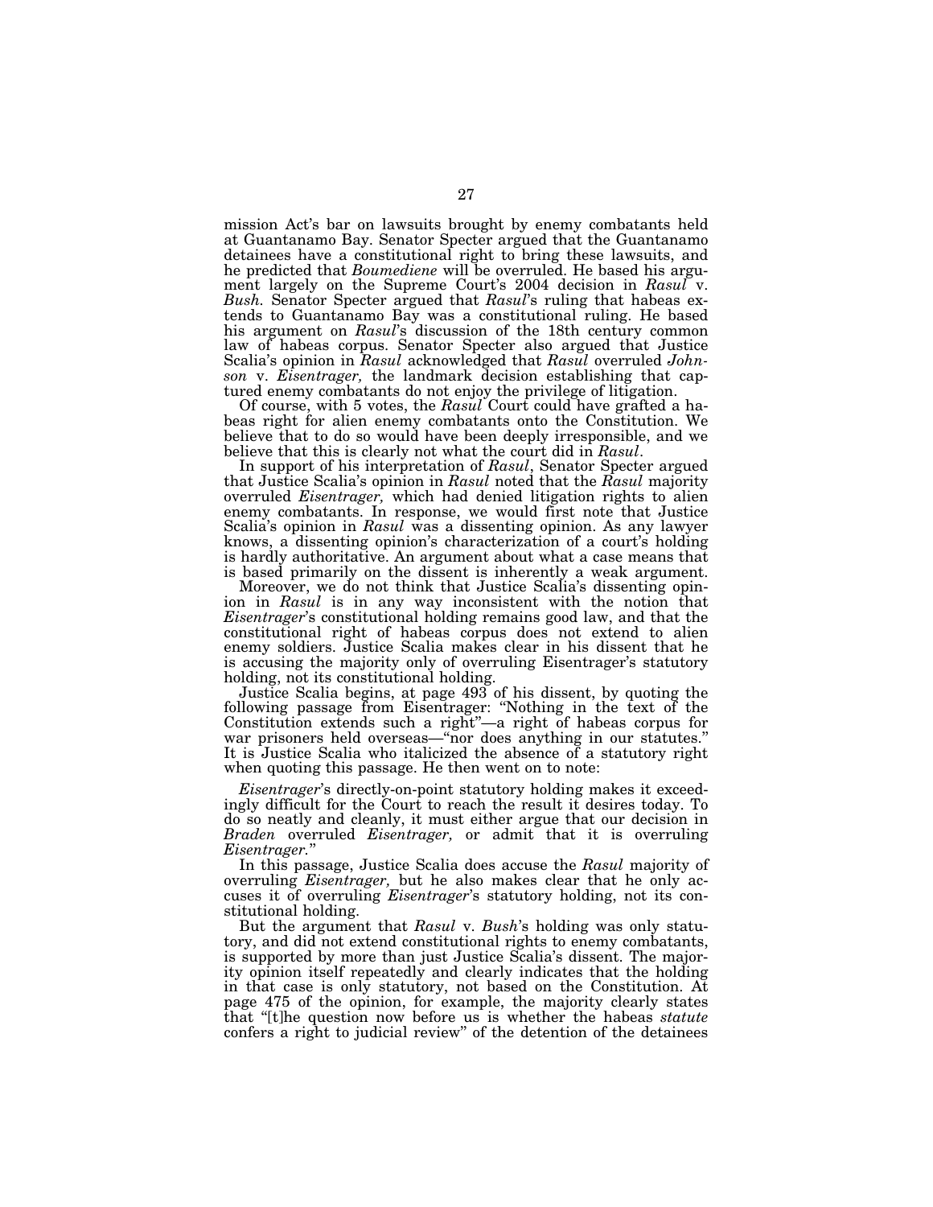mission Act's bar on lawsuits brought by enemy combatants held at Guantanamo Bay. Senator Specter argued that the Guantanamo detainees have a constitutional right to bring these lawsuits, and he predicted that *Boumediene* will be overruled. He based his argument largely on the Supreme Court's 2004 decision in *Rasul* v. *Bush.* Senator Specter argued that *Rasul*'s ruling that habeas extends to Guantanamo Bay was a constitutional ruling. He based his argument on *Rasul*'s discussion of the 18th century common law of habeas corpus. Senator Specter also argued that Justice Scalia's opinion in *Rasul* acknowledged that *Rasul* overruled *Johnson* v. *Eisentrager,* the landmark decision establishing that captured enemy combatants do not enjoy the privilege of litigation.

Of course, with 5 votes, the *Rasul* Court could have grafted a habeas right for alien enemy combatants onto the Constitution. We believe that to do so would have been deeply irresponsible, and we believe that this is clearly not what the court did in *Rasul*.

In support of his interpretation of *Rasul*, Senator Specter argued that Justice Scalia's opinion in *Rasul* noted that the *Rasul* majority overruled *Eisentrager,* which had denied litigation rights to alien enemy combatants. In response, we would first note that Justice Scalia's opinion in *Rasul* was a dissenting opinion. As any lawyer knows, a dissenting opinion's characterization of a court's holding is hardly authoritative. An argument about what a case means that is based primarily on the dissent is inherently a weak argument.

Moreover, we do not think that Justice Scalia's dissenting opinion in *Rasul* is in any way inconsistent with the notion that *Eisentrager*'s constitutional holding remains good law, and that the constitutional right of habeas corpus does not extend to alien enemy soldiers. Justice Scalia makes clear in his dissent that he is accusing the majority only of overruling Eisentrager's statutory holding, not its constitutional holding.

Justice Scalia begins, at page 493 of his dissent, by quoting the following passage from Eisentrager: "Nothing in the text of the Constitution extends such a right"—a right of habeas corpus for war prisoners held overseas—"nor does anything in our statutes." It is Justice Scalia who italicized the absence of a statutory right when quoting this passage. He then went on to note:

> *Eisentrager*'s directly-on-point statutory holding makes it exceedingly difficult for the Court to reach the result it desires today. To do so neatly and cleanly, it must either argue that our decision in *Braden* overruled *Eisentrager,* or admit that it is overruling *Eisentrager.*"

In this passage, Justice Scalia does accuse the *Rasul* majority of overruling *Eisentrager,* but he also makes clear that he only accuses it of overruling *Eisentrager*'s statutory holding, not its constitutional holding.

But the argument that *Rasul* v. *Bush*'s holding was only statutory, and did not extend constitutional rights to enemy combatants, is supported by more than just Justice Scalia's dissent. The majority opinion itself repeatedly and clearly indicates that the holding in that case is only statutory, not based on the Constitution. At page 475 of the opinion, for example, the majority clearly states that "[t]he question now before us is whether the habeas *statute* confers a right to judicial review" of the detention of the detainees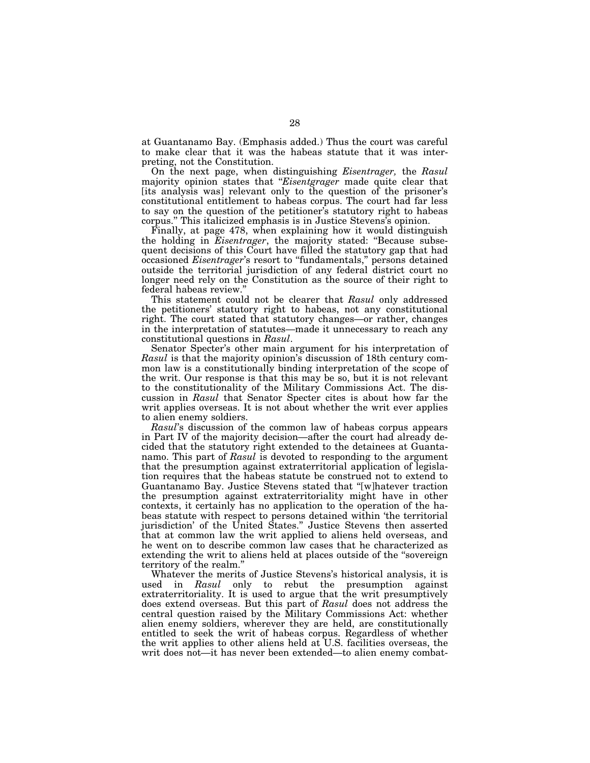at Guantanamo Bay. (Emphasis added.) Thus the court was careful to make clear that it was the habeas statute that it was interpreting, not the Constitution.

On the next page, when distinguishing *Eisentrager,* the *Rasul* majority opinion states that "*Eisentgrager* made quite clear that [its analysis was] relevant only to the question of the prisoner's constitutional entitlement to habeas corpus. The court had far less to say on the question of the petitioner's statutory right to habeas corpus." This italicized emphasis is in Justice Stevens's opinion.

Finally, at page 478, when explaining how it would distinguish the holding in *Eisentrager*, the majority stated: "Because subsequent decisions of this Court have filled the statutory gap that had occasioned *Eisentrager*'s resort to "fundamentals," persons detained outside the territorial jurisdiction of any federal district court no longer need rely on the Constitution as the source of their right to federal habeas review."

This statement could not be clearer that *Rasul* only addressed the petitioners' statutory right to habeas, not any constitutional right. The court stated that statutory changes—or rather, changes in the interpretation of statutes—made it unnecessary to reach any constitutional questions in *Rasul*.

Senator Specter's other main argument for his interpretation of *Rasul* is that the majority opinion's discussion of 18th century common law is a constitutionally binding interpretation of the scope of the writ. Our response is that this may be so, but it is not relevant to the constitutionality of the Military Commissions Act. The discussion in *Rasul* that Senator Specter cites is about how far the writ applies overseas. It is not about whether the writ ever applies to alien enemy soldiers.

*Rasul*'s discussion of the common law of habeas corpus appears in Part IV of the majority decision—after the court had already decided that the statutory right extended to the detainees at Guantanamo. This part of *Rasul* is devoted to responding to the argument that the presumption against extraterritorial application of legislation requires that the habeas statute be construed not to extend to Guantanamo Bay. Justice Stevens stated that "[w]hatever traction the presumption against extraterritoriality might have in other contexts, it certainly has no application to the operation of the habeas statute with respect to persons detained within 'the territorial jurisdiction' of the United States." Justice Stevens then asserted that at common law the writ applied to aliens held overseas, and he went on to describe common law cases that he characterized as extending the writ to aliens held at places outside of the "sovereign territory of the realm."

Whatever the merits of Justice Stevens's historical analysis, it is used in *Rasul* only to rebut the presumption against extraterritoriality. It is used to argue that the writ presumptively does extend overseas. But this part of *Rasul* does not address the central question raised by the Military Commissions Act: whether alien enemy soldiers, wherever they are held, are constitutionally entitled to seek the writ of habeas corpus. Regardless of whether the writ applies to other aliens held at U.S. facilities overseas, the writ does not—it has never been extended—to alien enemy combat-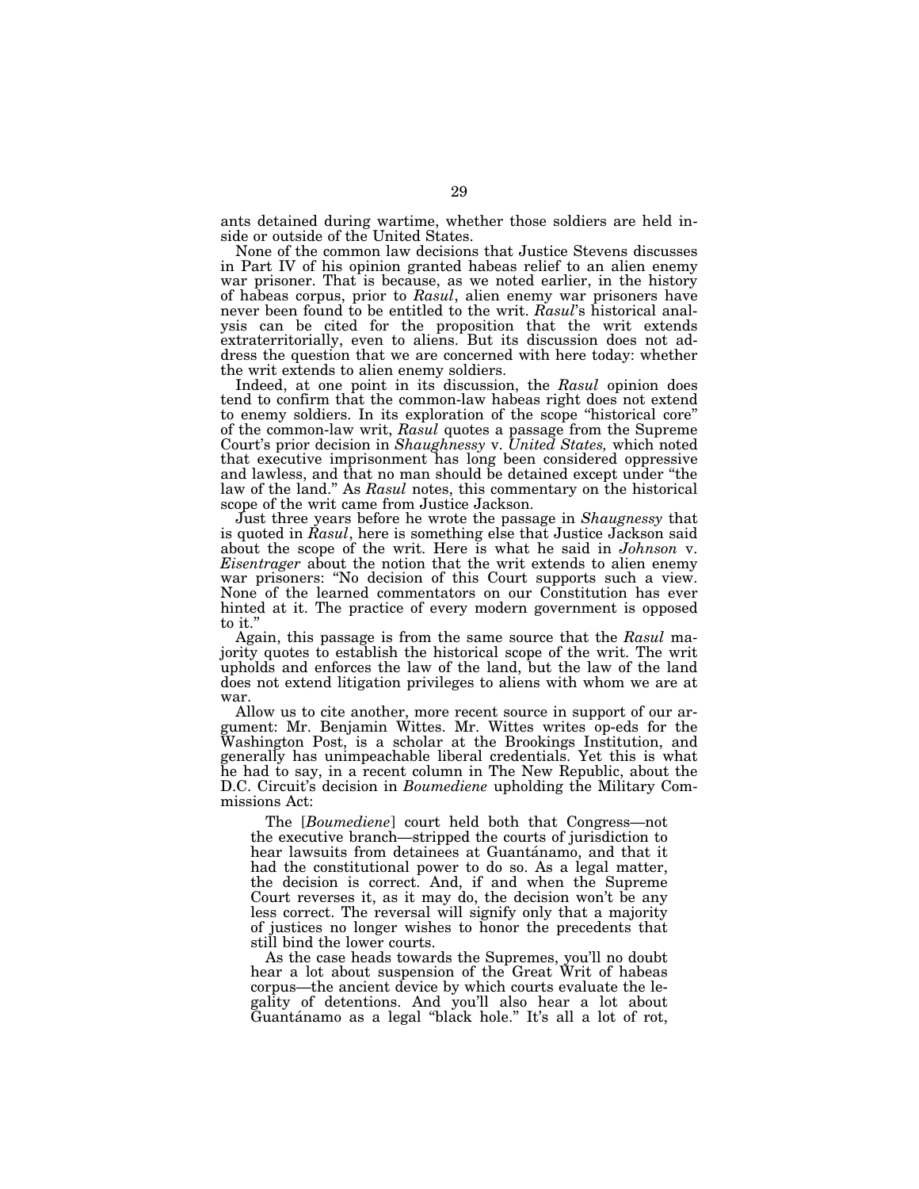ants detained during wartime, whether those soldiers are held inside or outside of the United States.

None of the common law decisions that Justice Stevens discusses in Part IV of his opinion granted habeas relief to an alien enemy war prisoner. That is because, as we noted earlier, in the history of habeas corpus, prior to *Rasul*, alien enemy war prisoners have never been found to be entitled to the writ. *Rasul*'s historical analysis can be cited for the proposition that the writ extends extraterritorially, even to aliens. But its discussion does not address the question that we are concerned with here today: whether the writ extends to alien enemy soldiers.

Indeed, at one point in its discussion, the *Rasul* opinion does tend to confirm that the common-law habeas right does not extend to enemy soldiers. In its exploration of the scope "historical core" of the common-law writ, *Rasul* quotes a passage from the Supreme Court's prior decision in *Shaughnessy* v. *United States,* which noted that executive imprisonment has long been considered oppressive and lawless, and that no man should be detained except under "the law of the land." As *Rasul* notes, this commentary on the historical scope of the writ came from Justice Jackson.

Just three years before he wrote the passage in *Shaugnessy* that is quoted in *Rasul*, here is something else that Justice Jackson said about the scope of the writ. Here is what he said in *Johnson* v. *Eisentrager* about the notion that the writ extends to alien enemy war prisoners: "No decision of this Court supports such a view. None of the learned commentators on our Constitution has ever hinted at it. The practice of every modern government is opposed to it."

Again, this passage is from the same source that the *Rasul* majority quotes to establish the historical scope of the writ. The writ upholds and enforces the law of the land, but the law of the land does not extend litigation privileges to aliens with whom we are at war.

Allow us to cite another, more recent source in support of our argument: Mr. Benjamin Wittes. Mr. Wittes writes op-eds for the Washington Post, is a scholar at the Brookings Institution, and generally has unimpeachable liberal credentials. Yet this is what he had to say, in a recent column in The New Republic, about the D.C. Circuit's decision in *Boumediene* upholding the Military Commissions Act:

> The [*Boumediene*] court held both that Congress—not the executive branch—stripped the courts of jurisdiction to hear lawsuits from detainees at Guantánamo, and that it had the constitutional power to do so. As a legal matter, the decision is correct. And, if and when the Supreme Court reverses it, as it may do, the decision won't be any less correct. The reversal will signify only that a majority of justices no longer wishes to honor the precedents that still bind the lower courts.
>
> As the case heads towards the Supremes, you'll no doubt hear a lot about suspension of the Great Writ of habeas corpus—the ancient device by which courts evaluate the legality of detentions. And you'll also hear a lot about Guantánamo as a legal "black hole." It's all a lot of rot,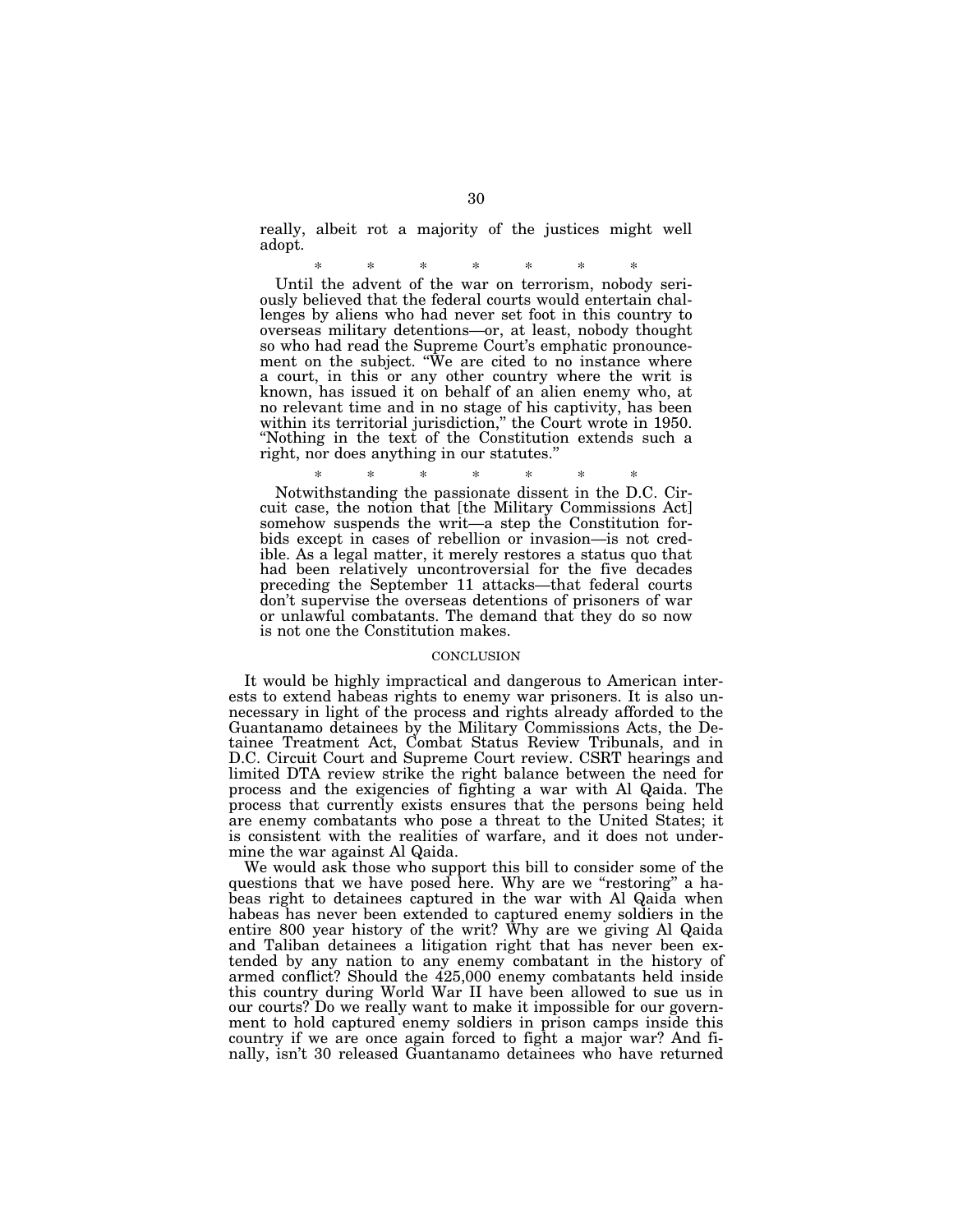really, albeit rot a majority of the justices might well adopt.

\* \* \* \* \* \* \*

Until the advent of the war on terrorism, nobody seriously believed that the federal courts would entertain challenges by aliens who had never set foot in this country to overseas military detentions—or, at least, nobody thought so who had read the Supreme Court's emphatic pronouncement on the subject. "We are cited to no instance where a court, in this or any other country where the writ is known, has issued it on behalf of an alien enemy who, at no relevant time and in no stage of his captivity, has been within its territorial jurisdiction," the Court wrote in 1950. "Nothing in the text of the Constitution extends such a right, nor does anything in our statutes."

\* \* \* \* \* \* \*

Notwithstanding the passionate dissent in the D.C. Circuit case, the notion that [the Military Commissions Act] somehow suspends the writ—a step the Constitution forbids except in cases of rebellion or invasion—is not credible. As a legal matter, it merely restores a status quo that had been relatively uncontroversial for the five decades preceding the September 11 attacks—that federal courts don't supervise the overseas detentions of prisoners of war or unlawful combatants. The demand that they do so now is not one the Constitution makes.

## CONCLUSION

It would be highly impractical and dangerous to American interests to extend habeas rights to enemy war prisoners. It is also unnecessary in light of the process and rights already afforded to the Guantanamo detainees by the Military Commissions Acts, the Detainee Treatment Act, Combat Status Review Tribunals, and in D.C. Circuit Court and Supreme Court review. CSRT hearings and limited DTA review strike the right balance between the need for process and the exigencies of fighting a war with Al Qaida. The process that currently exists ensures that the persons being held are enemy combatants who pose a threat to the United States; it is consistent with the realities of warfare, and it does not undermine the war against Al Qaida.

We would ask those who support this bill to consider some of the questions that we have posed here. Why are we "restoring" a habeas right to detainees captured in the war with Al Qaida when habeas has never been extended to captured enemy soldiers in the entire 800 year history of the writ? Why are we giving Al Qaida and Taliban detainees a litigation right that has never been extended by any nation to any enemy combatant in the history of armed conflict? Should the 425,000 enemy combatants held inside this country during World War II have been allowed to sue us in our courts? Do we really want to make it impossible for our government to hold captured enemy soldiers in prison camps inside this country if we are once again forced to fight a major war? And finally, isn't 30 released Guantanamo detainees who have returned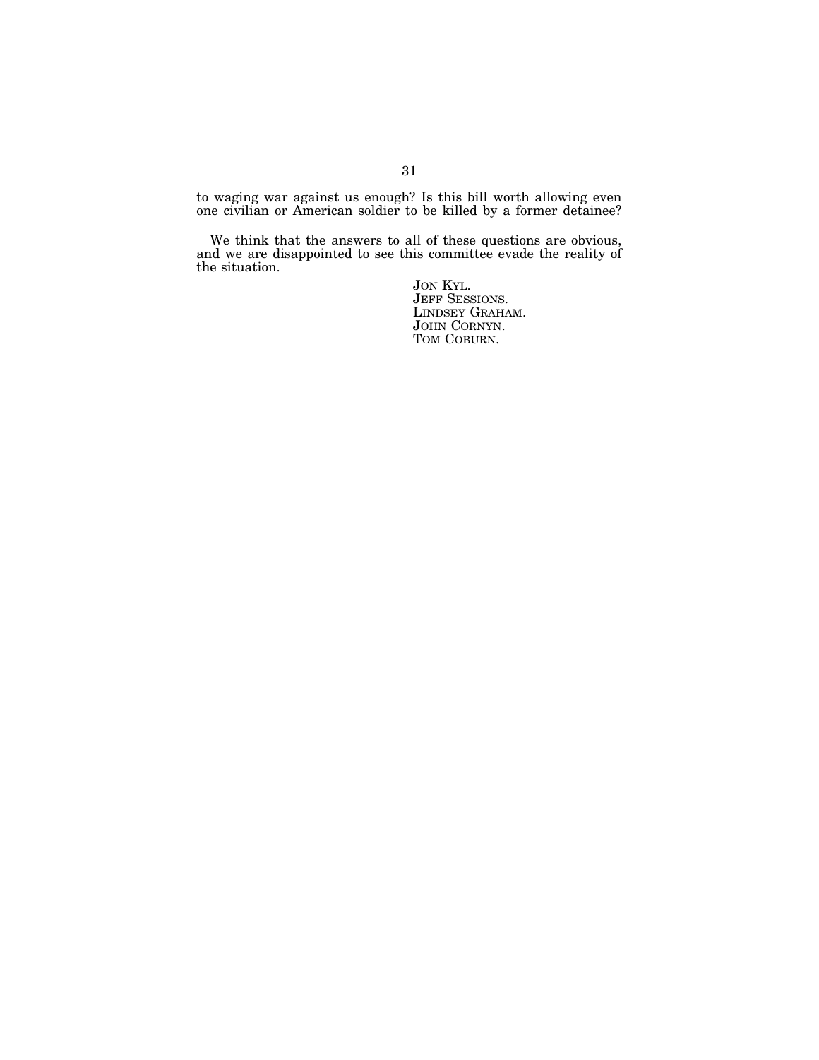to waging war against us enough? Is this bill worth allowing even one civilian or American soldier to be killed by a former detainee?

We think that the answers to all of these questions are obvious, and we are disappointed to see this committee evade the reality of the situation.

JON KYL.
JEFF SESSIONS.
LINDSEY GRAHAM.
JOHN CORNYN.
TOM COBURN.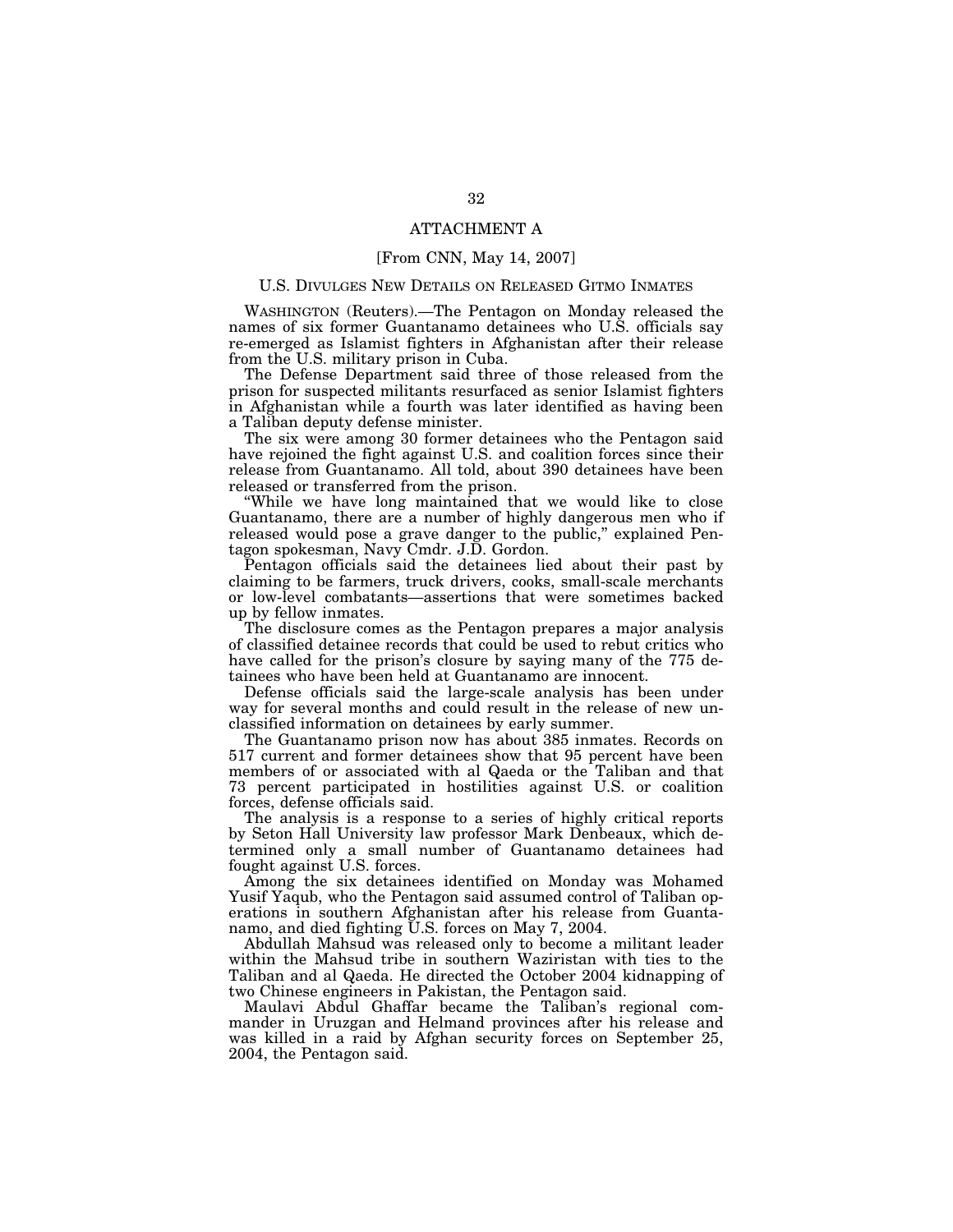# ATTACHMENT A

[From CNN, May 14, 2007]

## U.S. Divulges New Details on Released Gitmo Inmates

WASHINGTON (Reuters).—The Pentagon on Monday released the names of six former Guantanamo detainees who U.S. officials say re-emerged as Islamist fighters in Afghanistan after their release from the U.S. military prison in Cuba.

The Defense Department said three of those released from the prison for suspected militants resurfaced as senior Islamist fighters in Afghanistan while a fourth was later identified as having been a Taliban deputy defense minister.

The six were among 30 former detainees who the Pentagon said have rejoined the fight against U.S. and coalition forces since their release from Guantanamo. All told, about 390 detainees have been released or transferred from the prison.

"While we have long maintained that we would like to close Guantanamo, there are a number of highly dangerous men who if released would pose a grave danger to the public," explained Pentagon spokesman, Navy Cmdr. J.D. Gordon.

Pentagon officials said the detainees lied about their past by claiming to be farmers, truck drivers, cooks, small-scale merchants or low-level combatants—assertions that were sometimes backed up by fellow inmates.

The disclosure comes as the Pentagon prepares a major analysis of classified detainee records that could be used to rebut critics who have called for the prison's closure by saying many of the 775 detainees who have been held at Guantanamo are innocent.

Defense officials said the large-scale analysis has been under way for several months and could result in the release of new unclassified information on detainees by early summer.

The Guantanamo prison now has about 385 inmates. Records on 517 current and former detainees show that 95 percent have been members of or associated with al Qaeda or the Taliban and that 73 percent participated in hostilities against U.S. or coalition forces, defense officials said.

The analysis is a response to a series of highly critical reports by Seton Hall University law professor Mark Denbeaux, which determined only a small number of Guantanamo detainees had fought against U.S. forces.

Among the six detainees identified on Monday was Mohamed Yusif Yaqub, who the Pentagon said assumed control of Taliban operations in southern Afghanistan after his release from Guantanamo, and died fighting U.S. forces on May 7, 2004.

Abdullah Mahsud was released only to become a militant leader within the Mahsud tribe in southern Waziristan with ties to the Taliban and al Qaeda. He directed the October 2004 kidnapping of two Chinese engineers in Pakistan, the Pentagon said.

Maulavi Abdul Ghaffar became the Taliban's regional commander in Uruzgan and Helmand provinces after his release and was killed in a raid by Afghan security forces on September 25, 2004, the Pentagon said.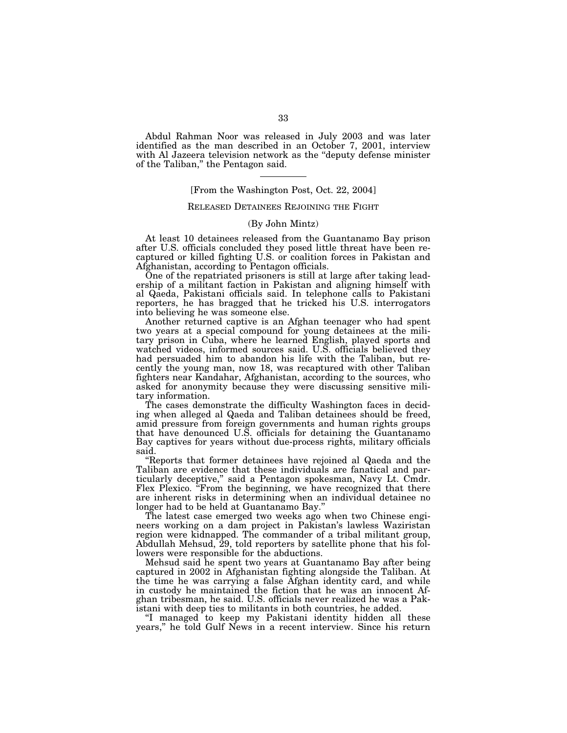Abdul Rahman Noor was released in July 2003 and was later identified as the man described in an October 7, 2001, interview with Al Jazeera television network as the "deputy defense minister of the Taliban," the Pentagon said.

---

[From the Washington Post, Oct. 22, 2004]

## RELEASED DETAINEES REJOINING THE FIGHT

(By John Mintz)

At least 10 detainees released from the Guantanamo Bay prison after U.S. officials concluded they posed little threat have been recaptured or killed fighting U.S. or coalition forces in Pakistan and Afghanistan, according to Pentagon officials.

One of the repatriated prisoners is still at large after taking leadership of a militant faction in Pakistan and aligning himself with al Qaeda, Pakistani officials said. In telephone calls to Pakistani reporters, he has bragged that he tricked his U.S. interrogators into believing he was someone else.

Another returned captive is an Afghan teenager who had spent two years at a special compound for young detainees at the military prison in Cuba, where he learned English, played sports and watched videos, informed sources said. U.S. officials believed they had persuaded him to abandon his life with the Taliban, but recently the young man, now 18, was recaptured with other Taliban fighters near Kandahar, Afghanistan, according to the sources, who asked for anonymity because they were discussing sensitive military information.

The cases demonstrate the difficulty Washington faces in deciding when alleged al Qaeda and Taliban detainees should be freed, amid pressure from foreign governments and human rights groups that have denounced U.S. officials for detaining the Guantanamo Bay captives for years without due-process rights, military officials said.

"Reports that former detainees have rejoined al Qaeda and the Taliban are evidence that these individuals are fanatical and particularly deceptive," said a Pentagon spokesman, Navy Lt. Cmdr. Flex Plexico. "From the beginning, we have recognized that there are inherent risks in determining when an individual detainee no longer had to be held at Guantanamo Bay."

The latest case emerged two weeks ago when two Chinese engineers working on a dam project in Pakistan's lawless Waziristan region were kidnapped. The commander of a tribal militant group, Abdullah Mehsud, 29, told reporters by satellite phone that his followers were responsible for the abductions.

Mehsud said he spent two years at Guantanamo Bay after being captured in 2002 in Afghanistan fighting alongside the Taliban. At the time he was carrying a false Afghan identity card, and while in custody he maintained the fiction that he was an innocent Afghan tribesman, he said. U.S. officials never realized he was a Pakistani with deep ties to militants in both countries, he added.

"I managed to keep my Pakistani identity hidden all these years," he told Gulf News in a recent interview. Since his return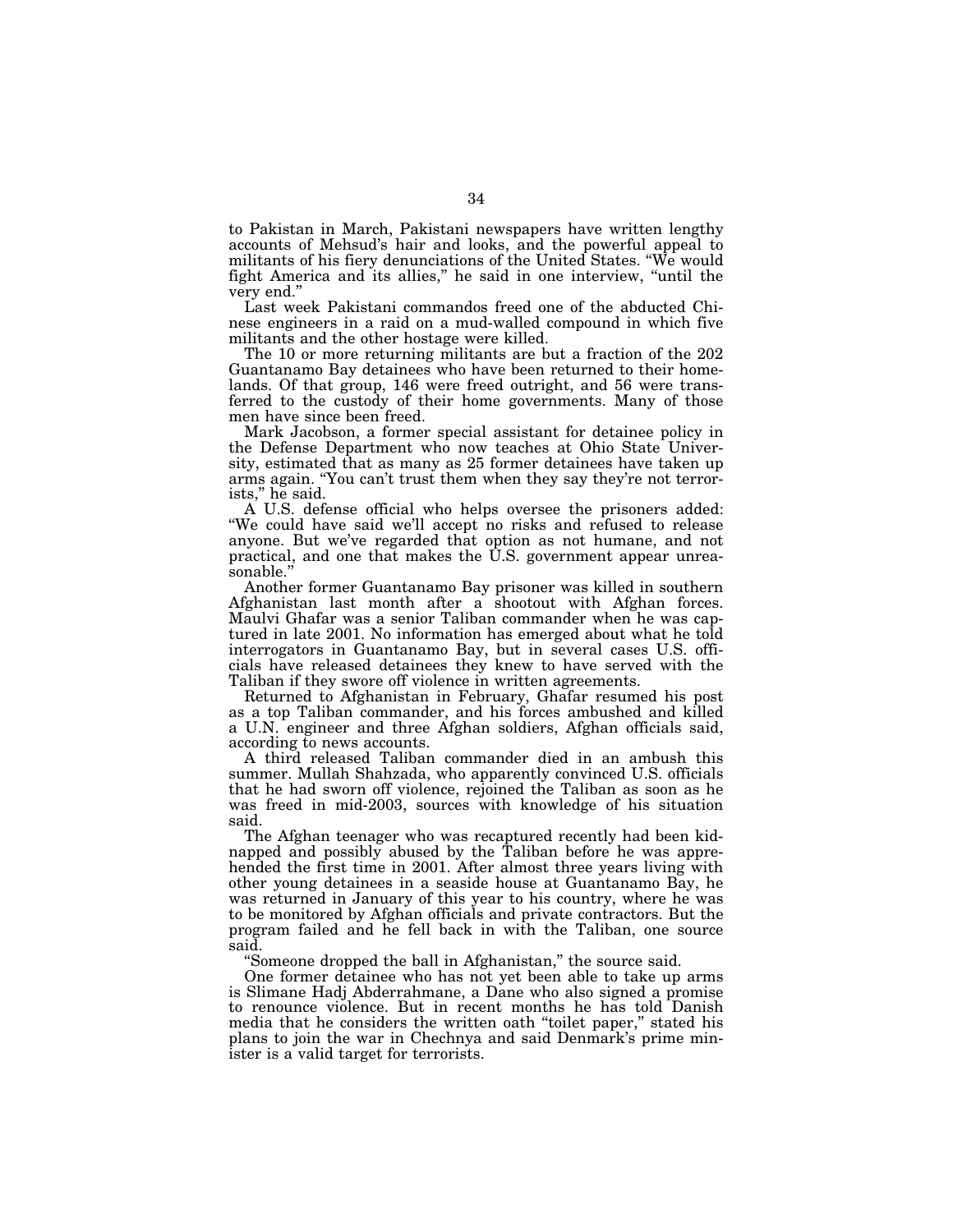to Pakistan in March, Pakistani newspapers have written lengthy accounts of Mehsud's hair and looks, and the powerful appeal to militants of his fiery denunciations of the United States. "We would fight America and its allies," he said in one interview, "until the very end."

Last week Pakistani commandos freed one of the abducted Chinese engineers in a raid on a mud-walled compound in which five militants and the other hostage were killed.

The 10 or more returning militants are but a fraction of the 202 Guantanamo Bay detainees who have been returned to their homelands. Of that group, 146 were freed outright, and 56 were transferred to the custody of their home governments. Many of those men have since been freed.

Mark Jacobson, a former special assistant for detainee policy in the Defense Department who now teaches at Ohio State University, estimated that as many as 25 former detainees have taken up arms again. "You can't trust them when they say they're not terrorists," he said.

A U.S. defense official who helps oversee the prisoners added: "We could have said we'll accept no risks and refused to release anyone. But we've regarded that option as not humane, and not practical, and one that makes the U.S. government appear unreasonable."

Another former Guantanamo Bay prisoner was killed in southern Afghanistan last month after a shootout with Afghan forces. Maulvi Ghafar was a senior Taliban commander when he was captured in late 2001. No information has emerged about what he told interrogators in Guantanamo Bay, but in several cases U.S. officials have released detainees they knew to have served with the Taliban if they swore off violence in written agreements.

Returned to Afghanistan in February, Ghafar resumed his post as a top Taliban commander, and his forces ambushed and killed a U.N. engineer and three Afghan soldiers, Afghan officials said, according to news accounts.

A third released Taliban commander died in an ambush this summer. Mullah Shahzada, who apparently convinced U.S. officials that he had sworn off violence, rejoined the Taliban as soon as he was freed in mid-2003, sources with knowledge of his situation said.

The Afghan teenager who was recaptured recently had been kidnapped and possibly abused by the Taliban before he was apprehended the first time in 2001. After almost three years living with other young detainees in a seaside house at Guantanamo Bay, he was returned in January of this year to his country, where he was to be monitored by Afghan officials and private contractors. But the program failed and he fell back in with the Taliban, one source said.

"Someone dropped the ball in Afghanistan," the source said.

One former detainee who has not yet been able to take up arms is Slimane Hadj Abderrahmane, a Dane who also signed a promise to renounce violence. But in recent months he has told Danish media that he considers the written oath "toilet paper," stated his plans to join the war in Chechnya and said Denmark's prime minister is a valid target for terrorists.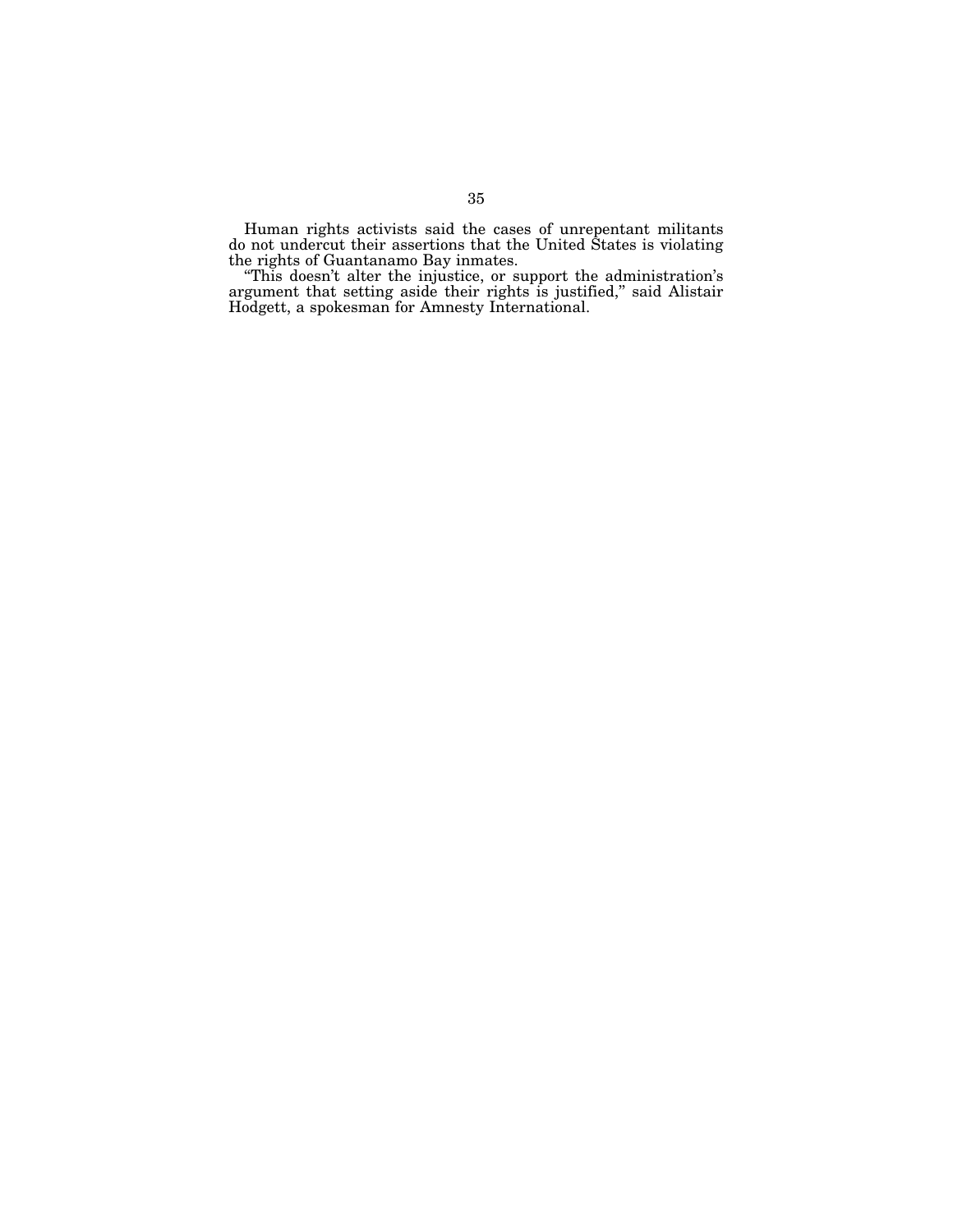Human rights activists said the cases of unrepentant militants do not undercut their assertions that the United States is violating the rights of Guantanamo Bay inmates.

"This doesn't alter the injustice, or support the administration's argument that setting aside their rights is justified," said Alistair Hodgett, a spokesman for Amnesty International.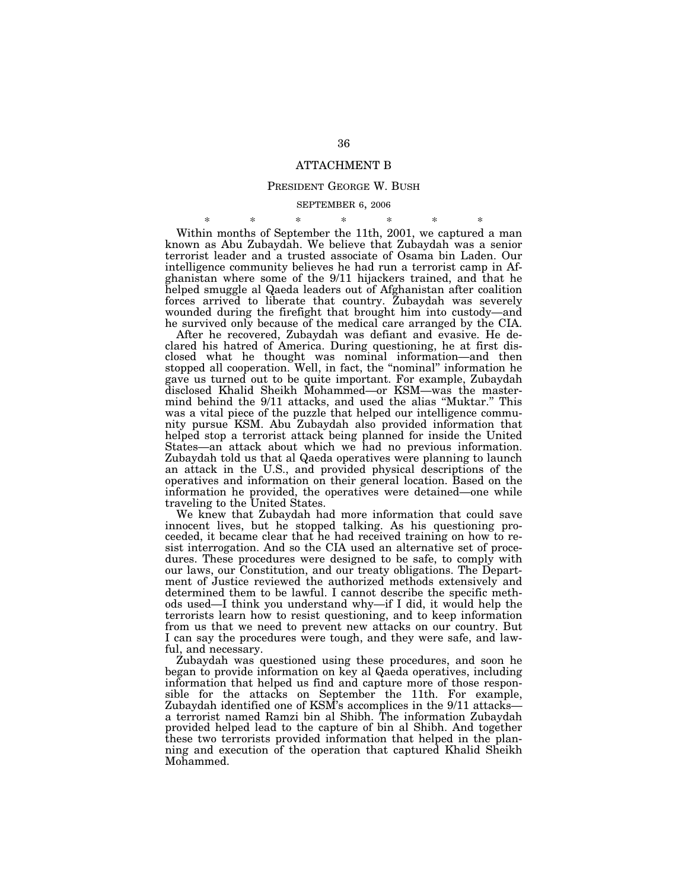# ATTACHMENT B

## PRESIDENT GEORGE W. BUSH

### SEPTEMBER 6, 2006

\* \* \* \* \* \* \*

Within months of September the 11th, 2001, we captured a man known as Abu Zubaydah. We believe that Zubaydah was a senior terrorist leader and a trusted associate of Osama bin Laden. Our intelligence community believes he had run a terrorist camp in Afghanistan where some of the 9/11 hijackers trained, and that he helped smuggle al Qaeda leaders out of Afghanistan after coalition forces arrived to liberate that country. Zubaydah was severely wounded during the firefight that brought him into custody—and he survived only because of the medical care arranged by the CIA.

After he recovered, Zubaydah was defiant and evasive. He declared his hatred of America. During questioning, he at first disclosed what he thought was nominal information—and then stopped all cooperation. Well, in fact, the "nominal" information he gave us turned out to be quite important. For example, Zubaydah disclosed Khalid Sheikh Mohammed—or KSM—was the mastermind behind the 9/11 attacks, and used the alias "Muktar." This was a vital piece of the puzzle that helped our intelligence community pursue KSM. Abu Zubaydah also provided information that helped stop a terrorist attack being planned for inside the United States—an attack about which we had no previous information. Zubaydah told us that al Qaeda operatives were planning to launch an attack in the U.S., and provided physical descriptions of the operatives and information on their general location. Based on the information he provided, the operatives were detained—one while traveling to the United States.

We knew that Zubaydah had more information that could save innocent lives, but he stopped talking. As his questioning proceeded, it became clear that he had received training on how to resist interrogation. And so the CIA used an alternative set of procedures. These procedures were designed to be safe, to comply with our laws, our Constitution, and our treaty obligations. The Department of Justice reviewed the authorized methods extensively and determined them to be lawful. I cannot describe the specific methods used—I think you understand why—if I did, it would help the terrorists learn how to resist questioning, and to keep information from us that we need to prevent new attacks on our country. But I can say the procedures were tough, and they were safe, and lawful, and necessary.

Zubaydah was questioned using these procedures, and soon he began to provide information on key al Qaeda operatives, including information that helped us find and capture more of those responsible for the attacks on September the 11th. For example, Zubaydah identified one of KSM's accomplices in the 9/11 attacks—a terrorist named Ramzi bin al Shibh. The information Zubaydah provided helped lead to the capture of bin al Shibh. And together these two terrorists provided information that helped in the planning and execution of the operation that captured Khalid Sheikh Mohammed.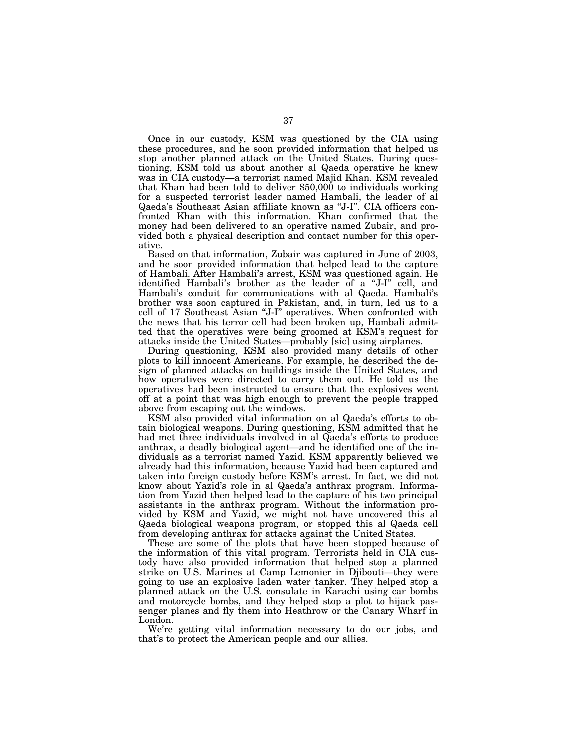Once in our custody, KSM was questioned by the CIA using these procedures, and he soon provided information that helped us stop another planned attack on the United States. During questioning, KSM told us about another al Qaeda operative he knew was in CIA custody—a terrorist named Majid Khan. KSM revealed that Khan had been told to deliver $50,000 to individuals working for a suspected terrorist leader named Hambali, the leader of al Qaeda's Southeast Asian affiliate known as "J-I". CIA officers confronted Khan with this information. Khan confirmed that the money had been delivered to an operative named Zubair, and provided both a physical description and contact number for this operative.

Based on that information, Zubair was captured in June of 2003, and he soon provided information that helped lead to the capture of Hambali. After Hambali's arrest, KSM was questioned again. He identified Hambali's brother as the leader of a "J-I" cell, and Hambali's conduit for communications with al Qaeda. Hambali's brother was soon captured in Pakistan, and, in turn, led us to a cell of 17 Southeast Asian "J-I" operatives. When confronted with the news that his terror cell had been broken up, Hambali admitted that the operatives were being groomed at KSM's request for attacks inside the United States—probably [sic] using airplanes.

During questioning, KSM also provided many details of other plots to kill innocent Americans. For example, he described the design of planned attacks on buildings inside the United States, and how operatives were directed to carry them out. He told us the operatives had been instructed to ensure that the explosives went off at a point that was high enough to prevent the people trapped above from escaping out the windows.

KSM also provided vital information on al Qaeda's efforts to obtain biological weapons. During questioning, KSM admitted that he had met three individuals involved in al Qaeda's efforts to produce anthrax, a deadly biological agent—and he identified one of the individuals as a terrorist named Yazid. KSM apparently believed we already had this information, because Yazid had been captured and taken into foreign custody before KSM's arrest. In fact, we did not know about Yazid's role in al Qaeda's anthrax program. Information from Yazid then helped lead to the capture of his two principal assistants in the anthrax program. Without the information provided by KSM and Yazid, we might not have uncovered this al Qaeda biological weapons program, or stopped this al Qaeda cell from developing anthrax for attacks against the United States.

These are some of the plots that have been stopped because of the information of this vital program. Terrorists held in CIA custody have also provided information that helped stop a planned strike on U.S. Marines at Camp Lemonier in Djibouti—they were going to use an explosive laden water tanker. They helped stop a planned attack on the U.S. consulate in Karachi using car bombs and motorcycle bombs, and they helped stop a plot to hijack passenger planes and fly them into Heathrow or the Canary Wharf in London.

We're getting vital information necessary to do our jobs, and that's to protect the American people and our allies.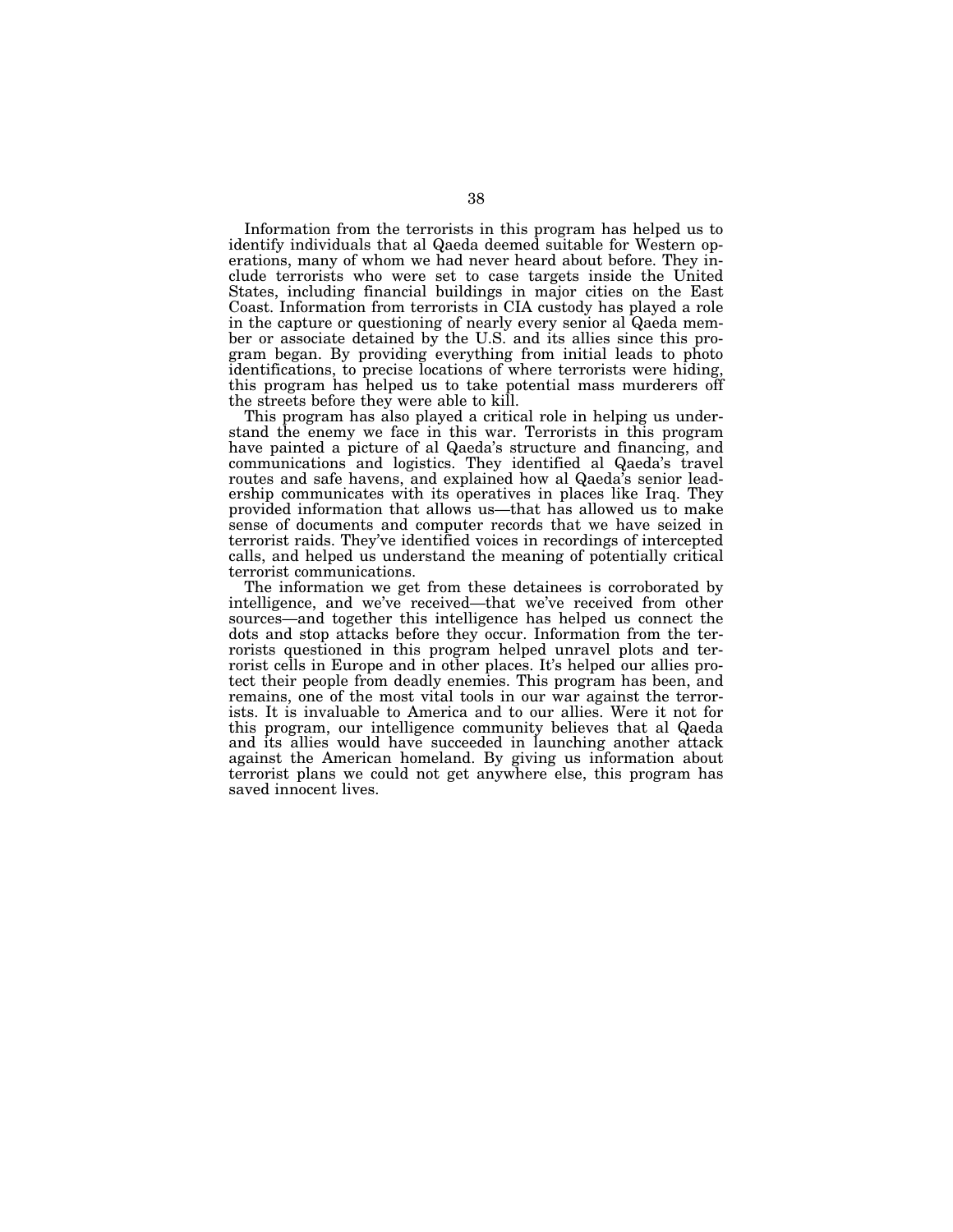Information from the terrorists in this program has helped us to identify individuals that al Qaeda deemed suitable for Western operations, many of whom we had never heard about before. They include terrorists who were set to case targets inside the United States, including financial buildings in major cities on the East Coast. Information from terrorists in CIA custody has played a role in the capture or questioning of nearly every senior al Qaeda member or associate detained by the U.S. and its allies since this program began. By providing everything from initial leads to photo identifications, to precise locations of where terrorists were hiding, this program has helped us to take potential mass murderers off the streets before they were able to kill.

This program has also played a critical role in helping us understand the enemy we face in this war. Terrorists in this program have painted a picture of al Qaeda's structure and financing, and communications and logistics. They identified al Qaeda's travel routes and safe havens, and explained how al Qaeda's senior leadership communicates with its operatives in places like Iraq. They provided information that allows us—that has allowed us to make sense of documents and computer records that we have seized in terrorist raids. They've identified voices in recordings of intercepted calls, and helped us understand the meaning of potentially critical terrorist communications.

The information we get from these detainees is corroborated by intelligence, and we've received—that we've received from other sources—and together this intelligence has helped us connect the dots and stop attacks before they occur. Information from the terrorists questioned in this program helped unravel plots and terrorist cells in Europe and in other places. It's helped our allies protect their people from deadly enemies. This program has been, and remains, one of the most vital tools in our war against the terrorists. It is invaluable to America and to our allies. Were it not for this program, our intelligence community believes that al Qaeda and its allies would have succeeded in launching another attack against the American homeland. By giving us information about terrorist plans we could not get anywhere else, this program has saved innocent lives.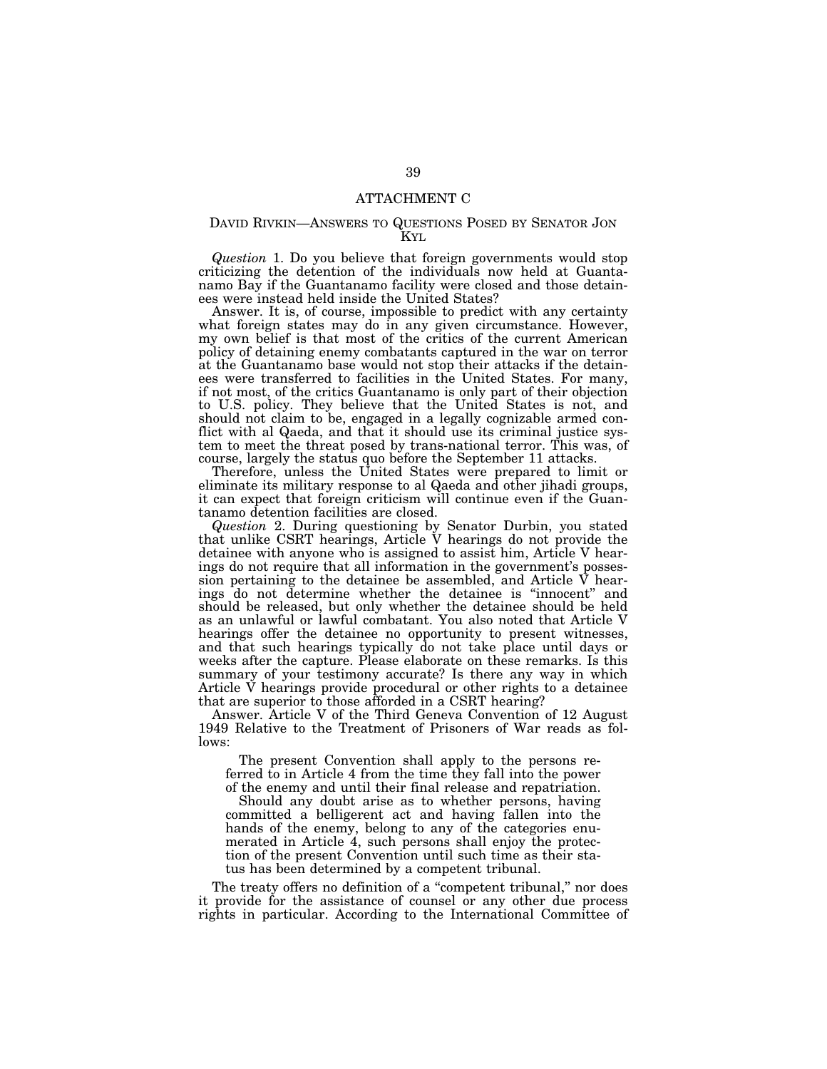## ATTACHMENT C

### DAVID RIVKIN—ANSWERS TO QUESTIONS POSED BY SENATOR JON KYL

*Question* 1. Do you believe that foreign governments would stop criticizing the detention of the individuals now held at Guantanamo Bay if the Guantanamo facility were closed and those detainees were instead held inside the United States?

Answer. It is, of course, impossible to predict with any certainty what foreign states may do in any given circumstance. However, my own belief is that most of the critics of the current American policy of detaining enemy combatants captured in the war on terror at the Guantanamo base would not stop their attacks if the detainees were transferred to facilities in the United States. For many, if not most, of the critics Guantanamo is only part of their objection to U.S. policy. They believe that the United States is not, and should not claim to be, engaged in a legally cognizable armed conflict with al Qaeda, and that it should use its criminal justice system to meet the threat posed by trans-national terror. This was, of course, largely the status quo before the September 11 attacks.

Therefore, unless the United States were prepared to limit or eliminate its military response to al Qaeda and other jihadi groups, it can expect that foreign criticism will continue even if the Guantanamo detention facilities are closed.

*Question* 2. During questioning by Senator Durbin, you stated that unlike CSRT hearings, Article V hearings do not provide the detainee with anyone who is assigned to assist him, Article V hearings do not require that all information in the government's possession pertaining to the detainee be assembled, and Article V hearings do not determine whether the detainee is "innocent" and should be released, but only whether the detainee should be held as an unlawful or lawful combatant. You also noted that Article V hearings offer the detainee no opportunity to present witnesses, and that such hearings typically do not take place until days or weeks after the capture. Please elaborate on these remarks. Is this summary of your testimony accurate? Is there any way in which Article V hearings provide procedural or other rights to a detainee that are superior to those afforded in a CSRT hearing?

Answer. Article V of the Third Geneva Convention of 12 August 1949 Relative to the Treatment of Prisoners of War reads as follows:

> The present Convention shall apply to the persons referred to in Article 4 from the time they fall into the power of the enemy and until their final release and repatriation.
>
> Should any doubt arise as to whether persons, having committed a belligerent act and having fallen into the hands of the enemy, belong to any of the categories enumerated in Article 4, such persons shall enjoy the protection of the present Convention until such time as their status has been determined by a competent tribunal.

The treaty offers no definition of a "competent tribunal," nor does it provide for the assistance of counsel or any other due process rights in particular. According to the International Committee of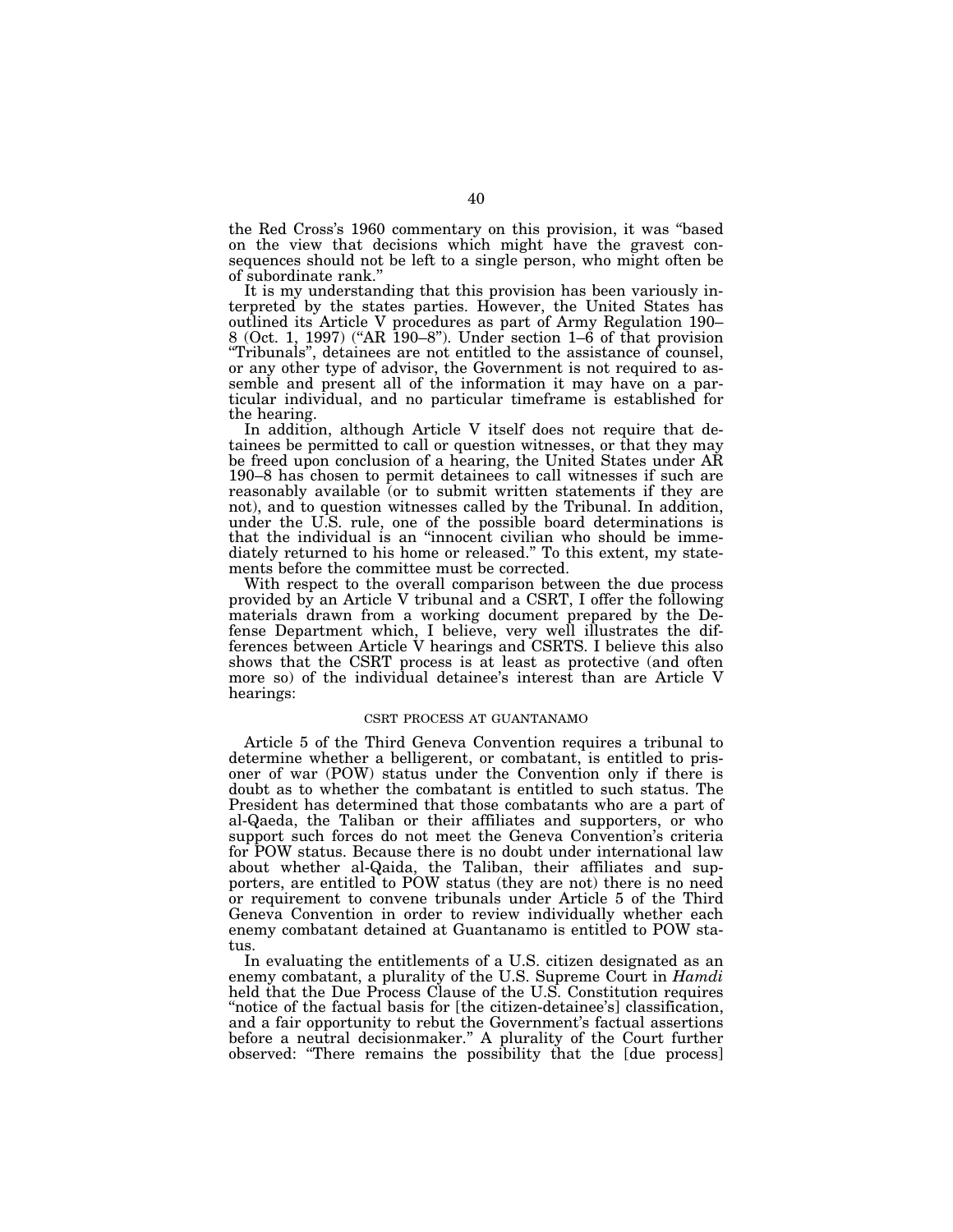the Red Cross's 1960 commentary on this provision, it was "based on the view that decisions which might have the gravest consequences should not be left to a single person, who might often be of subordinate rank."

It is my understanding that this provision has been variously interpreted by the states parties. However, the United States has outlined its Article V procedures as part of Army Regulation 190–8 (Oct. 1, 1997) ("AR 190–8"). Under section 1–6 of that provision "Tribunals", detainees are not entitled to the assistance of counsel, or any other type of advisor, the Government is not required to assemble and present all of the information it may have on a particular individual, and no particular timeframe is established for the hearing.

In addition, although Article V itself does not require that detainees be permitted to call or question witnesses, or that they may be freed upon conclusion of a hearing, the United States under AR 190–8 has chosen to permit detainees to call witnesses if such are reasonably available (or to submit written statements if they are not), and to question witnesses called by the Tribunal. In addition, under the U.S. rule, one of the possible board determinations is that the individual is an "innocent civilian who should be immediately returned to his home or released." To this extent, my statements before the committee must be corrected.

With respect to the overall comparison between the due process provided by an Article V tribunal and a CSRT, I offer the following materials drawn from a working document prepared by the Defense Department which, I believe, very well illustrates the differences between Article V hearings and CSRTS. I believe this also shows that the CSRT process is at least as protective (and often more so) of the individual detainee's interest than are Article V hearings:

### CSRT PROCESS AT GUANTANAMO

Article 5 of the Third Geneva Convention requires a tribunal to determine whether a belligerent, or combatant, is entitled to prisoner of war (POW) status under the Convention only if there is doubt as to whether the combatant is entitled to such status. The President has determined that those combatants who are a part of al-Qaeda, the Taliban or their affiliates and supporters, or who support such forces do not meet the Geneva Convention's criteria for POW status. Because there is no doubt under international law about whether al-Qaida, the Taliban, their affiliates and supporters, are entitled to POW status (they are not) there is no need or requirement to convene tribunals under Article 5 of the Third Geneva Convention in order to review individually whether each enemy combatant detained at Guantanamo is entitled to POW status.

In evaluating the entitlements of a U.S. citizen designated as an enemy combatant, a plurality of the U.S. Supreme Court in *Hamdi* held that the Due Process Clause of the U.S. Constitution requires "notice of the factual basis for [the citizen-detainee's] classification, and a fair opportunity to rebut the Government's factual assertions before a neutral decisionmaker." A plurality of the Court further observed: "There remains the possibility that the [due process]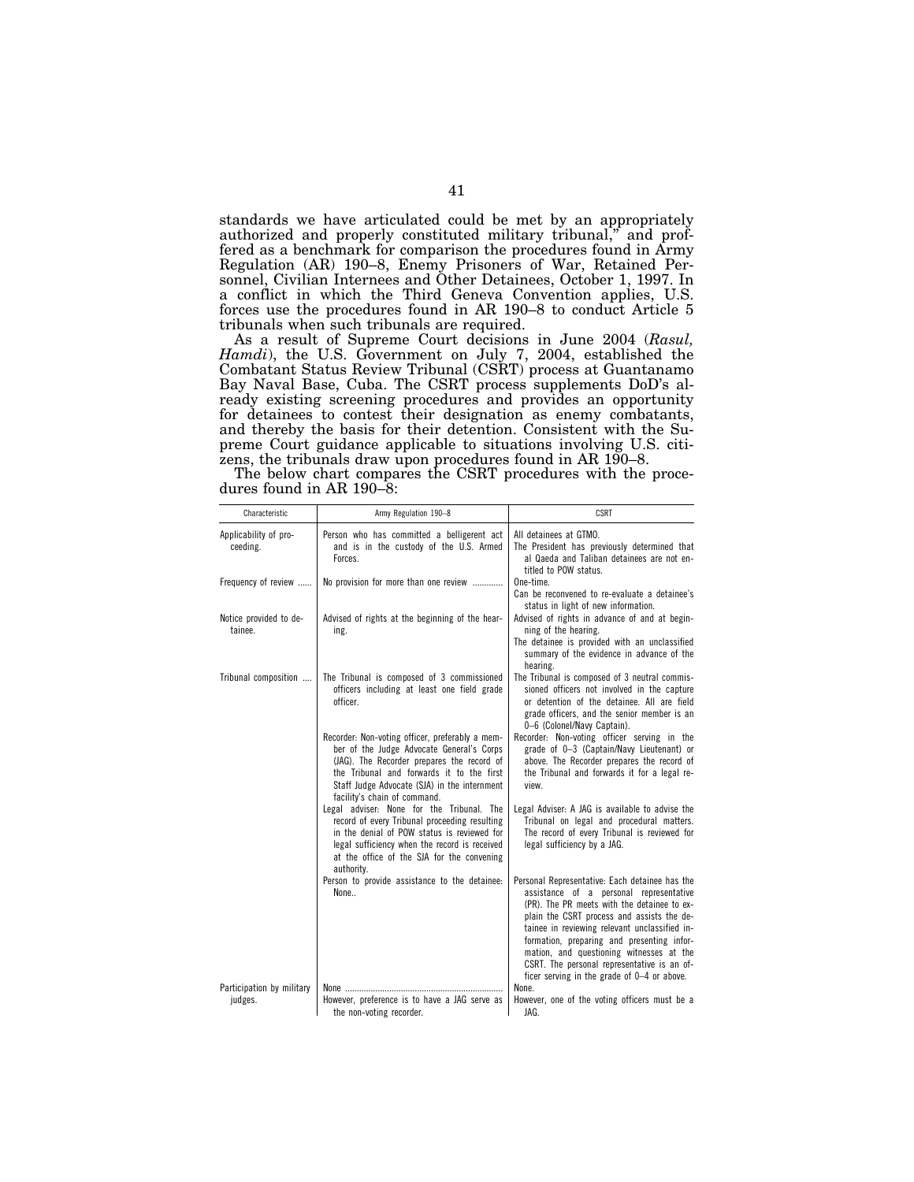standards we have articulated could be met by an appropriately authorized and properly constituted military tribunal," and proffered as a benchmark for comparison the procedures found in Army Regulation (AR) 190–8, Enemy Prisoners of War, Retained Personnel, Civilian Internees and Other Detainees, October 1, 1997. In a conflict in which the Third Geneva Convention applies, U.S. forces use the procedures found in AR 190–8 to conduct Article 5 tribunals when such tribunals are required.

As a result of Supreme Court decisions in June 2004 (*Rasul, Hamdi*), the U.S. Government on July 7, 2004, established the Combatant Status Review Tribunal (CSRT) process at Guantanamo Bay Naval Base, Cuba. The CSRT process supplements DoD's already existing screening procedures and provides an opportunity for detainees to contest their designation as enemy combatants, and thereby the basis for their detention. Consistent with the Supreme Court guidance applicable to situations involving U.S. citizens, the tribunals draw upon procedures found in AR 190–8.

The below chart compares the CSRT procedures with the procedures found in AR 190–8:

| Characteristic | Army Regulation 190–8 | CSRT |
|---|---|---|
| Applicability of proceeding. | Person who has committed a belligerent act and is in the custody of the U.S. Armed Forces. | All detainees at GTMO.<br>The President has previously determined that al Qaeda and Taliban detainees are not entitled to POW status. |
| Frequency of review | No provision for more than one review | One-time.<br>Can be reconvened to re-evaluate a detainee's status in light of new information. |
| Notice provided to detainee. | Advised of rights at the beginning of the hearing. | Advised of rights in advance of and at beginning of the hearing.<br>The detainee is provided with an unclassified summary of the evidence in advance of the hearing. |
| Tribunal composition | The Tribunal is composed of 3 commissioned officers including at least one field grade officer. | The Tribunal is composed of 3 neutral commissioned officers not involved in the capture or detention of the detainee. All are field grade officers, and the senior member is an 0–6 (Colonel/Navy Captain). |
| | Recorder: Non-voting officer, preferably a member of the Judge Advocate General's Corps (JAG). The Recorder prepares the record of the Tribunal and forwards it to the first Staff Judge Advocate (SJA) in the internment facility's chain of command. | Recorder: Non-voting officer serving in the grade of 0–3 (Captain/Navy Lieutenant) or above. The Recorder prepares the record of the Tribunal and forwards it for a legal review. |
| | Legal adviser: None for the Tribunal. The record of every Tribunal proceeding resulting in the denial of POW status is reviewed for legal sufficiency when the record is received at the office of the SJA for the convening authority. | Legal Adviser: A JAG is available to advise the Tribunal on legal and procedural matters. The record of every Tribunal is reviewed for legal sufficiency by a JAG. |
| | Person to provide assistance to the detainee: None.. | Personal Representative: Each detainee has the assistance of a personal representative (PR). The PR meets with the detainee to explain the CSRT process and assists the detainee in reviewing relevant unclassified information, preparing and presenting information, and questioning witnesses at the CSRT. The personal representative is an officer serving in the grade of 0–4 or above. |
| Participation by military judges. | None<br>However, preference is to have a JAG serve as the non-voting recorder. | None.<br>However, one of the voting officers must be a JAG. |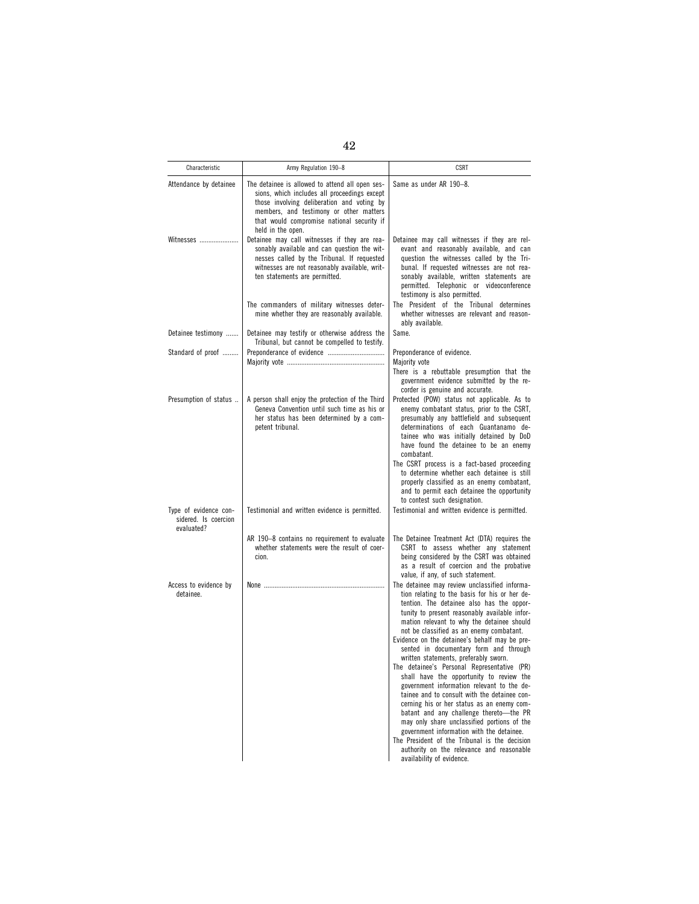| Characteristic | Army Regulation 190–8 | CSRT |
| --- | --- | --- |
| Attendance by detainee | The detainee is allowed to attend all open sessions, which includes all proceedings except those involving deliberation and voting by members, and testimony or other matters that would compromise national security if held in the open. | Same as under AR 190–8. |
| Witnesses | Detainee may call witnesses if they are reasonably available and can question the witnesses called by the Tribunal. If requested witnesses are not reasonably available, written statements are permitted. | Detainee may call witnesses if they are relevant and reasonably available, and can question the witnesses called by the Tribunal. If requested witnesses are not reasonably available, written statements are permitted. Telephonic or videoconference testimony is also permitted. |
| | The commanders of military witnesses determine whether they are reasonably available. | The President of the Tribunal determines whether witnesses are relevant and reasonably available. |
| Detainee testimony | Detainee may testify or otherwise address the Tribunal, but cannot be compelled to testify. | Same. |
| Standard of proof | Preponderance of evidence<br>Majority vote | Preponderance of evidence.<br>Majority vote<br>There is a rebuttable presumption that the government evidence submitted by the recorder is genuine and accurate. |
| Presumption of status | A person shall enjoy the protection of the Third Geneva Convention until such time as his or her status has been determined by a competent tribunal. | Protected (POW) status not applicable. As to enemy combatant status, prior to the CSRT, presumably any battlefield and subsequent determinations of each Guantanamo detainee who was initially detained by DoD have found the detainee to be an enemy combatant.<br>The CSRT process is a fact-based proceeding to determine whether each detainee is still properly classified as an enemy combatant, and to permit each detainee the opportunity to contest such designation. |
| Type of evidence considered. Is coercion evaluated? | Testimonial and written evidence is permitted. | Testimonial and written evidence is permitted. |
| | AR 190–8 contains no requirement to evaluate whether statements were the result of coercion. | The Detainee Treatment Act (DTA) requires the CSRT to assess whether any statement being considered by the CSRT was obtained as a result of coercion and the probative value, if any, of such statement. |
| Access to evidence by detainee. | None | The detainee may review unclassified information relating to the basis for his or her detention. The detainee also has the opportunity to present reasonably available information relevant to why the detainee should not be classified as an enemy combatant.<br>Evidence on the detainee's behalf may be presented in documentary form and through written statements, preferably sworn.<br>The detainee's Personal Representative (PR) shall have the opportunity to review the government information relevant to the detainee and to consult with the detainee concerning his or her status as an enemy combatant and any challenge thereto—the PR may only share unclassified portions of the government information with the detainee.<br>The President of the Tribunal is the decision authority on the relevance and reasonable availability of evidence. |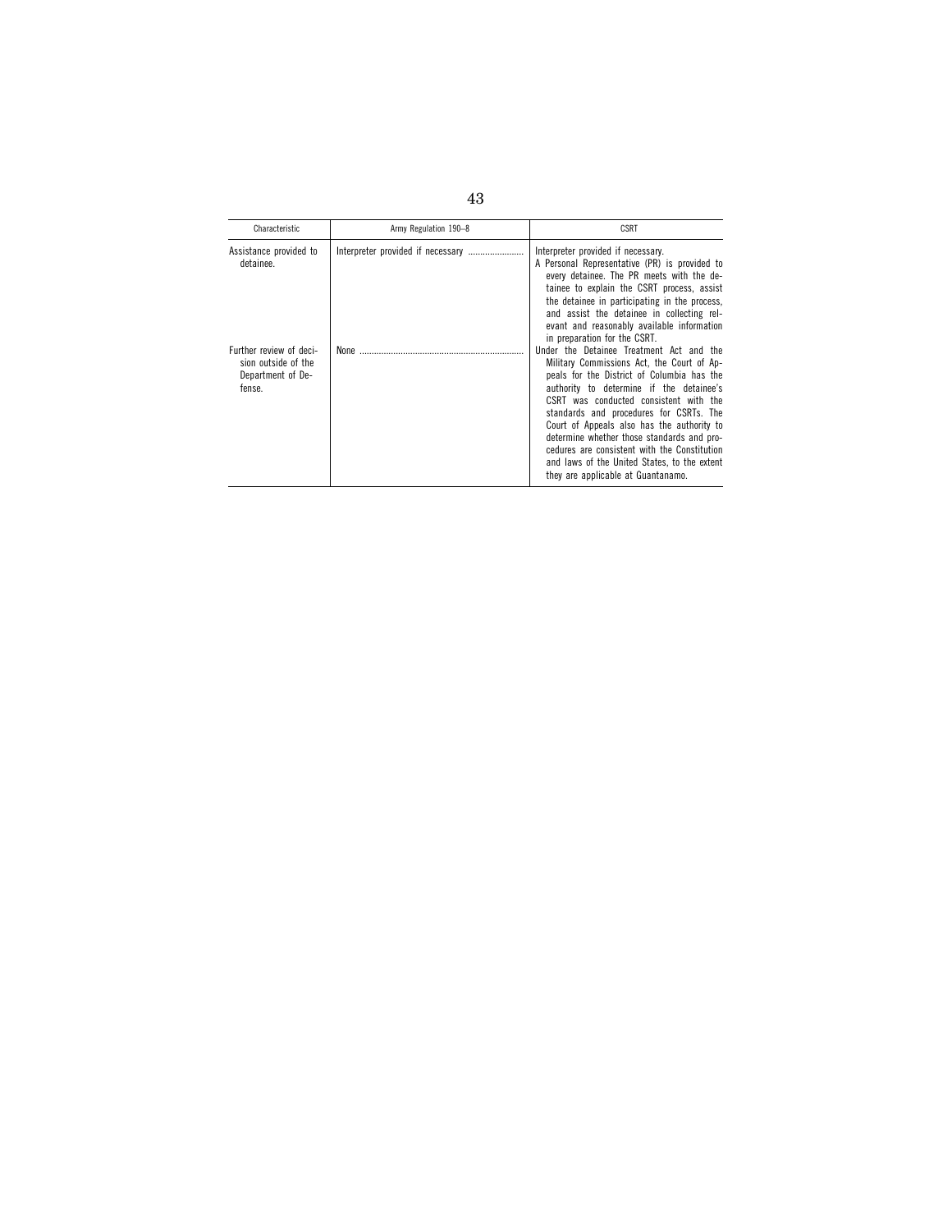| Characteristic | Army Regulation 190–8 | CSRT |
| --- | --- | --- |
| Assistance provided to detainee. | Interpreter provided if necessary | Interpreter provided if necessary.<br>A Personal Representative (PR) is provided to every detainee. The PR meets with the detainee to explain the CSRT process, assist the detainee in participating in the process, and assist the detainee in collecting relevant and reasonably available information in preparation for the CSRT. |
| Further review of decision outside of the Department of Defense. | None | Under the Detainee Treatment Act and the Military Commissions Act, the Court of Appeals for the District of Columbia has the authority to determine if the detainee's CSRT was conducted consistent with the standards and procedures for CSRTs. The Court of Appeals also has the authority to determine whether those standards and procedures are consistent with the Constitution and laws of the United States, to the extent they are applicable at Guantanamo. |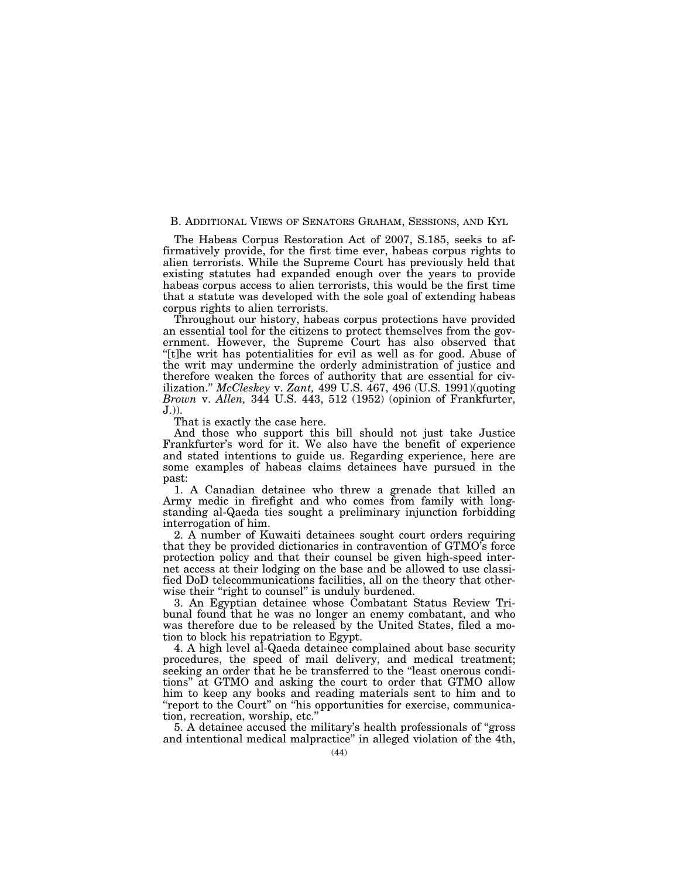## B. Additional Views of Senators Graham, Sessions, and Kyl

The Habeas Corpus Restoration Act of 2007, S.185, seeks to affirmatively provide, for the first time ever, habeas corpus rights to alien terrorists. While the Supreme Court has previously held that existing statutes had expanded enough over the years to provide habeas corpus access to alien terrorists, this would be the first time that a statute was developed with the sole goal of extending habeas corpus rights to alien terrorists.

Throughout our history, habeas corpus protections have provided an essential tool for the citizens to protect themselves from the government. However, the Supreme Court has also observed that "[t]he writ has potentialities for evil as well as for good. Abuse of the writ may undermine the orderly administration of justice and therefore weaken the forces of authority that are essential for civilization." *McCleskey* v. *Zant,* 499 U.S. 467, 496 (U.S. 1991)(quoting *Brown* v. *Allen,* 344 U.S. 443, 512 (1952) (opinion of Frankfurter, J.)).

That is exactly the case here.

And those who support this bill should not just take Justice Frankfurter's word for it. We also have the benefit of experience and stated intentions to guide us. Regarding experience, here are some examples of habeas claims detainees have pursued in the past:

1. A Canadian detainee who threw a grenade that killed an Army medic in firefight and who comes from family with longstanding al-Qaeda ties sought a preliminary injunction forbidding interrogation of him.
2. A number of Kuwaiti detainees sought court orders requiring that they be provided dictionaries in contravention of GTMO's force protection policy and that their counsel be given high-speed internet access at their lodging on the base and be allowed to use classified DoD telecommunications facilities, all on the theory that otherwise their "right to counsel" is unduly burdened.
3. An Egyptian detainee whose Combatant Status Review Tribunal found that he was no longer an enemy combatant, and who was therefore due to be released by the United States, filed a motion to block his repatriation to Egypt.
4. A high level al-Qaeda detainee complained about base security procedures, the speed of mail delivery, and medical treatment; seeking an order that he be transferred to the "least onerous conditions" at GTMO and asking the court to order that GTMO allow him to keep any books and reading materials sent to him and to "report to the Court" on "his opportunities for exercise, communication, recreation, worship, etc."
5. A detainee accused the military's health professionals of "gross and intentional medical malpractice" in alleged violation of the 4th,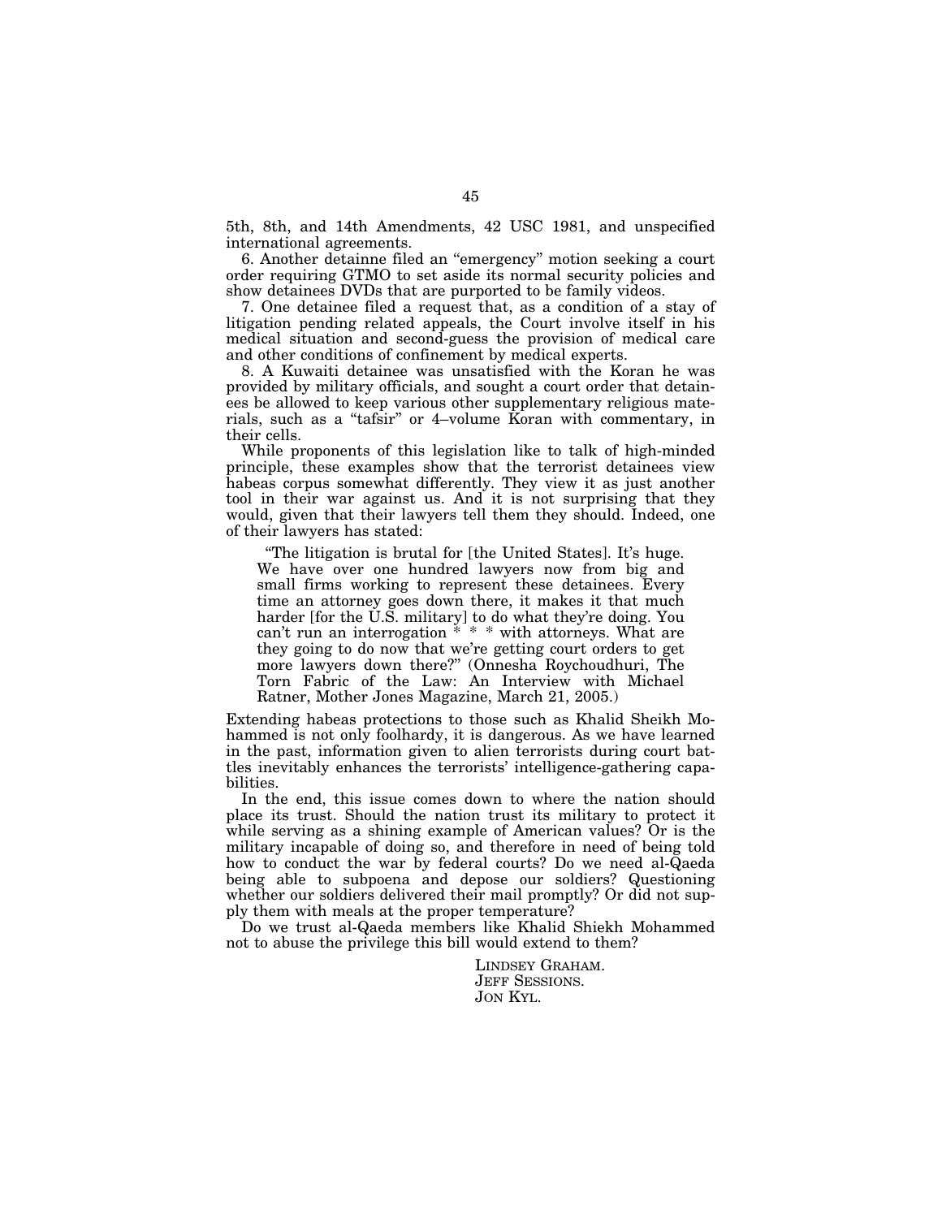5th, 8th, and 14th Amendments, 42 USC 1981, and unspecified international agreements.

6. Another detainne filed an "emergency" motion seeking a court order requiring GTMO to set aside its normal security policies and show detainees DVDs that are purported to be family videos.

7. One detainee filed a request that, as a condition of a stay of litigation pending related appeals, the Court involve itself in his medical situation and second-guess the provision of medical care and other conditions of confinement by medical experts.

8. A Kuwaiti detainee was unsatisfied with the Koran he was provided by military officials, and sought a court order that detainees be allowed to keep various other supplementary religious materials, such as a "tafsir" or 4–volume Koran with commentary, in their cells.

While proponents of this legislation like to talk of high-minded principle, these examples show that the terrorist detainees view habeas corpus somewhat differently. They view it as just another tool in their war against us. And it is not surprising that they would, given that their lawyers tell them they should. Indeed, one of their lawyers has stated:

> "The litigation is brutal for [the United States]. It's huge. We have over one hundred lawyers now from big and small firms working to represent these detainees. Every time an attorney goes down there, it makes it that much harder [for the U.S. military] to do what they're doing. You can't run an interrogation * * * with attorneys. What are they going to do now that we're getting court orders to get more lawyers down there?" (Onnesha Roychoudhuri, The Torn Fabric of the Law: An Interview with Michael Ratner, Mother Jones Magazine, March 21, 2005.)

Extending habeas protections to those such as Khalid Sheikh Mohammed is not only foolhardy, it is dangerous. As we have learned in the past, information given to alien terrorists during court battles inevitably enhances the terrorists' intelligence-gathering capabilities.

In the end, this issue comes down to where the nation should place its trust. Should the nation trust its military to protect it while serving as a shining example of American values? Or is the military incapable of doing so, and therefore in need of being told how to conduct the war by federal courts? Do we need al-Qaeda being able to subpoena and depose our soldiers? Questioning whether our soldiers delivered their mail promptly? Or did not supply them with meals at the proper temperature?

Do we trust al-Qaeda members like Khalid Shiekh Mohammed not to abuse the privilege this bill would extend to them?

LINDSEY GRAHAM.
JEFF SESSIONS.
JON KYL.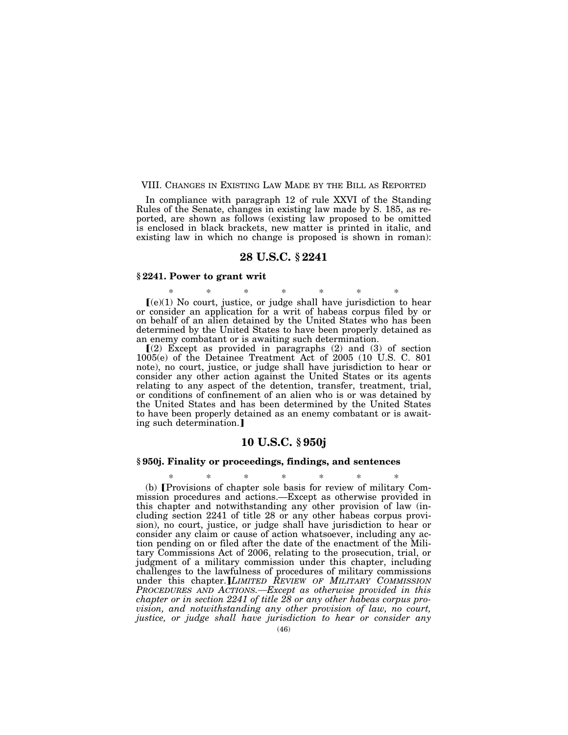VIII. CHANGES IN EXISTING LAW MADE BY THE BILL AS REPORTED

In compliance with paragraph 12 of rule XXVI of the Standing Rules of the Senate, changes in existing law made by S. 185, as reported, are shown as follows (existing law proposed to be omitted is enclosed in black brackets, new matter is printed in italic, and existing law in which no change is proposed is shown in roman):

## 28 U.S.C. § 2241

### § 2241. Power to grant writ

\* \* \* \* \* \* \*

[(e)(1) No court, justice, or judge shall have jurisdiction to hear or consider an application for a writ of habeas corpus filed by or on behalf of an alien detained by the United States who has been determined by the United States to have been properly detained as an enemy combatant or is awaiting such determination.

[(2) Except as provided in paragraphs (2) and (3) of section 1005(e) of the Detainee Treatment Act of 2005 (10 U.S. C. 801 note), no court, justice, or judge shall have jurisdiction to hear or consider any other action against the United States or its agents relating to any aspect of the detention, transfer, treatment, trial, or conditions of confinement of an alien who is or was detained by the United States and has been determined by the United States to have been properly detained as an enemy combatant or is awaiting such determination.]

## 10 U.S.C. § 950j

### § 950j. Finality or proceedings, findings, and sentences

\* \* \* \* \* \* \*

(b) [Provisions of chapter sole basis for review of military Commission procedures and actions.—Except as otherwise provided in this chapter and notwithstanding any other provision of law (including section 2241 of title 28 or any other habeas corpus provision), no court, justice, or judge shall have jurisdiction to hear or consider any claim or cause of action whatsoever, including any action pending on or filed after the date of the enactment of the Military Commissions Act of 2006, relating to the prosecution, trial, or judgment of a military commission under this chapter, including challenges to the lawfulness of procedures of military commissions under this chapter.]*LIMITED REVIEW OF MILITARY COMMISSION PROCEDURES AND ACTIONS.—Except as otherwise provided in this chapter or in section 2241 of title 28 or any other habeas corpus provision, and notwithstanding any other provision of law, no court, justice, or judge shall have jurisdiction to hear or consider any*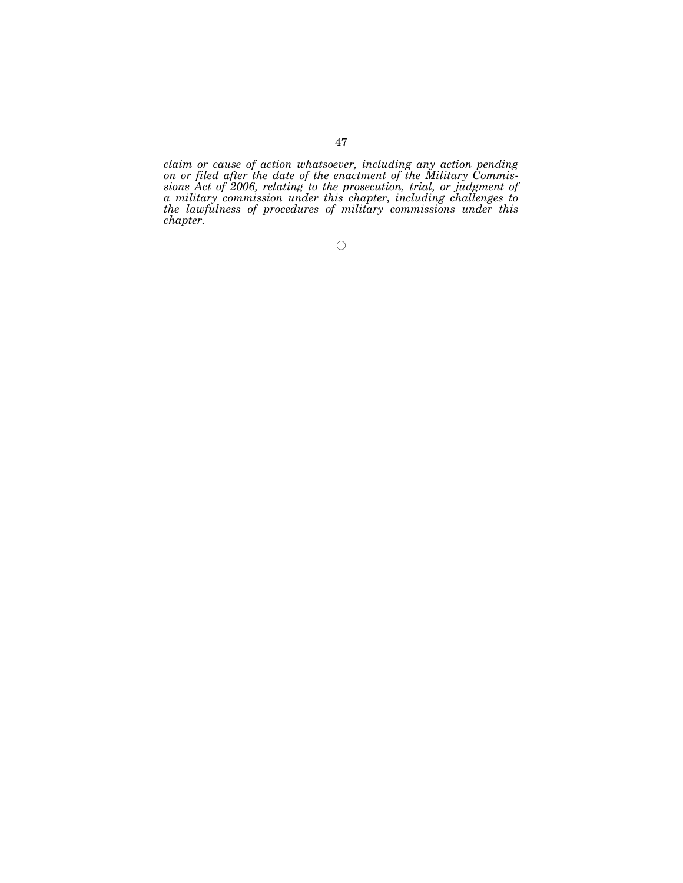*claim or cause of action whatsoever, including any action pending on or filed after the date of the enactment of the Military Commissions Act of 2006, relating to the prosecution, trial, or judgment of a military commission under this chapter, including challenges to the lawfulness of procedures of military commissions under this chapter.*

○